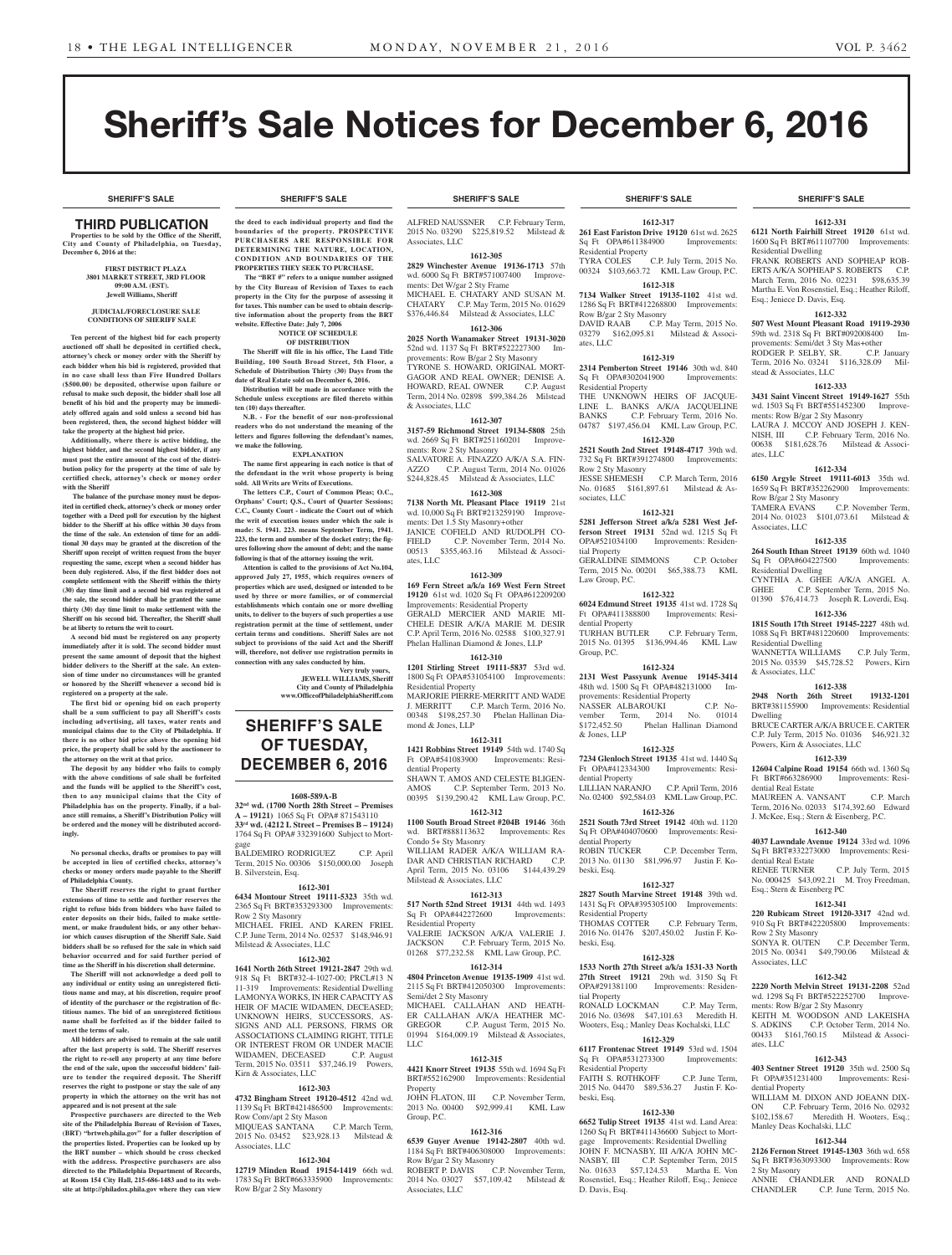# Sheriff's Sale Notices for December 6, 2016

## SHERIFF'S SALE

### THIRD PUBLICATION

**Properties to be sold by the Office of the Sheriff, City and County of Philadelphia, on Tuesday, December 6, 2016 at the:**

**FIRST DISTRICT PLAZA**
**3801 MARKET STREET, 3RD FLOOR**
**09:00 A.M. (EST).**
**Jewell Williams, Sheriff**

**JUDICIAL/FORECLOSURE SALE CONDITIONS OF SHERIFF SALE**

**Ten percent of the highest bid for each property auctioned off shall be deposited in certified check, attorney's check or money order with the Sheriff by each bidder when his bid is registered, provided that in no case shall less than Five Hundred Dollars ($500.00) be deposited, otherwise upon failure or refusal to make such deposit, the bidder shall lose all benefit of his bid and the property may be immediately offered again and sold unless a second bid has been registered, then, the second highest bidder will take the property at the highest bid price.**

**Additionally, where there is active bidding, the highest bidder, and the second highest bidder, if any must post the entire amount of the cost of the distribution policy for the property at the time of sale by certified check, attorney's check or money order with the Sheriff**

**The balance of the purchase money must be deposited in certified check, attorney's check or money order together with a Deed poll for execution by the highest bidder to the Sheriff at his office within 30 days from the time of the sale. An extension of time for an additional 30 days may be granted at the discretion of the Sheriff upon receipt of written request from the buyer requesting the same, except when a second bidder has been duly registered. Also, if the first bidder does not complete settlement with the Sheriff within the thirty (30) day time limit and a second bid was registered at the sale, the second bidder shall be granted the same thirty (30) day time limit to make settlement with the Sheriff on his second bid. Thereafter, the Sheriff shall be at liberty to return the writ to court.**

**A second bid must be registered on any property immediately after it is sold. The second bidder must present the same amount of deposit that the highest bidder delivers to the Sheriff at the sale. An extension of time under no circumstances will be granted or honored by the Sheriff whenever a second bid is registered on a property at the sale.**

**The first bid or opening bid on each property shall be a sum sufficient to pay all Sheriff's costs including advertising, all taxes, water rents and municipal claims due to the City of Philadelphia. If there is no other bid price above the opening bid price, the property shall be sold by the auctioneer to the attorney on the writ at that price.**

**The deposit by any bidder who fails to comply with the above conditions of sale shall be forfeited and the funds will be applied to the Sheriff's cost, then to any municipal claims that the City of Philadelphia has on the property. Finally, if a balance still remains, a Sheriff's Distribution Policy will be ordered and the money will be distributed accordingly.**

**No personal checks, drafts or promises to pay will be accepted in lieu of certified checks, attorney's checks or money orders made payable to the Sheriff of Philadelphia County.**

**The Sheriff reserves the right to grant further extensions of time to settle and further reserves the right to refuse bids from bidders who have failed to enter deposits on their bids, failed to make settlement, or make fraudulent bids, or any other behavior which causes disruption of the Sheriff Sale. Said bidders shall be so refused for the sale in which said behavior occurred and for said further period of time as the Sheriff in his discretion shall determine.**

**The Sheriff will not acknowledge a deed poll to any individual or entity using an unregistered fictitious name and may, at his discretion, require proof of identity of the purchaser or the registration of fictitious names. The bid of an unregistered fictitious name shall be forfeited as if the bidder failed to meet the terms of sale.**

**All bidders are advised to remain at the sale until after the last property is sold. The Sheriff reserves the right to re-sell any property at any time before the end of the sale, upon the successful bidders' failure to tender the required deposit. The Sheriff reserves the right to postpone or stay the sale of any property in which the attorney on the writ has not appeared and is not present at the sale**

**Prospective purchasers are directed to the Web site of the Philadelphia Bureau of Revision of Taxes, (BRT) "brtweb.phila.gov" for a fuller description of the properties listed. Properties can be looked up by the BRT number – which should be cross checked with the address. Prospective purchasers are also directed to the Philadelphia Department of Records, at Room 154 City Hall, 215-686-1483 and to its website at http://philadox.phila.gov where they can view the deed to each individual property and find the boundaries of the property. PROSPECTIVE PURCHASERS ARE RESPONSIBLE FOR DETERMINING THE NATURE, LOCATION, CONDITION AND BOUNDARIES OF THE PROPERTIES THEY SEEK TO PURCHASE.**

**The "BRT #" refers to a unique number assigned by the City Bureau of Revision of Taxes to each property in the City for the purpose of assessing it for taxes. This number can be used to obtain descriptive information about the property from the BRT website. Effective Date: July 7, 2006**

**NOTICE OF SCHEDULE OF DISTRIBUTION**

**The Sheriff will file in his office, The Land Title Building, 100 South Broad Street, 5th Floor, a Schedule of Distribution Thirty (30) Days from the date of Real Estate sold on December 6, 2016.**

**Distribution will be made in accordance with the Schedule unless exceptions are filed thereto within ten (10) days thereafter.**

**N.B. - For the benefit of our non-professional readers who do not understand the meaning of the letters and figures following the defendant's names, we make the following.**

**EXPLANATION**

**The name first appearing in each notice is that of the defendant in the writ whose property is being sold. All Writs are Writs of Executions.**

**The letters C.P., Court of Common Pleas; O.C., Orphans' Court; Q.S., Court of Quarter Sessions; C.C., County Court - indicate the Court out of which the writ of execution issues under which the sale is made: S. 1941. 223. means September Term, 1941. 223, the term and number of the docket entry; the figures following show the amount of debt; and the name following is that of the attorney issuing the writ.**

**Attention is called to the provisions of Act No.104, approved July 27, 1955, which requires owners of properties which are used, designed or intended to be used by three or more families, or of commercial establishments which contain one or more dwelling units, to deliver to the buyers of such properties a use registration permit at the time of settlement, under certain terms and conditions. Sheriff Sales are not subject to provisions of the said Act and the Sheriff will, therefore, not deliver use registration permits in connection with any sales conducted by him.**

**Very truly yours,**
**JEWELL WILLIAMS, Sheriff**
**City and County of Philadelphia**
**www.OfficeofPhiladelphiaSheriff.com**

## SHERIFF'S SALE OF TUESDAY, DECEMBER 6, 2016

**1608-589A-B**
**32nd wd. (1700 North 28th Street – Premises A – 19121)** 1065 Sq Ft OPA# 871543110
**33rd wd. (4212 L Street – Premises B – 19124)** 1764 Sq Ft OPA# 332391600 Subject to Mortgage
BALDEMIRO RODRIGUEZ C.P. April Term, 2015 No. 00306 $150,000.00 Joseph B. Silverstein, Esq.

**1612-301**
**6434 Montour Street 19111-5323** 35th wd. 2365 Sq Ft BRT#353293300 Improvements: Row 2 Sty Masonry
MICHAEL FRIEL AND KAREN FRIEL C.P. June Term, 2014 No. 02537 $148,946.91 Milstead & Associates, LLC

**1612-302**
**1641 North 26th Street 19121-2847** 29th wd. 918 Sq Ft BRT#32-4-1027-00; PRCL#13 N 11-319 Improvements: Residential Dwelling
LAMONYA WORKS, IN HER CAPACITY AS HEIR OF MACIE WIDAMEN, DECEASED; UNKNOWN HEIRS, SUCCESSORS, ASSIGNS AND ALL PERSONS, FIRMS OR ASSOCIATIONS CLAIMING RIGHT, TITLE OR INTEREST FROM OR UNDER MACIE WIDAMEN, DECEASED C.P. August Term, 2015 No. 03511 $37,246.19 Powers, Kirn & Associates, LLC

**1612-303**
**4732 Bingham Street 19120-4512** 42nd wd. 1139 Sq Ft BRT#421486500 Improvements: Row Conv/apt 2 Sty Mason
MIQUEAS SANTANA C.P. March Term, 2015 No. 03452 $23,928.13 Milstead & Associates, LLC

**1612-304**
**12719 Minden Road 19154-1419** 66th wd. 1783 Sq Ft BRT#663335900 Improvements: Row B/gar 2 Sty Masonry
ALFRED NAUSSNER C.P. February Term, 2015 No. 03290 $225,819.52 Milstead & Associates, LLC

**1612-305**
**2829 Winchester Avenue 19136-1713** 57th wd. 6000 Sq Ft BRT#571007400 Improvements: Det W/gar 2 Sty Frame
MICHAEL E. CHATARY AND SUSAN M. CHATARY C.P. May Term, 2015 No. 01629 $376,446.84 Milstead & Associates, LLC

**1612-306**
**2025 North Wanamaker Street 19131-3020** 52nd wd. 1137 Sq Ft BRT#522227300 Improvements: Row B/gar 2 Sty Masonry
TYRONE S. HOWARD, ORIGINAL MORTGAGOR AND REAL OWNER; DENISE A. HOWARD, REAL OWNER C.P. August Term, 2014 No. 02898 $99,384.26 Milstead & Associates, LLC

**1612-307**
**3157-59 Richmond Street 19134-5808** 25th wd. 2669 Sq Ft BRT#251160201 Improvements: Row 2 Sty Masonry
SALVATORE A. FINAZZO A/K/A S.A. FINAZZO C.P. August Term, 2014 No. 01026 $244,828.45 Milstead & Associates, LLC

**1612-308**
**7138 North Mt. Pleasant Place 19119** 21st wd. 10,000 Sq Ft BRT#213259190 Improvements: Det 1.5 Sty Masonry+other
JANICE COFIELD AND RUDOLPH COFIELD C.P. November Term, 2014 No. 00513 $355,463.16 Milstead & Associates, LLC

**1612-309**
**169 Fern Street a/k/a 169 West Fern Street 19120** 61st wd. 1020 Sq Ft OPA#612209200 Improvements: Residential Property
GERALD MERCIER AND MARIE MICHELE DESIR A/K/A MARIE M. DESIR C.P. April Term, 2016 No. 02588 $100,327.91 Phelan Hallinan Diamond & Jones, LLP

**1612-310**
**1201 Stirling Street 19111-5837** 53rd wd. 1800 Sq Ft OPA#531054100 Improvements: Residential Property
MARJORIE PIERRE-MERRITT AND WADE J. MERRITT C.P. March Term, 2016 No. 00348 $198,257.30 Phelan Hallinan Diamond & Jones, LLP

**1612-311**
**1421 Robbins Street 19149** 54th wd. 1740 Sq Ft OPA#541083900 Improvements: Residential Property
SHAWN T. AMOS AND CELESTE BLIGEN-AMOS C.P. September Term, 2013 No. 00395 $139,290.42 KML Law Group, P.C.

**1612-312**
**1100 South Broad Street #204B 19146** 36th wd. BRT#888113632 Improvements: Res Condo 5+ Sty Masonry
WILLIAM RADER A/K/A WILLIAM RADAR AND CHRISTIAN RICHARD C.P. April Term, 2015 No. 03106 $144,439.29 Milstead & Associates, LLC

**1612-313**
**517 North 52nd Street 19131** 44th wd. 1493 Sq Ft OPA#442272600 Improvements: Residential Property
VALERIE JACKSON A/K/A VALERIE J. JACKSON C.P. February Term, 2015 No. 01268 $77,232.58 KML Law Group, P.C.

**1612-314**
**4804 Princeton Avenue 19135-1909** 41st wd. 2115 Sq Ft BRT#412050300 Improvements: Semi/det 2 Sty Masonry
MICHAEL CALLAHAN AND HEATHER CALLAHAN A/K/A HEATHER MCGREGOR C.P. August Term, 2015 No. 01994 $164,009.19 Milstead & Associates, LLC

**1612-315**
**4421 Knorr Street 19135** 55th wd. 1694 Sq Ft BRT#552162900 Improvements: Residential Property
JOHN FLATON, III C.P. November Term, 2013 No. 00400 $92,999.41 KML Law Group, P.C.

**1612-316**
**6539 Guyer Avenue 19142-2807** 40th wd. 1184 Sq Ft BRT#406308000 Improvements: Row B/gar 2 Sty Masonry
ROBERT P. DAVIS C.P. November Term, 2014 No. 03027 $57,109.42 Milstead & Associates, LLC

**1612-317**
**261 East Fariston Drive 19120** 61st wd. 2625 Sq Ft OPA#611384900 Improvements: Residential Property
TYRA COLES C.P. July Term, 2015 No. 00324 $103,663.72 KML Law Group, P.C.

**1612-318**
**7134 Walker Street 19135-1102** 41st wd. 1286 Sq Ft BRT#412268800 Improvements: Row B/gar 2 Sty Masonry
DAVID RAAB C.P. May Term, 2015 No. 03279 $162,095.81 Milstead & Associates, LLC

**1612-319**
**2314 Pemberton Street 19146** 30th wd. 840 Sq Ft OPA#302041900 Improvements: Residential Property
THE UNKNOWN HEIRS OF JACQUELINE L. BANKS A/K/A JACQUELINE BANKS C.P. February Term, 2016 No. 04787 $197,456.04 KML Law Group, P.C.

**1612-320**
**2521 South 2nd Street 19148-4717** 39th wd. 732 Sq Ft BRT#391274800 Improvements: Row 2 Sty Masonry
JESSE SHEMESH C.P. March Term, 2016 No. 01685 $161,897.61 Milstead & Associates, LLC

**1612-321**
**5281 Jefferson Street a/k/a 5281 West Jefferson Street 19131** 52nd wd. 1215 Sq Ft OPA#521034100 Improvements: Residential Property
GERALDINE SIMMONS C.P. October Term, 2015 No. 00201 $65,388.73 KML Law Group, P.C.

**1612-322**
**6024 Edmund Street 19135** 41st wd. 1728 Sq Ft OPA#411388800 Improvements: Residential Property
TURHAN BUTLER C.P. February Term, 2015 No. 01395 $136,994.46 KML Law Group, P.C.

**1612-324**
**2131 West Passyunk Avenue 19145-3414** 48th wd. 1500 Sq Ft OPA#482131000 Improvements: Residential Property
NASSER ALBAROUKI C.P. November Term, 2014 No. 01014 $172,452.50 Phelan Hallinan Diamond & Jones, LLP

**1612-325**
**7234 Glenloch Street 19135** 41st wd. 1440 Sq Ft OPA#412334300 Improvements: Residential Property
LILLIAN NARANJO C.P. April Term, 2016 No. 02400 $92,584.03 KML Law Group, P.C.

**1612-326**
**2521 South 73rd Street 19142** 40th wd. 1120 Sq Ft OPA#404070600 Improvements: Residential Property
ROBIN TUCKER C.P. December Term, 2013 No. 01130 $81,996.97 Justin F. Kobeski, Esq.

**1612-327**
**2827 South Marvine Street 19148** 39th wd. 1431 Sq Ft OPA#395305100 Improvements: Residential Property
THOMAS COTTER C.P. February Term, 2016 No. 01476 $207,450.02 Justin F. Kobeski, Esq.

**1612-328**
**1533 North 27th Street a/k/a 1531-33 North 27th Street 19121** 29th wd. 3150 Sq Ft OPA#291381100 Improvements: Residential Property
RONALD LOCKMAN C.P. May Term, 2016 No. 03698 $47,101.63 Meredith H. Wooters, Esq.; Manley Deas Kochalski, LLC

**1612-329**
**6117 Frontenac Street 19149** 53rd wd. 1504 Sq Ft OPA#531273300 Improvements: Residential Property
FAITH S. ROTHKOFF C.P. June Term, 2015 No. 04470 $89,536.27 Justin F. Kobeski, Esq.

**1612-330**
**6652 Tulip Street 19135** 41st wd. Land Area: 1260 Sq Ft BRT#411436600 Subject to Mortgage Improvements: Residential Dwelling
JOHN F. MCNASBY, III A/K/A JOHN MCNASBY, III C.P. September Term, 2015 No. 01633 $57,124.53 Martha E. Von Rosenstiel, Esq.; Heather Riloff, Esq.; Jeniece D. Davis, Esq.

**1612-331**
**6121 North Fairhill Street 19120** 61st wd. 1600 Sq Ft BRT#611107700 Improvements: Residential Dwelling
FRANK ROBERTS AND SOPHEAP ROBERTS A/K/A SOPHEAP S. ROBERTS C.P. March Term, 2016 No. 02231 $98,635.39 Martha E. Von Rosenstiel, Esq.; Heather Riloff, Esq.; Jeniece D. Davis, Esq.

**1612-332**
**507 West Mount Pleasant Road 19119-2930** 59th wd. 2318 Sq Ft BRT#092008400 Improvements: Semi/det 3 Sty Mas+other
RODGER P. SELBY, SR. C.P. January Term, 2016 No. 03241 $116,328.09 Milstead & Associates, LLC

**1612-333**
**3431 Saint Vincent Street 19149-1627** 55th wd. 1503 Sq Ft BRT#551452300 Improvements: Row B/gar 2 Sty Masonry
LAURA J. MCCOY AND JOSEPH J. KENNISH, III C.P. February Term, 2016 No. 00638 $181,628.76 Milstead & Associates, LLC

**1612-334**
**6150 Argyle Street 19111-6013** 35th wd. 1659 Sq Ft BRT#352262900 Improvements: Row B/gar 2 Sty Masonry
TAMERA EVANS C.P. November Term, 2014 No. 01023 $101,073.61 Milstead & Associates, LLC

**1612-335**
**264 South Ithan Street 19139** 60th wd. 1040 Sq Ft OPA#604227500 Improvements: Residential Dwelling
CYNTHIA A. GHEE A/K/A ANGEL A. GHEE C.P. September Term, 2015 No. 01390 $76,414.73 Joseph R. Loverdi, Esq.

**1612-336**
**1815 South 17th Street 19145-2227** 48th wd. 1088 Sq Ft BRT#481220600 Improvements: Residential Dwelling
WANNETTA WILLIAMS C.P. July Term, 2015 No. 03539 $45,728.52 Powers, Kirn & Associates, LLC

**1612-338**
**2948 North 26th Street 19132-1201** BRT#381155900 Improvements: Residential Dwelling
BRUCE CARTER A/K/A BRUCE E. CARTER C.P. July Term, 2015 No. 01036 $46,921.32 Powers, Kirn & Associates, LLC

**1612-339**
**12604 Calpine Road 19154** 66th wd. 1360 Sq Ft BRT#663286900 Improvements: Residential Real Estate
MAUREEN A. VANSANT C.P. March Term, 2016 No. 02033 $174,392.60 Edward J. McKee, Esq.; Stern & Eisenberg, P.C.

**1612-340**
**4037 Lawndale Avenue 19124** 33rd wd. 1096 Sq Ft BRT#332273000 Improvements: Residential Real Estate
RENEE TURNER C.P. July Term, 2015 No. 000425 $43,092.21 M. Troy Freedman, Esq.; Stern & Eisenberg PC

**1612-341**
**220 Rubicam Street 19120-3317** 42nd wd. 910 Sq Ft BRT#422205800 Improvements: Row 2 Sty Masonry
SONYA R. OUTEN C.P. December Term, 2015 No. 00341 $49,790.06 Milstead & Associates, LLC

**1612-342**
**2220 North Melvin Street 19131-2208** 52nd wd. 1298 Sq Ft BRT#522252700 Improvements: Row B/gar 2 Sty Masonry
KEITH M. WOODSON AND LAKEISHA S. ADKINS C.P. October Term, 2014 No. 00433 $161,760.15 Milstead & Associates, LLC

**1612-343**
**403 Sentner Street 19120** 35th wd. 2500 Sq Ft OPA#351231400 Improvements: Residential Property
WILLIAM M. DIXON AND JOEANN DIXON C.P. February Term, 2016 No. 02932 $102,158.67 Meredith H. Wooters, Esq.; Manley Deas Kochalski, LLC

**1612-344**
**2126 Fernon Street 19145-1303** 36th wd. 658 Sq Ft BRT#363093300 Improvements: Row 2 Sty Masonry
ANNIE CHANDLER AND RONALD CHANDLER C.P. June Term, 2015 No.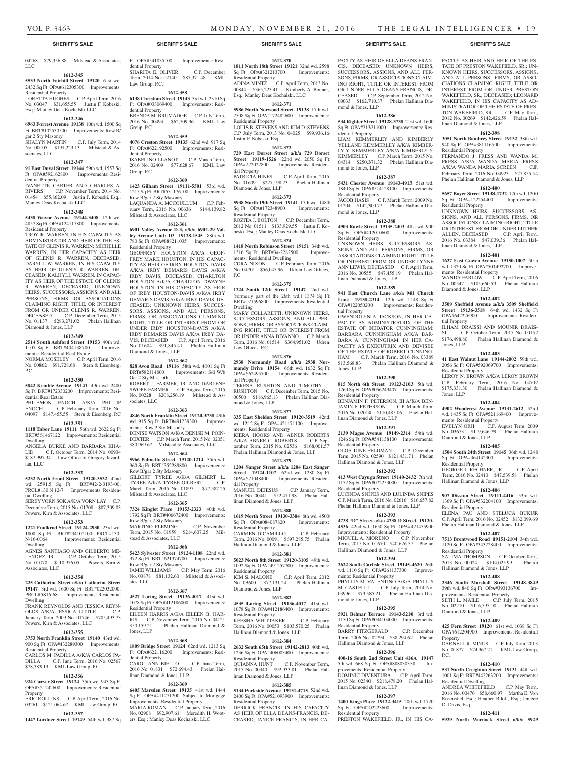04268 $79,356.88 Milstead & Associates, LLC

**1612-345**

**5533 North Fairhill Street 19120** 61st wd. 2432 Sq Ft OPA#612305300 Improvements: Residential Property
LORETTA HUGHES C.P. April Term, 2016 No. 03047 $31,655.55 Justin F. Kobeski, Esq.; Manley Deas Kochalski LLC

**1612-346**

**6963 Forrest Avenue 19138** 10th wd. 1500 Sq Ft BRT#102530500 Improvements: Row B/ gar 2 Sty Masonry
SHALYN MARTIN C.P. July Term, 2014 No. 00005 $191,223.13 Milstead & Associates, LLC

**1612-347**

**91 East Duval Street 19144** 59th wd. 1557 Sq Ft OPA#592162800 Improvements: Residential Property
IVANETTE CARTER AND CHARLES A. RIVERS C.P. November Term, 2014 No. 01454 $55,862.09 Justin F. Kobeski, Esq.; Manley Deas Kochalski LLC

**1612-348**

**5438 Wayne Avenue 19144-3408** 12th wd. 4857 Sq Ft OPA#124117800 Improvements: Residential Property
TROY R. WARREN, IN HIS CAPACITY AS ADMINISTRATOR AND HEIR OF THE ESTATE OF GLENIS R. WARREN; MICHELLE WARREN, IN HER CAPACITY AS HEIR OF GLENIS R. WARREN, DECEASED; DARYLL W. WARREN, IN HIS CAPACITY AS HEIR OF GLENIS R. WARREN, DECEASED; KALHYLL WARREN, IN CAPACITY AS HEIR OF THE ESTATE OF GLENIS R. WARREN, DECEASED; UNKNOWN HEIRS, SUCCESSORS, ASSIGNS, AND ALL PERSONS, FIRMS, OR ASSOCIATIONS CLAIMING RIGHT, TITLE, OR INTEREST FROM OR UNDER GLENIS R. WARREN, DECEASED C.P. December Term, 2015 No. 01137 $283,271.02 Phelan Hallinan Diamond & Jones, LLP

**1612-349**

**2514 South Ashford Street 19153** 40th wd. 1107 Sq Ft BRT#404138700 Improvements: Residential Real Estate
NORMA MOSELEY C.P. April Term, 2016 No. 00862 $91,728.68 Stern & Eisenberg, P.C

**1612-350**

**5842 Kemble Avenue 19141** 49th wd. 2400 Sq Ft BRT#172330200 Improvements: Residential Real Estate
PHILEMON ENOCH A/K/A PHILLIP ENOCH C.P. February Term, 2016 No. 04097 $147,455.55 Stern & Eisenberg, P.C

**1612-351**

**1118 Tabor Lane 19111** 56th wd. 2622 Sq Ft BRT#561467122 Improvements: Residential Dwelling
ANGELA BURKE AND BARBARA KHALID C.P. October Term, 2014 No. 00934 $187,997.34 Law Office of Gregory Javardian, LLC

**1612-352**

**5232 North Front Street 19120-3532** 42nd wd. 2591.5 Sq Ft BRT#42-2-3193-00; PRCL#130 N 12-7 Improvements: Residential Dwelling
SEREYVORN SOK A/K/A VORN LAY C.P. December Term, 2015 No. 01708 $87,309.03 Powers, Kirn & Associates, LLC

**1612-353**

**1221 Foulkrod Street 19124-2930** 23rd wd. 1808 Sq Ft BRT#234102100; PRCL#130-N-16-0064 Improvements: Residential Dwelling
AGNES SANTIAGO AND GILBERTO MELENDEZ, JR. C.P. October Term, 2015 No. 01070 $110,956.05 Powers, Kirn & Associates, LLC

**1612-354**

**225 Catharine Street a/k/a Catharine Street 19147** 3rd wd. 1600 Sq Ft BRT#022032000; PRCL#5S16-68 Improvements: Residential Dwelling
FRANK REYNOLDS AND JESSICA REYNOLDS A/K/A JESSICA LITTLE C.P. January Term, 2009 No. 01746 $705,493.73 Powers, Kirn & Associates, LLC

**1612-355**

**3753 North Franklin Street 19140** 43rd wd. 900 Sq Ft OPA#432289300 Improvements: Residential Property
CARLOS M. PADILLA A/K/A CARLOS PADILLA C.P. June Term, 2016 No. 02567 $78,383.19 KML Law Group, P.C.

**1612-356**

**924 Carver Street 19124** 35th wd. 943 Sq Ft OPA#351242600 Improvements: Residential Property
ERIC ROLLINS C.P. April Term, 2016 No. 03261 $121,064.67 KML Law Group, P.C.

**1612-357**

**1447 Lardner Street 19149** 54th wd. 987 Sq Ft OPA#541035100 Improvements: Residential Property
SHARITA E. OLIVER C.P. December Term, 2014 No. 02140 $85,371.48 KML Law Group, P.C.

**1612-358**

**6138 Christian Street 19143** 3rd wd. 2310 Sq Ft OPA#033069400 Improvements: Residential Property
BRENDA M. BRUMADGE C.P. July Term, 2016 No. 00494 $62,709.96 KML Law Group, P.C.

**1612-359**

**4076 Creston Street 19135** 62nd wd. 917 Sq Ft OPA#622192500 Improvements: Residential Property
ISABELINO LLANOT C.P. March Term, 2016 No. 02409 $77,628.67 KML Law Group, P.C.

**1612-360**

**1423 Gilham Street 19111-5501** 53rd wd. 1215 Sq Ft BRT#531176100 Improvements: Row B/gar 2 Sty Masonry
LAQUANDA A. MCCOULLUM C.P. February Term, 2016 No. 00636 $144,139.82 Milstead & Associates, LLC

**1612-361**

**6901 Valley Avenue Unit: D-3, a/k/a 6901-29 Valley Avenue Unit: D3 19128-1545** 88th wd. 780 Sq Ft BRT#888211035 Improvements: Residential Property
GEOFFREY HOUSTON A/K/A GEOFFREY MARK HOUSTON, IN HIS CAPACITY AS HEIR OF IRBY HOUSTON-DAVIS A/K/A IRBY DEMARIS DAVIS A/K/A IRBY DAVIS, DECEASED; CHARLTON HOUSTON A/K/A CHARLTON DWAYNE HOUSTON, IN HIS CAPACITY AS HEIR OF IRBY HOUSTON-DAVIS A/K/A IRBY DEMARIS DAVIS A/K/A IRBY DAVIS, DECEASED; UNKNOWN HEIRS, SUCCESSORS, ASSIGNS, AND ALL PERSONS, FIRMS, OR ASSOCIATIONS CLAIMING RIGHT, TITLE OR INTEREST FROM OR UNDER IRBY HOUSTON-DAVIS A/K/A IRBY DEMARIS DAVIS A/K/A IRBY DAVIS, DECEASED C.P. April Term, 2016 No. 01604 $91,845.41 Phelan Hallinan Diamond & Jones, LLP

**1612-362**

**828 Avon Road 19116** 58th wd. 4601 Sq Ft BRT#582114800 Improvements: S/d W/b Gar 2 Sty Mas+oth
ROBERT J. FARMER, JR. AND DARLENE SWOPE-FARMER C.P. August Term, 2015 No. 00228 $208,256.19 Milstead & Associates, LLC

**1612-363**

**4846 North Franklin Street 19120-3738** 49th wd. 915 Sq Ft BRT#491239300 Improvements: Row 2 Sty Masonry
DENISE WATSON A/K/A DENISE M. POINDEXTER C.P. March Term, 2015 No. 02051 $80,969.67 Milstead & Associates, LLC

**1612-364**

**5966 Palmetto Street 19120-1214** 35th wd. 960 Sq Ft BRT#352289800 Improvements: Row B/gar 2 Sty Masonry
GILBERT TYREE A/K/A GILBERT L. TYREE A/K/A TYREE GILBERT C.P. March Term, 2015 No. 01897 $77,587.25 Milstead & Associates, LLC

**1612-365**

**7324 Kinglet Place 19153-2323** 40th wd. 1792 Sq Ft BRT#406672400 Improvements: Row B/gar 2 Sty Masonry
MARTINO FLEMING C.P. November Term, 2015 No. 01959 $214,607.25 Milstead & Associates, LLC

**1612-366**

**5423 Sylvester Street 19124-1108** 22nd wd. 972 Sq Ft BRT#621374700 Improvements: Row B/gar 2 Sty Masonry
JAMIE WILLIAMS C.P. May Term, 2016 No. 03878 $81,132.60 Milstead & Associates, LLC

**1612-367**

**4527 Loring Street 19136-4017** 41st wd. 1078 Sq Ft OPA#412186000 Improvements: Residential Property
EILEEN HARRIS A/K/A EILEEN B. HARRIS C.P. November Term, 2015 No. 04121 $50,159.21 Phelan Hallinan Diamond & Jones, LLP

**1612-368**

**1809 Bridge Street 19124** 62nd wd. 1213 Sq Ft OPA#622116200 Improvements: Residential Property
CAROL ANN BIELLO C.P. June Term, 2016 No. 01831 $72,694.43 Phelan Hallinan Diamond & Jones, LLP

**1612-369**

**6405 Marsden Street 19135** 41st wd. 1444 Sq Ft OPA#411271200 Subject to Mortgage Improvements: Residential Property
MARIA ROMAN C.P. January Term, 2016 No. 02908 $97,907.61 Meredith H. Wooters, Esq.; Manley Deas Kochalski LLC

**1612-370**

**1811 North 18th Street 19121** 32nd wd. 2598 Sq Ft OPA#321213700 Improvements: Residential Property
ADINA MINTZ C.P. April Term, 2013 No. 00844 $365,223.41 Kimberly A. Bonner, Esq.; Manley Deas Kochalski LLC

**1612-371**

**5986 North Norwood Street 19138** 17th wd. 2508 Sq Ft OPA#172482600 Improvements: Residential Property
LOUIS B. STEVENS AND KIM D. STEVENS C.P. July Term, 2013 No. 04025 $99,936.16 Justin F. Kobeski, Esq.

**1612-372**

**729 East Dorset Street a/k/a 729 Dorset Street 19119-1526** 22nd wd. 2050 Sq Ft OPA#222022800 Improvements: Residential Property
PATRICIA HINES C.P. April Term, 2015 No. 01609 $227,198.23 Phelan Hallinan Diamond & Jones, LLP

**1612-373**

**5938 North 19th Street 19141** 17th wd. 1480 Sq Ft OPA#172348900 Improvements: Residential Property
ROZITA J. BOLTON C.P. December Term, 2012 No. 01511 $133,929.55 Justin F. Kobeski, Esq.; Manley Deas Kochalski LLC

**1612-374**

**1418 North Robinson Street 19151** 34th wd. 1316 Sq Ft BRT#34-2282500 Improvements: Residential Dwelling
CORA NIXON C.P. February Term, 2016 No. 04701 $56,045.96 Udren Law Offices, P.C.

**1612-375**

**1224 South 12th Street 19147** 2nd wd. (formerly part of the 26th wd.) 1374 Sq Ft BRT#021596800 Improvements: Residential Dwelling
MARY COLLARETTI; UNKNOWN HEIRS, SUCCESSORS, ASSIGNS, AND ALL PERSONS, FIRMS, OR ASSOCIATIONS CLAIMING RIGHT, TITLE OR INTEREST FROM OR UNDER ANNA DIVANNO C.P. March Term, 2016 No. 01514 $364,951.02 Udren Law Offices, P.C.

**1612-376**

**2938 Normandy Road a/k/a 2938 Normandy Drive 19154** 66th wd. 1632 Sq Ft OPA#662495700 Improvements: Residential Property
TERESA RUSHTON AND TIMOTHY J. RUSHTON C.P. December Term, 2015 No. 00500 $116,965.13 Phelan Hallinan Diamond & Jones, LLP

**1612-377**

**335 East Sheldon Street 19120-3519** 42nd wd. 1212 Sq Ft OPA#421171100 Improvements: Residential Property
KIERA HOOKS AND ABNER ROBERTS A/K/A ABNER C. ROBERTS C.P. September Term, 2015 No. 02536 $168,001.57 Phelan Hallinan Diamond & Jones, LLP

**1612-379**

**1204 Sanger Street a/k/a 1204 East Sanger Street 19124-1107** 62nd wd. 1280 Sq Ft OPA#621048400 Improvements: Residential Property
MANUEL DEJESUS C.P. January Term, 2016 No. 00441 $52,471.98 Phelan Hallinan Diamond & Jones, LLP

**1612-380**

**1619 North Street 19130-3304** 8th wd. 4500 Sq Ft OPA#084087820 Improvements: Residential Property
CARMEN DICAMILLO C.P. February Term, 2016 No. 00091 $697,285.75 Phelan Hallinan Diamond & Jones, LLP

**1612-381**

**5023 North 8th Street 19120-3105** 49th wd. 1092 Sq Ft OPA#491257700 Improvements: Residential Property
KIM S. MALONE C.P. April Term, 2012 No. 03600 $77,131.24 Phelan Hallinan Diamond & Jones, LLP

**1612-382**

**4535 Loring Street 19136-4017** 41st wd. 1078 Sq Ft OPA#412186400 Improvements: Residential Property
KEESHA WHITTAKER C.P. February Term, 2016 No. 00053 $103,570.25 Phelan Hallinan Diamond & Jones, LLP

**1612-384**

**2632 South 65th Street 19142-2813** 40th wd. 1236 Sq Ft OPA#406003400 Improvements: Residential Property
QUIANNA HUNT C.P. November Term, 2015 No. 00340 $92,933.81 Phelan Hallinan Diamond & Jones, LLP

**1612-385**

**5134 Parkside Avenue 19131-4715** 52nd wd. 2400 Sq Ft OPA#521093900 Improvements: Residential Property
DERRICK FRANCIS, IN HIS CAPACITY AS HEIR OF ELLA DEANS-FRANCIS, DECEASED; JANICE FRANCIS, IN HER CAPACITY AS HEIR OF ELLA DEANS-FRANCIS, DECEASED; UNKNOWN HEIRS, SUCCESSORS, ASSIGNS, AND ALL PERSONS, FIRMS, OR ASSOCIATIONS CLAIMING RIGHT, TITLE OR INTEREST FROM OR UNDER ELLA DEANS-FRANCIS, DECEASED C.P. September Term, 2012 No. 00033 $162,710.37 Phelan Hallinan Diamond & Jones, LLP

**1612-386**

**534 Righter Street 19128-3738** 21st wd. 1600 Sq Ft OPA#213211000 Improvements: Residential Property
LIAM KEMMERLEY AND KIMBERLY YELLAND KEMMERLEY A/K/A KIMBERLY Y. KEMMERLEY A/K/A KIMBERLY Y. KIMMERLEY C.P. March Term, 2015 No. 04314 $250,371.32 Phelan Hallinan Diamond & Jones, LLP

**1612-387**

**5431 Chester Avenue 19143-4913** 51st wd. 1840 Sq Ft OPA#514128100 Improvements: Residential Property
JACOB HASIS C.P. March Term, 2009 No. 01204 $142,300.77 Phelan Hallinan Diamond & Jones, LLP

**1612-388**

**4903 Rawle Street 19135-2403** 41st wd. 900 Sq Ft OPA#412010600 Improvements: Residential Property
UNKNOWN HEIRS, SUCCESSORS, ASSIGNS, AND ALL PERSONS, FIRMS, OR ASSOCIATIONS CLAIMING RIGHT, TITLE OR INTEREST FROM OR UNDER LYNNE ANN LEWIS, DECEASED C.P. April Term, 2016 No. 00555 $47,455.19 Phelan Hallinan Diamond & Jones, LLP

**1612-389**

**941 East Church Lane a/k/a 941 Church Lane 19138-2314** 12th wd. 1148 Sq Ft OPA#122050200 Improvements: Residential Property
GWENDOLYN A. JACKSON, IN HER CAPACITY AS ADMINISTRATRIX OF THE ESTATE OF NEDATOR CUNNINGHAM; BARBARA CUNNINGHAM A/K/A BARBARA A. CUNNINGHAM, IN HER CAPACITY AS EXECUTRIX AND DEVISEE OF THE ESTATE OF ROBERT CUNNINGHAM C.P. March Term, 2016 No. 03389 $13,568.83 Phelan Hallinan Diamond & Jones, LLP

**1612-390**

**815 North 6th Street 19123-2103** 5th wd. 1260 Sq Ft OPA#056249407 Improvements: Residential Property
BENJAMIN F. PETERSON, III A/K/A BENJAMIN F. PETERSON C.P. March Term, 2016 No. 02014 $110,485.06 Phelan Hallinan Diamond & Jones, LLP

**1612-391**

**2139 Magee Avenue 19149-2314** 54th wd. 1246 Sq Ft OPA#541138100 Improvements: Residential Property
OLGA JUNE FELDMAN C.P. December Term, 2015 No. 02590 $121,431.71 Phelan Hallinan Diamond & Jones, LLP

**1612-392**

**413 West Cayuga Street 19140-2432** 7th wd. 1152 Sq Ft OPA#072253000 Improvements: Residential Property
LUCINDA SNIPES AND LULINDA SNIPES C.P. March Term, 2016 No. 02616 $16,657.82 Phelan Hallinan Diamond & Jones, LLP

**1612-393**

**4738 "D" Street a/k/a 4738 D Street 19120-4536** 42nd wd. 1650 Sq Ft OPA#421455900 Improvements: Residential Property
MIGUEL A. MORENO C.P. November Term, 2015 No. 01670 $40,626.55 Phelan Hallinan Diamond & Jones, LLP

**1612-394**

**2622 South Carlisle Street 19145-4620** 26th wd. 1110 Sq Ft OPA#261137300 Improvements: Residential Property
PHYLLIS M. VALENTINO A/K/A PHYLLIS M. CASTELLI C.P. July Term, 2014 No. 03996 $79,585.21 Phelan Hallinan Diamond & Jones, LLP

**1612-395**

**5921 Belmar Terrace 19143-5210** 3rd wd. 1150 Sq Ft OPA#034104000 Improvements: Residential Property
BARRY FITZGERALD C.P. December Term, 2006 No. 02794 $38,294.62 Phelan Hallinan Diamond & Jones, LLP

**1612-396**

**400-16 South 2nd Street Unit 416A 19147** 5th wd. 668 Sq Ft OPA#888030338 Improvements: Residential Property
DOMINIC DIVENTURA C.P. April Term, 2015 No. 02340 $218,478.20 Phelan Hallinan Diamond & Jones, LLP

**1612-397**

**1400 Kings Place 19122-3415** 20th wd. 1720 Sq Ft OPA#202223600 Improvements: Residential Property
PRESTON WAKEFIELD, JR., IN HIS CAPACITY AS HEIR AND HEIR OF THE ESTATE OF PRESTON WAKEFIELD, SR.; UNKNOWN HEIRS, SUCCESSORS, ASSIGNS, AND ALL PERSONS, FIRMS, OR ASSOCIATIONS CLAIMING RIGHT, TITLE OR INTEREST FROM OR UNDER PRESTON WAKEFIELD, SR., DECEASED; LEONARD WAKEFIELD, IN HIS CAPACITY AS ADMINISTRATOR OF THE ESTATE OF PRESTON WAKEFIELD, SR. C.P. May Term, 2012 No. 00269 $142,426.59 Phelan Hallinan Diamond & Jones, LLP

**1612-398**

**3051 North Bambrey Street 19132** 38th wd. 940 Sq Ft OPA#381116500 Improvements: Residential Property
FERNANDO J. PRESS AND WANDA M. PRESS A/K/A WANDA MARIA PRESS A/K/A WANDA MARIA SCREEN C.P. February Term, 2016 No. 04923 $27,855.54 Phelan Hallinan Diamond & Jones, LLP

**1612-400**

**5657 Boyer Street 19138-1732** 12th wd. 1200 Sq Ft OPA#122254400 Improvements: Residential Property
UNKNOWN HEIRS, SUCCESSORS, ASSIGNS, AND ALL PERSONS, FIRMS, OR ASSOCIATIONS CLAIMING RIGHT, TITLE OR INTEREST FROM OR UNDER LUTHER ALLEN, DECEASED C.P. April Term, 2016 No. 03384 $47,039.36 Phelan Hallinan Diamond & Jones, LLP

**1612-401**

**1627 East Gowen Avenue 19150-1007** 50th wd. 1320 Sq Ft OPA#501492700 Improvements: Residential Property
WANDA FARLOW C.P. April Term, 2016 No. 00547 $105,660.53 Phelan Hallinan Diamond & Jones, LLP

**1612-402**

**3509 Sheffield Avenue a/k/a 3509 Sheffield Street 19136-3518** 64th wd. 1432 Sq Ft OPA#642226900 Improvements: Residential Property
ILHAM DRAISSI AND MOUNIR DRAISSI C.P. October Term, 2015 No. 00152 $176,498.80 Phelan Hallinan Diamond & Jones, LLP

**1612-403**

**41 East Walnut Lane 19144-2002** 59th wd. 2056 Sq Ft OPA#592069700 Improvements: Residential Property
LEROY N. BROWN A/K/A LEROY BROWN C.P. February Term, 2016 No. 04702 $175,331.30 Phelan Hallinan Diamond & Jones, LLP

**1612-404**

**4902 Woodcrest Avenue 19131-2612** 52nd wd. 1435 Sq Ft OPA#521169400 Improvements: Residential Property
EVELYN ORJI C.P. August Term, 2009 No. 03673 $119,646.79 Phelan Hallinan Diamond & Jones, LLP

**1612-405**

**1504 South 24th Street 19145** 36th wd. 1248 Sq Ft OPA#364142300 Improvements: Residential Property
GEORGE J. RECHNER, JR. C.P. April Term, 2016 No. 02410 $47,539.58 Phelan Hallinan Diamond & Jones, LLP

**1612-406**

**907 Disston Street 19111-4416** 53rd wd. 1369 Sq Ft OPA#532204100 Improvements: Residential Property
ELENA PAU AND STELUCA BUKUR C.P. April Term, 2016 No. 02452 $132,099.69 Phelan Hallinan Diamond & Jones, LLP

**1612-407**

**7513 Brentwood Road 19151-2104** 34th wd. 1120 Sq Ft OPA#343228400 Improvements: Residential Property
SALIMA THOMPSON C.P. October Term, 2013 No. 00024 $104,025.99 Phelan Hallinan Diamond & Jones, LLP

**1612-408**

**2346 South Marshall Street 19148-3849** 39th wd. 840 Sq Ft OPA#393136700 Improvements: Residential Property
SETH L. MAILE C.P. July Term, 2015 No. 02210 $116,595.10 Phelan Hallinan Diamond & Jones, LLP

**1612-409**

**425 Fern Street 19120** 61st wd. 1038 Sq Ft OPA#612204900 Improvements: Residential Property
DARNELL R. MINUS C.P. July Term, 2013 No. 01877 $74,967.21 KML Law Group, P.C.

**1612-410**

**531 North Creighton Street 19131** 44th wd. 1001 Sq Ft BRT#442263200 Improvements: Residential Dwelling
ANDREA WHITEFIELD C.P. May Term, 2016 No. 00476 $58,660.97 Martha E. Von Rosenstiel, Esq.; Heather Riloff, Esq.; Jeniece D. Davis, Esq.

**1612-411**

**5929 North Warnock Street a/k/a 5929**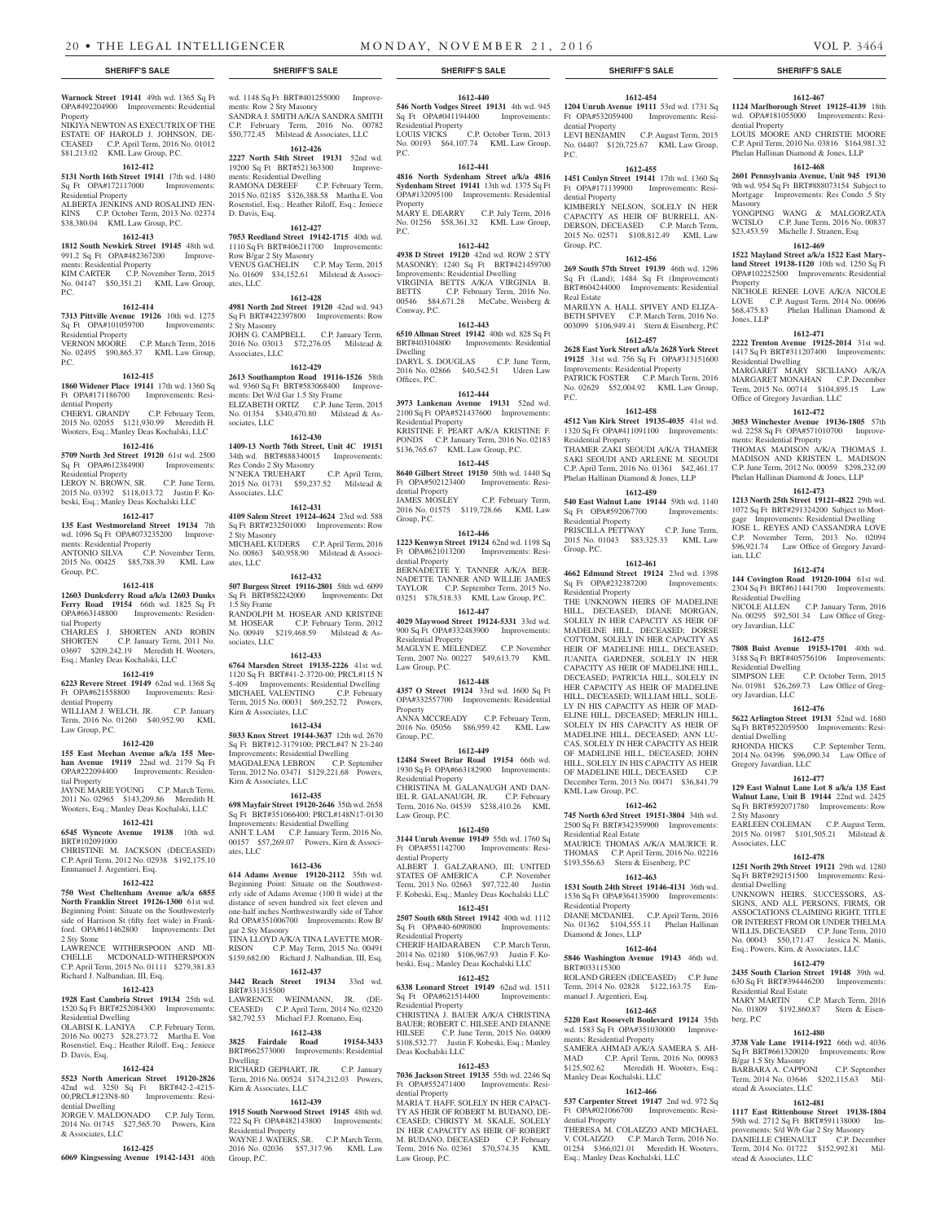**Warnock Street 19141** 49th wd. 1365 Sq Ft OPA#492204900 Improvements: Residential Property
NIKIYA NEWTON AS EXECUTRIX OF THE ESTATE OF HAROLD J. JOHNSON, DECEASED C.P. April Term, 2016 No. 01012 $81,213.02 KML Law Group, P.C.

**1612-412**
**5131 North 16th Street 19141** 17th wd. 1480 Sq Ft OPA#172117000 Improvements: Residential Property
ALBERTA JENKINS AND ROSALIND JENKINS C.P. October Term, 2013 No. 02374 $38,380.04 KML Law Group, P.C.

**1612-413**
**1812 South Newkirk Street 19145** 48th wd. 991.2 Sq Ft OPA#482367200 Improvements: Residential Property
KIM CARTER C.P. November Term, 2015 No. 04147 $50,351.21 KML Law Group, P.C.

**1612-414**
**7313 Pittville Avenue 19126** 10th wd. 1275 Sq Ft OPA#101059700 Improvements: Residential Property
VERNON MOORE C.P. March Term, 2016 No. 02495 $90,865.37 KML Law Group, P.C.

**1612-415**
**1860 Widener Place 19141** 17th wd. 1360 Sq Ft OPA#171186700 Improvements: Residential Property
CHERYL GRANDY C.P. February Term, 2015 No. 02055 $121,930.99 Meredith H. Wooters, Esq.; Manley Deas Kochalski, LLC

**1612-416**
**5709 North 3rd Street 19120** 61st wd. 2500 Sq Ft OPA#612384900 Improvements: Residential Property
LEROY N. BROWN, SR. C.P. June Term, 2015 No. 03392 $118,013.72 Justin F. Kobeski, Esq.; Manley Deas Kochalski LLC

**1612-417**
**135 East Westmoreland Street 19134** 7th wd. 1096 Sq Ft OPA#073235200 Improvements: Residential Property
ANTONIO SILVA C.P. November Term, 2015 No. 00425 $85,788.39 KML Law Group, P.C.

**1612-418**
**12603 Dunksferry Road a/k/a 12603 Dunks Ferry Road 19154** 66th wd. 1825 Sq Ft OPA#663148800 Improvements: Residential Property
CHARLES J. SHORTEN AND ROBIN SHORTEN C.P. January Term, 2011 No. 03697 $209,242.19 Meredith H. Wooters, Esq.; Manley Deas Kochalski, LLC

**1612-419**
**6223 Revere Street 19149** 62nd wd. 1368 Sq Ft OPA#621558800 Improvements: Residential Property
WILLIAM J. WELCH, JR. C.P. January Term, 2016 No. 01260 $40,952.90 KML Law Group, P.C.

**1612-420**
**155 East Meehan Avenue a/k/a 155 Meehan Avenue 19119** 22nd wd. 2179 Sq Ft OPA#222094400 Improvements: Residential Property
JAYNE MARIE YOUNG C.P. March Term, 2011 No. 02965 $143,209.86 Meredith H. Wooters, Esq.; Manley Deas Kochalski, LLC

**1612-421**
**6545 Wyncote Avenue 19138** 10th wd. BRT#102091000
CHRISTINE M. JACKSON (DECEASED) C.P. April Term, 2012 No. 02938 $192,175.10 Emmanuel J. Argentieri, Esq.

**1612-422**
**750 West Cheltenham Avenue a/k/a 6855 North Franklin Street 19126-1300** 61st wd. Beginning Point: Situate on the Southwesterly side of Harrison St (fifty feet wide) in Frankford. OPA#611462800 Improvements: Det 2 Sty Stone
LAWRENCE WITHERSPOON AND MICHELLE MCDONALD-WITHERSPOON C.P. April Term, 2015 No. 01111 $279,381.83 Richard J. Nalbandian, III, Esq.

**1612-423**
**1928 East Cambria Street 19134** 25th wd. 1520 Sq Ft BRT#252084300 Improvements: Residential Dwelling
OLABISI K. LANIYA C.P. February Term, 2016 No. 00273 $28,273.72 Martha E. Von Rosenstiel, Esq.; Heather Riloff, Esq.; Jeniece D. Davis, Esq.

**1612-424**
**5523 North American Street 19120-2826** 42nd wd. 3250 Sq Ft BRT#42-2-4215-00;PRCL#123N8-80 Improvements: Residential Dwelling
JORGE V. MALDONADO C.P. July Term, 2014 No. 01745 $27,565.70 Powers, Kirn & Associates, LLC

**1612-425**
**6069 Kingsessing Avenue 19142-1431** 40th wd. 1148 Sq Ft BRT#401255000 Improvements: Row 2 Sty Masonry
SANDRA J. SMITH A/K/A SANDRA SMITH C.P. February Term, 2016 No. 00782 $50,772.45 Milstead & Associates, LLC

**1612-426**
**2227 North 54th Street 19131** 52nd wd. 19200 Sq Ft BRT#521363300 Improvements: Residential Dwelling
RAMONA DEREEF C.P. February Term, 2015 No. 02185 $326,388.58 Martha E. Von Rosenstiel, Esq.; Heather Riloff, Esq.; Jeniece D. Davis, Esq.

**1612-427**
**7053 Reedland Street 19142-1715** 40th wd. 1110 Sq Ft BRT#406211700 Improvements: Row B/gar 2 Sty Masonry
VENUS GACHELIN C.P. May Term, 2015 No. 01609 $34,152.61 Milstead & Associates, LLC

**1612-428**
**4981 North 2nd Street 19120** 42nd wd. 943 Sq Ft BRT#422397800 Improvements: Row 2 Sty Masonry
JOHN G. CAMPBELL C.P. January Term, 2016 No. 03013 $72,276.05 Milstead & Associates, LLC

**1612-429**
**2613 Southampton Road 19116-1526** 58th wd. 9360 Sq Ft BRT#583068400 Improvements: Det W/d Gar 1.5 Sty Frame
ELIZABETH ORTIZ C.P. June Term, 2015 No. 01354 $340,470.80 Milstead & Associates, LLC

**1612-430**
**1409-13 North 76th Street, Unit 4C 19151** 34th wd. BRT#888340015 Improvements: Res Condo 2 Sty Masonry
N'NEKA TRUEHART C.P. April Term, 2015 No. 01731 $59,237.52 Milstead & Associates, LLC

**1612-431**
**4109 Salem Street 19124-4624** 23rd wd. 588 Sq Ft BRT#232501000 Improvements: Row 2 Sty Masonry
MICHAEL KUDERS C.P. April Term, 2016 No. 00863 $40,958.90 Milstead & Associates, LLC

**1612-432**
**507 Burgess Street 19116-2801** 58th wd. 6099 Sq Ft BRT#582242000 Improvements: Det 1.5 Sty Frame
RANDOLPH M. HOSEAR AND KRISTINE M. HOSEAR C.P. February Term, 2012 No. 00949 $219,468.59 Milstead & Associates, LLC

**1612-433**
**6764 Marsden Street 19135-2226** 41st wd. 1120 Sq Ft BRT#41-2-3720-00; PRCL#115 N 5-409 Improvements: Residential Dwelling
MICHAEL VALENTINO C.P. February Term, 2015 No. 00031 $69,252.72 Powers, Kirn & Associates, LLC

**1612-434**
**5033 Knox Street 19144-3637** 12th wd. 2670 Sq Ft BRT#12-3179100; PRCL#47 N 23-240 Improvements: Residential Dwelling
MAGDALENA LEBRON C.P. September Term, 2012 No. 03471 $129,221.68 Powers, Kirn & Associates, LLC

**1612-435**
**698 Mayfair Street 19120-2646** 35th wd. 2658 Sq Ft BRT#351066400; PRCL#148N17-0130 Improvements: Residential Dwelling
ANH T. LAM C.P. January Term, 2016 No. 00157 $57,269.07 Powers, Kirn & Associates, LLC

**1612-436**
**614 Adams Avenue 19120-2112** 35th wd. Beginning Point: Situate on the Southwesterly side of Adams Avenue (100 ft wide) at the distance of seven hundred six feet eleven and one-half inches Northwestwardly side of Tabor Rd OPA#351006700 Improvements: Row B/gar 2 Sty Masonry
TINA LLOYD A/K/A TINA LAVETTE MORRISON C.P. May Term, 2015 No. 00491 $159,682.00 Richard J. Nalbandian, III, Esq.

**1612-437**
**3442 Reach Street 19134** 33rd wd. BRT#331315500
LAWRENCE WEINMANN, JR. (DECEASED) C.P. April Term, 2014 No. 02320 $82,792.53 Michael F.J. Romano, Esq.

**1612-438**
**3825 Fairdale Road 19154-3433** BRT#662573000 Improvements: Residential Dwelling
RICHARD GEPHART, JR. C.P. January Term, 2016 No. 00524 $174,212.03 Powers, Kirn & Associates, LLC

**1612-439**
**1915 South Norwood Street 19145** 48th wd. 722 Sq Ft OPA#482143800 Improvements: Residential Property
WAYNE J. WATERS, SR. C.P. March Term, 2016 No. 02036 $57,317.96 KML Law Group, P.C.

**1612-440**
**546 North Vodges Street 19131** 4th wd. 945 Sq Ft OPA#041194400 Improvements: Residential Property
LOUIS VICKS C.P. October Term, 2013 No. 00193 $64,107.74 KML Law Group, P.C.

**1612-441**
**4816 North Sydenham Street a/k/a 4816 Sydenham Street 19141** 13th wd. 1375 Sq Ft OPA#132095100 Improvements: Residential Property
MARY E. DEARRY C.P. July Term, 2016 No. 01256 $58,361.32 KML Law Group, P.C.

**1612-442**
**4938 D Street 19120** 42nd wd. ROW 2 STY MASONRY; 1240 Sq Ft BRT#421459700 Improvements: Residential Dwelling
VIRGINIA BETTS A/K/A VIRGINIA B. BETTS C.P. February Term, 2016 No. 00546 $84,671.28 McCabe, Weisberg & Conway, P.C.

**1612-443**
**6510 Allman Street 19142** 40th wd. 828 Sq Ft BRT#403104800 Improvements: Residential Dwelling
DARYL S. DOUGLAS C.P. June Term, 2016 No. 02866 $40,542.51 Udren Law Offices, P.C.

**1612-444**
**3973 Lankenau Avenue 19131** 52nd wd. 2100 Sq Ft OPA#521437600 Improvements: Residential Property
KRISTINE F. PEART A/K/A KRISTINE F. PONDS C.P. January Term, 2016 No. 02183 $136,765.67 KML Law Group, P.C.

**1612-445**
**8640 Gilbert Street 19150** 50th wd. 1440 Sq Ft OPA#502123400 Improvements: Residential Property
JAMES MOSLEY C.P. February Term, 2016 No. 01575 $119,728.66 KML Law Group, P.C.

**1612-446**
**1223 Kenwyn Street 19124** 62nd wd. 1198 Sq Ft OPA#621013200 Improvements: Residential Property
BERNADETTE Y. TANNER A/K/A BERNADETTE TANNER AND WILLIE JAMES TAYLOR C.P. September Term, 2015 No. 03251 $78,518.33 KML Law Group, P.C.

**1612-447**
**4029 Maywood Street 19124-5331** 33rd wd. 900 Sq Ft OPA#332483900 Improvements: Residential Property
MAGLYN E. MELENDEZ C.P. November Term, 2007 No. 00227 $49,613.79 KML Law Group, P.C.

**1612-448**
**4357 O Street 19124** 33rd wd. 1600 Sq Ft OPA#332557700 Improvements: Residential Property
ANNA MCCREADY C.P. February Term, 2016 No. 05056 $86,959.42 KML Law Group, P.C.

**1612-449**
**12484 Sweet Briar Road 19154** 66th wd. 1930 Sq Ft OPA#663182900 Improvements: Residential Property
CHRISTINA M. GALANAUGH AND DANIEL R. GALANAUGH, JR. C.P. February Term, 2016 No. 04539 $238,410.26 KML Law Group, P.C.

**1612-450**
**3144 Unruh Avenue 19149** 55th wd. 1760 Sq Ft OPA#551142700 Improvements: Residential Property
ALBERT J. GALZARANO, III; UNITED STATES OF AMERICA C.P. November Term, 2013 No. 02663 $97,722.40 Justin F. Kobeski, Esq.; Manley Deas Kochalski LLC

**1612-451**
**2507 South 68th Street 19142** 40th wd. 1112 Sq Ft OPA#40-6090800 Improvements: Residential Property
CHERIF HAIDARABEN C.P. March Term, 2014 No. 02180 $106,967.93 Justin F. Kobeski, Esq.; Manley Deas Kochalski LLC

**1612-452**
**6338 Leonard Street 19149** 62nd wd. 1511 Sq Ft OPA#621514400 Improvements: Residential Property
CHRISTINA J. BAUER A/K/A CHRISTINA BAUER; ROBERT C. HILSEE AND DIANNE HILSEE C.P. June Term, 2015 No. 04009 $108,532.77 Justin F. Kobeski, Esq.; Manley Deas Kochalski LLC

**1612-453**
**7036 Jackson Street 19135** 55th wd. 2246 Sq Ft OPA#552471400 Improvements: Residential Property
MARIA T. HAFF, SOLELY IN HER CAPACITY AS HEIR OF ROBERT M. BUDANO, DECEASED; CHRISTY M. SKALE, SOLELY IN HER CAPACITY AS HEIR OF ROBERT M. BUDANO, DECEASED C.P. February Term, 2016 No. 02361 $70,574.35 KML Law Group, P.C.

**1612-454**
**1204 Unruh Avenue 19111** 53rd wd. 1731 Sq Ft OPA#532059400 Improvements: Residential Property
LEVI BENJAMIN C.P. August Term, 2015 No. 04407 $120,725.67 KML Law Group, P.C.

**1612-455**
**1451 Conlyn Street 19141** 17th wd. 1360 Sq Ft OPA#171139900 Improvements: Residential Property
KIMBERLY NELSON, SOLELY IN HER CAPACITY AS HEIR OF BURRELL ANDERSON, DECEASED C.P. March Term, 2015 No. 02571 $108,812.49 KML Law Group, P.C.

**1612-456**
**269 South 57th Street 19139** 46th wd. 1296 Sq Ft (Land); 1484 Sq Ft (Improvement) BRT#604244000 Improvements: Residential Real Estate
MARILYN A. HALL SPIVEY AND ELIZABETH SPIVEY C.P. March Term, 2016 No. 003099 $106,949.41 Stern & Eisenberg, P.C

**1612-457**
**2628 East York Street a/k/a 2628 York Street 19125** 31st wd. 756 Sq Ft OPA#313151600 Improvements: Residential Property
PATRICK FOSTER C.P. March Term, 2016 No. 02629 $52,004.92 KML Law Group, P.C.

**1612-458**
**4512 Van Kirk Street 19135-4035** 41st wd. 1320 Sq Ft OPA#411091100 Improvements: Residential Property
THAMER ZAKI SEOUDI A/K/A THAMER SAKI SEOUDI AND ARLENE M. SEOUDI C.P. April Term, 2016 No. 01361 $42,461.17 Phelan Hallinan Diamond & Jones, LLP

**1612-459**
**540 East Walnut Lane 19144** 59th wd. 1140 Sq Ft OPA#592067700 Improvements: Residential Property
PRISCILLA PETTWAY C.P. June Term, 2015 No. 01043 $83,325.33 KML Law Group, P.C.

**1612-461**
**4662 Edmund Street 19124** 23rd wd. 1398 Sq Ft OPA#232387200 Improvements: Residential Property
THE UNKNOWN HEIRS OF MADELINE HILL, DECEASED; DIANE MORGAN, SOLELY IN HER CAPACITY AS HEIR OF MADELINE HILL, DECEASED; DORSE COTTOM, SOLELY IN HER CAPACITY AS HEIR OF MADELINE HILL, DECEASED; JUANITA GARDNER, SOLELY IN HER CAPACITY AS HEIR OF MADELINE HILL, DECEASED; PATRICIA HILL, SOLELY IN HER CAPACITY AS HEIR OF MADELINE HILL, DECEASED; WILLIAM HILL, SOLELY IN HIS CAPACITY AS HEIR OF MADELINE HILL, DECEASED; MERLIN HILL, SOLELY IN HIS CAPACITY AS HEIR OF MADELINE HILL, DECEASED; ANN LUCAS, SOLELY IN HER CAPACITY AS HEIR OF MADELINE HILL, DECEASED; JOHN HILL, SOLELY IN HIS CAPACITY AS HEIR OF MADELINE HILL, DECEASED C.P. December Term, 2013 No. 00471 $36,841.79 KML Law Group, P.C.

**1612-462**
**745 North 63rd Street 19151-3804** 34th wd. 2500 Sq Ft BRT#342359900 Improvements: Residential Real Estate
MAURICE THOMAS A/K/A MAURICE R. THOMAS C.P. April Term, 2016 No. 02216 $193,556.63 Stern & Eisenberg, P.C

**1612-463**
**1531 South 24th Street 19146-4131** 36th wd. 1536 Sq Ft OPA#364135900 Improvements: Residential Property
DIANE MCDANIEL C.P. April Term, 2016 No. 01362 $104,555.11 Phelan Hallinan Diamond & Jones, LLP

**1612-464**
**5846 Washington Avenue 19143** 46th wd. BRT#033115300
ROLAND GREEN (DECEASED) C.P. June Term, 2014 No. 02828 $122,163.75 Emmanuel J. Argentieri, Esq.

**1612-465**
**5220 East Roosevelt Boulevard 19124** 35th wd. 1583 Sq Ft OPA#351030000 Improvements: Residential Property
SAMERA AHMAD A/K/A SAMERA S. AHMAD C.P. April Term, 2016 No. 00983 $125,502.62 Meredith H. Wooters, Esq.; Manley Deas Kochalski, LLC

**1612-466**
**537 Carpenter Street 19147** 2nd wd. 972 Sq Ft OPA#021066700 Improvements: Residential Property
THERESA M. COLAIZZO AND MICHAEL V. COLAIZZO C.P. March Term, 2016 No. 01254 $366,021.01 Meredith H. Wooters, Esq.; Manley Deas Kochalski, LLC

**1612-467**
**1124 Marlborough Street 19125-4139** 18th wd. OPA#181055000 Improvements: Residential Property
LOUIS MOORE AND CHRISTIE MOORE C.P. April Term, 2010 No. 03816 $164,981.32 Phelan Hallinan Diamond & Jones, LLP

**1612-468**
**2601 Pennsylvania Avenue, Unit 945 19130** 9th wd. 954 Sq Ft BRT#888073154 Subject to Mortgage Improvements: Res Condo .5 Sty Masonry
YONGPING WANG & MALGORZATA WCISLO C.P. June Term, 2016 No. 00837 $23,453.59 Michelle J. Stranen, Esq.

**1612-469**
**1522 Mayland Street a/k/a 1522 East Mayland Street 19138-1120** 10th wd. 1250 Sq Ft OPA#102252500 Improvements: Residential Property
NICHOLE RENEE LOVE A/K/A NICOLE LOVE C.P. August Term, 2014 No. 00696 $68,475.83 Phelan Hallinan Diamond & Jones, LLP

**1612-471**
**2222 Trenton Avenue 19125-2014** 31st wd. 1417 Sq Ft BRT#311207400 Improvements: Residential Dwelling
MARGARET MARY SICILIANO A/K/A MARGARET MONAHAN C.P. December Term, 2015 No. 00714 $104,895.15 Law Office of Gregory Javardian, LLC

**1612-472**
**3053 Winchester Avenue 19136-1805** 57th wd. 2258 Sq Ft OPA#571010700 Improvements: Residential Property
THOMAS MADISON A/K/A THOMAS J. MADISON AND KRISTEN L. MADISON C.P. June Term, 2012 No. 00059 $298,232.09 Phelan Hallinan Diamond & Jones, LLP

**1612-473**
**1213 North 25th Street 19121-4822** 29th wd. 1072 Sq Ft BRT#291324200 Subject to Mortgage Improvements: Residential Dwelling
JOSE L. REYES AND CASSANDRA LOVE C.P. November Term, 2013 No. 02094 $96,921.74 Law Office of Gregory Javardian, LLC

**1612-474**
**144 Covington Road 19120-1004** 61st wd. 2304 Sq Ft BRT#611441700 Improvements: Residential Dwelling
NICOLE ALLEN C.P. January Term, 2016 No. 00295 $92,501.34 Law Office of Gregory Javardian, LLC

**1612-475**
**7808 Buist Avenue 19153-1701** 40th wd. 3188 Sq Ft BRT#405756106 Improvements: Residential Dwelling
SIMPSON LEE C.P. October Term, 2015 No. 01981 $26,269.73 Law Office of Gregory Javardian, LLC

**1612-476**
**5622 Arlington Street 19131** 52nd wd. 1680 Sq Ft BRT#522059500 Improvements: Residential Dwelling
RHONDA HICKS C.P. September Term, 2014 No. 04396 $96,090.34 Law Office of Gregory Javardian, LLC

**1612-477**
**129 East Walnut Lane Lot 8 a/k/a 135 East Walnut Lane, Unit B 19144** 22nd wd. 2425 Sq Ft BRT#592071780 Improvements: Row 2 Sty Masonry
EARLEEN COLEMAN C.P. August Term, 2015 No. 01987 $101,505.21 Milstead & Associates, LLC

**1612-478**
**1251 North 29th Street 19121** 29th wd. 1280 Sq Ft BRT#292151500 Improvements: Residential Dwelling
UNKNOWN HEIRS, SUCCESSORS, ASSIGNS, AND ALL PERSONS, FIRMS, OR ASSOCIATIONS CLAIMING RIGHT, TITLE OR INTEREST FROM OR UNDER THELMA WILLIS, DECEASED C.P. June Term, 2010 No. 00043 $50,171.47 Jessica N. Manis, Esq.; Powers, Kirn, & Associates, LLC

**1612-479**
**2435 South Clarion Street 19148** 39th wd. 630 Sq Ft BRT#394446200 Improvements: Residential Real Estate
MARY MARTIN C.P. March Term, 2016 No. 01809 $192,860.87 Stern & Eisenberg, P.C

**1612-480**
**3738 Vale Lane 19114-1922** 66th wd. 4036 Sq Ft BRT#661320020 Improvements: Row B/gar 1.5 Sty Masonry
BARBARA A. CAPPONI C.P. September Term, 2014 No. 03646 $202,115.63 Milstead & Associates, LLC

**1612-481**
**1117 East Rittenhouse Street 19138-1804** 59th wd. 2712 Sq Ft BRT#591138000 Improvements: S/d W/b Gar 2 Sty Masonry
DANIELLE CHENAULT C.P. December Term, 2014 No. 01722 $152,992.81 Milstead & Associates, LLC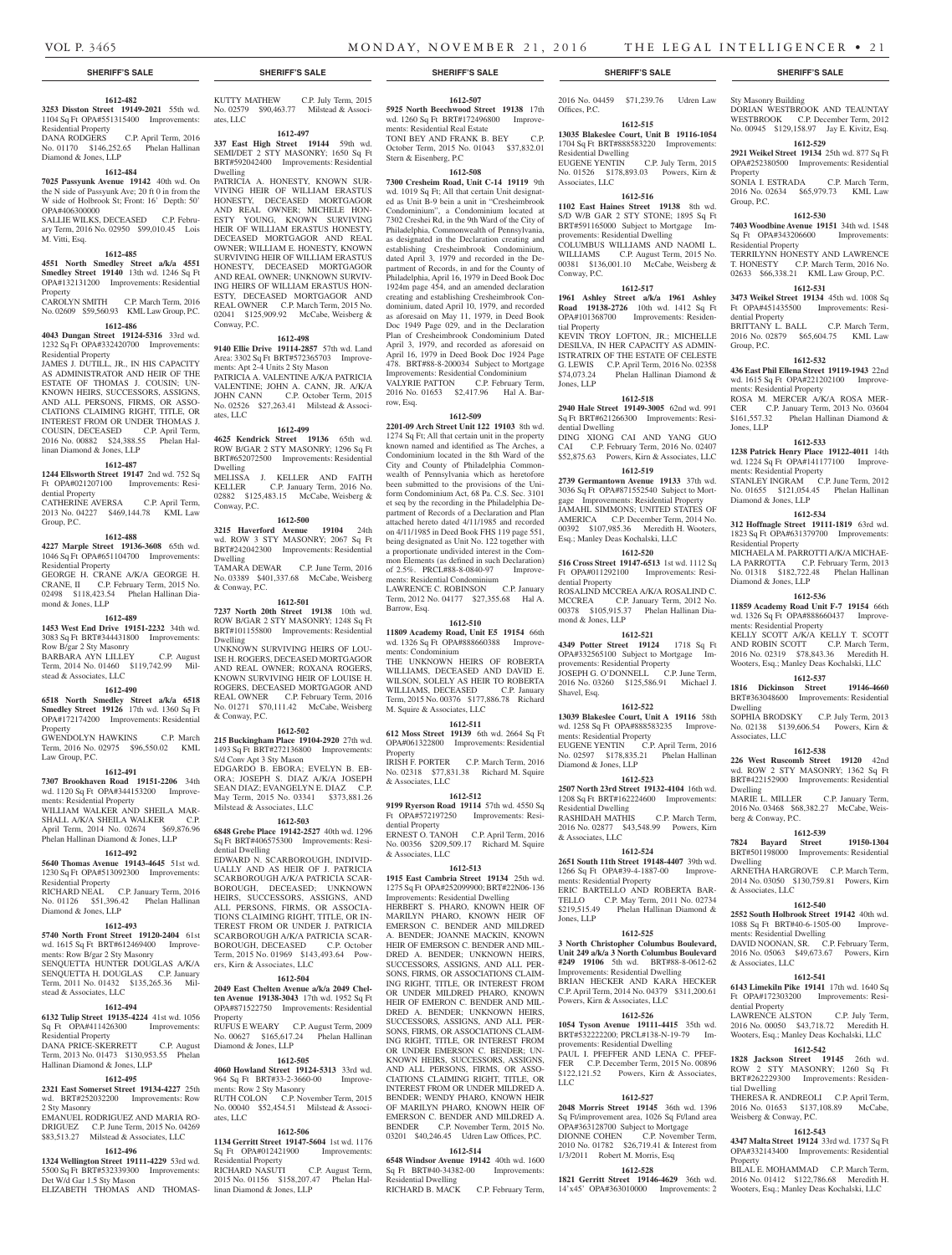**SHERIFF'S SALE**

**1612-482**

**3253 Disston Street 19149-2021** 55th wd. 1104 Sq Ft OPA#551315400 Improvements: Residential Property
DANA RODGERS C.P. April Term, 2016 No. 01170 $146,252.65 Phelan Hallinan Diamond & Jones, LLP

**1612-484**

**7025 Passyunk Avenue 19142** 40th wd. On the N side of Passyunk Ave; 20 ft 0 in from the W side of Holbrook St; Front: 16' Depth: 50' OPA#406300000
SALLIE WILKS, DECEASED C.P. February Term, 2016 No. 02950 $99,010.45 Lois M. Vitti, Esq.

**1612-485**

**4551 North Smedley Street a/k/a 4551 Smedley Street 19140** 13th wd. 1246 Sq Ft OPA#132131200 Improvements: Residential Property
CAROLYN SMITH C.P. March Term, 2016 No. 02609 $59,560.93 KML Law Group, P.C.

**1612-486**

**4043 Dungan Street 19124-5316** 33rd wd. 1232 Sq Ft OPA#332420700 Improvements: Residential Property
JAMES J. DUTILL, JR., IN HIS CAPACITY AS ADMINISTRATOR AND HEIR OF THE ESTATE OF THOMAS J. COUSIN; UNKNOWN HEIRS, SUCCESSORS, ASSIGNS, AND ALL PERSONS, FIRMS, OR ASSOCIATIONS CLAIMING RIGHT, TITLE, OR INTEREST FROM OR UNDER THOMAS J. COUSIN, DECEASED C.P. April Term, 2016 No. 00882 $24,388.55 Phelan Hallinan Diamond & Jones, LLP

**1612-487**

**1244 Ellsworth Street 19147** 2nd wd. 752 Sq Ft OPA#021207100 Improvements: Residential Property
CATHERINE AVERSA C.P. April Term, 2013 No. 04227 $469,144.78 KML Law Group, P.C.

**1612-488**

**4227 Marple Street 19136-3608** 65th wd. 1046 Sq Ft OPA#651104700 Improvements: Residential Property
GEORGE H. CRANE A/K/A GEORGE H. CRANE, II C.P. February Term, 2015 No. 02498 $118,423.54 Phelan Hallinan Diamond & Jones, LLP

**1612-489**

**1453 West End Drive 19151-2232** 34th wd. 3083 Sq Ft BRT#344431800 Improvements: Row B/gar 2 Sty Masonry
BARBARA AYN LILLEY C.P. August Term, 2014 No. 01460 $119,742.99 Milstead & Associates, LLC

**1612-490**

**6518 North Smedley Street a/k/a 6518 Smedley Street 19126** 17th wd. 1360 Sq Ft OPA#172174200 Improvements: Residential Property
GWENDOLYN HAWKINS C.P. March Term, 2016 No. 02975 $96,550.02 KML Law Group, P.C.

**1612-491**

**7307 Brookhaven Road 19151-2206** 34th wd. 1120 Sq Ft OPA#344153200 Improvements: Residential Property
WILLIAM WALKER AND SHEILA MARSHALL A/K/A SHEILA WALKER C.P. April Term, 2014 No. 02674 $69,876.96 Phelan Hallinan Diamond & Jones, LLP

**1612-492**

**5640 Thomas Avenue 19143-4645** 51st wd. 1230 Sq Ft OPA#513092300 Improvements: Residential Property
RICHARD NEAL C.P. January Term, 2016 No. 01126 $51,396.42 Phelan Hallinan Diamond & Jones, LLP

**1612-493**

**5740 North Front Street 19120-2404** 61st wd. 1615 Sq Ft BRT#612469400 Improvements: Row B/gar 2 Sty Masonry
SENQUETTA HUNTER DOUGLAS A/K/A SENQUETTA H. DOUGLAS C.P. January Term, 2011 No. 01432 $135,265.36 Milstead & Associates, LLC

**1612-494**

**6132 Tulip Street 19135-4224** 41st wd. 1056 Sq Ft OPA#411426300 Improvements: Residential Property
DANA PRICE-SKERRETT C.P. August Term, 2013 No. 01473 $130,953.55 Phelan Hallinan Diamond & Jones, LLP

**1612-495**

**2321 East Somerset Street 19134-4227** 25th wd. BRT#252032200 Improvements: Row 2 Sty Masonry
EMANUEL RODRIGUEZ AND MARIA RODRIGUEZ C.P. June Term, 2015 No. 04269 $83,513.27 Milstead & Associates, LLC

**1612-496**

**1324 Wellington Street 19111-4229** 53rd wd. 5500 Sq Ft BRT#532339300 Improvements: Det W/d Gar 1.5 Sty Mason
ELIZABETH THOMAS AND THOMAS-KUTTY MATHEW C.P. July Term, 2015 No. 02579 $90,463.77 Milstead & Associates, LLC

**1612-497**

**337 East High Street 19144** 59th wd. SEMI/DET 2 STY MASONRY; 1650 Sq Ft BRT#592042400 Improvements: Residential Dwelling
PATRICIA A. HONESTY, KNOWN SURVIVING HEIR OF WILLIAM ERASTUS HONESTY, DECEASED MORTGAGOR AND REAL OWNER; MICHELE HONESTY YOUNG, KNOWN SURVIVING HEIR OF WILLIAM ERASTUS HONESTY, DECEASED MORTGAGOR AND REAL OWNER; WILLIAM E. HONESTY, KNOWN SURVIVING HEIR OF WILLIAM ERASTUS HONESTY, DECEASED MORTGAGOR AND REAL OWNER; UNKNOWN SURVIVING HEIRS OF WILLIAM ERASTUS HONESTY, DECEASED MORTGAGOR AND REAL OWNER C.P. March Term, 2015 No. 02041 $125,909.92 McCabe, Weisberg & Conway, P.C.

**1612-498**

**9140 Ellie Drive 19114-2857** 57th wd. Land Area: 3302 Sq Ft BRT#572365703 Improvements: Apt 2-4 Units 2 Sty Mason
PATRICIA A. VALENTINE A/K/A PATRICIA VALENTINE; JOHN A. CANN, JR. A/K/A JOHN CANN C.P. October Term, 2015 No. 02526 $27,263.41 Milstead & Associates, LLC

**1612-499**

**4625 Kendrick Street 19136** 65th wd. ROW B/GAR 2 STY MASONRY; 1296 Sq Ft BRT#652072500 Improvements: Residential Dwelling
MELISSA J. KELLER AND FAITH KELLER C.P. January Term, 2016 No. 02882 $125,483.15 McCabe, Weisberg & Conway, P.C.

**1612-500**

**3215 Haverford Avenue 19104** 24th wd. ROW 3 STY MASONRY; 2067 Sq Ft BRT#242042300 Improvements: Residential Dwelling
TAMARA DEWAR C.P. June Term, 2016 No. 03389 $401,337.68 McCabe, Weisberg & Conway, P.C.

**1612-501**

**7237 North 20th Street 19138** 10th wd. ROW B/GAR 2 STY MASONRY; 1248 Sq Ft BRT#101155800 Improvements: Residential Dwelling
UNKNOWN SURVIVING HEIRS OF LOUISE H. ROGERS, DECEASED MORTGAGOR AND REAL OWNER; ROXANA ROGERS, KNOWN SURVIVING HEIR OF LOUISE H. ROGERS, DECEASED MORTGAGOR AND REAL OWNER C.P. February Term, 2016 No. 01271 $70,111.42 McCabe, Weisberg & Conway, P.C.

**1612-502**

**215 Buckingham Place 19104-2920** 27th wd. 1493 Sq Ft BRT#272136800 Improvements: S/d Conv Apt 3 Sty Mason
EDGARDO B. EBORA; EVELYN B. EBORA; JOSEPH S. DIAZ A/K/A JOSEPH SEAN DIAZ; EVANGELYN E. DIAZ C.P. May Term, 2015 No. 03341 $373,881.26 Milstead & Associates, LLC

**1612-503**

**6848 Grebe Place 19142-2527** 40th wd. 1296 Sq Ft BRT#406575300 Improvements: Residential Dwelling
EDWARD N. SCARBOROUGH, INDIVIDUALLY AND AS HEIR OF J. PATRICIA SCARBOROUGH A/K/A PATRICIA SCARBOROUGH, DECEASED; UNKNOWN HEIRS, SUCCESSORS, ASSIGNS, AND ALL PERSONS, FIRMS, OR ASSOCIATIONS CLAIMING RIGHT, TITLE, OR INTEREST FROM OR UNDER J. PATRICIA SCARBOROUGH A/K/A PATRICIA SCARBOROUGH, DECEASED C.P. October Term, 2015 No. 01969 $143,493.64 Powers, Kirn & Associates, LLC

**1612-504**

**2049 East Chelten Avenue a/k/a 2049 Chelten Avenue 19138-3043** 17th wd. 1952 Sq Ft OPA#871522750 Improvements: Residential Property
RUFUS E WEARY C.P. August Term, 2009 No. 00627 $165,617.24 Phelan Hallinan Diamond & Jones, LLP

**1612-505**

**4060 Howland Street 19124-5313** 33rd wd. 964 Sq Ft BRT#33-2-3660-00 Improvements: Row 2 Sty Masonry
RUTH COLON C.P. November Term, 2015 No. 00040 $52,454.51 Milstead & Associates, LLC

**1612-506**

**1134 Gerritt Street 19147-5604** 1st wd. 1176 Sq Ft OPA#012421900 Improvements: Residential Property
RICHARD NASUTI C.P. August Term, 2015 No. 01156 $158,207.47 Phelan Hallinan Diamond & Jones, LLP

**1612-507**

**5925 North Beechwood Street 19138** 17th wd. 1260 Sq Ft BRT#172496800 Improvements: Residential Real Estate
TONI BEY AND FRANK B. BEY C.P. October Term, 2015 No. 01043 $37,832.01 Stern & Eisenberg, P.C

**1612-508**

**7300 Cresheim Road, Unit C-14 19119** 9th wd. 1019 Sq Ft; All that certain Unit designated as Unit B-9 bein a unit in "Cresheimbrook Condominium", a Condominium located at 7302 Creshei Rd, in the 9th Ward of the City of Philadelphia, Commonwealth of Pennsylvania, as designated in the Declaration creating and establishing Cresheimbrook Condominium, dated April 3, 1979 and recorded in the Department of Records, in and for the County of Philadelphia, April 16, 1979 in Deed Book Doc 1924m page 454, and an amended declaration creating and establishing Cresheimbrook Condominium, dated April 10, 1979, and recorded as aforesaid on May 11, 1979, in Deed Book Doc 1949 Page 029, and in the Declaration Plan of Cresheimbrook Condominium Dated April 3, 1979, and recorded as aforesaid on April 16, 1979 in Deed Book Doc 1924 Page 478. BRT#88-8-200034 Subject to Mortgage Improvements: Residential Condominium
VALYRIE PATTON C.P. February Term, 2016 No. 01653 $2,417.96 Hal A. Barrow, Esq.

**1612-509**

**2201-09 Arch Street Unit 122 19103** 8th wd. 1274 Sq Ft; All that certain unit in the property known named and identified as The Arches, a Condominium located in the 8th Ward of the City and County of Philadelphia Commonwealth of Pennsylvania which as heretofore been submitted to the provisions of the Uniform Condominium Act, 68 Pa. C.S. Sec. 3101 et seq by the recording in the Philadelphia Department of Records of a Declaration and Plan attached hereto dated 4/11/1985 and recorded on 4/11/1985 in Deed Book FHS 119 page 551, being designated as Unit No. 122 together with a proportionate undivided interest in the Common Elements (as defined in such Declaration) of 2.5%. PRCL#88-8-0840-97 Improvements: Residential Condominium
LAWRENCE C. ROBINSON C.P. January Term, 2012 No. 04177 $27,355.68 Hal A. Barrow, Esq.

**1612-510**

**11809 Academy Road, Unit E5 19154** 66th wd. 1326 Sq Ft OPA#888660388 Improvements: Condominium
THE UNKNOWN HEIRS OF ROBERTA WILLIAMS, DECEASED AND DAVID E. WILSON, SOLELY AS HEIR TO ROBERTA WILLIAMS, DECEASED C.P. January Term, 2015 No. 00376 $177,886.78 Richard M. Squire & Associates, LLC

**1612-511**

**612 Moss Street 19139** 6th wd. 2664 Sq Ft OPA#061322800 Improvements: Residential Property
IRISH F. PORTER C.P. March Term, 2016 No. 02318 $77,831.38 Richard M. Squire & Associates, LLC

**1612-512**

**9199 Ryerson Road 19114** 57th wd. 4550 Sq Ft OPA#572197250 Improvements: Residential Property
ERNEST O. TANOH C.P. April Term, 2016 No. 00356 $209,509.17 Richard M. Squire & Associates, LLC

**1612-513**

**1915 East Cambria Street 19134** 25th wd. 1275 Sq Ft OPA#252099900; BRT#22N06-136 Improvements: Residential Dwelling
HERBERT S. PHARO, KNOWN HEIR OF MARILYN PHARO, KNOWN HEIR OF EMERSON C. BENDER AND MILDRED A. BENDER; JOANNE MACKIN, KNOWN HEIR OF EMERSON C. BENDER AND MILDRED A. BENDER; UNKNOWN HEIRS, SUCCESSORS, ASSIGNS, AND ALL PERSONS, FIRMS, OR ASSOCIATIONS CLAIMING RIGHT, TITLE, OR INTEREST FROM OR UNDER MILDRED PHARO, KNOWN HEIR OF EMERON C. BENDER AND MILDRED A. BENDER; UNKNOWN HEIRS, SUCCESSORS, ASSIGNS, AND ALL PERSONS, FIRMS, OR ASSOCIATIONS CLAIMING RIGHT, TITLE, OR INTEREST FROM OR UNDER EMERSON C. BENDER; UNKNOWN HEIRS, SUCCESSORS, ASSIGNS, AND ALL PERSONS, FIRMS, OR ASSOCIATIONS CLAIMING RIGHT, TITLE, OR INTEREST FROM OR UNDER MILDRED A. BENDER; WENDY PHARO, KNOWN HEIR OF MARILYN PHARO, KNOWN HEIR OF EMERSON C. BENDER AND MILDRED A. BENDER C.P. November Term, 2015 No. 03201 $40,246.45 Udren Law Offices, P.C.

**1612-514**

**6548 Windsor Avenue 19142** 40th wd. 1600 Sq Ft BRT#40-34382-00 Improvements: Residential Dwelling
RICHARD B. MACK C.P. February Term, 2016 No. 04459 $71,239.76 Udren Law Offices, P.C.

**1612-515**

**13035 Blakeslee Court, Unit B 19116-1054** 1704 Sq Ft BRT#888583220 Improvements: Residential Dwelling
EUGENE YENTIN C.P. July Term, 2015 No. 01526 $178,893.03 Powers, Kirn & Associates, LLC

**1612-516**

**1102 East Haines Street 19138** 8th wd. S/D W/B GAR 2 STY STONE; 1895 Sq Ft BRT#591165000 Subject to Mortgage Improvements: Residential Dwelling
COLUMBUS WILLIAMS AND NAOMI L. WILLIAMS C.P. August Term, 2015 No. 00381 $136,001.10 McCabe, Weisberg & Conway, P.C.

**1612-517**

**1961 Ashley Street a/k/a 1961 Ashley Road 19138-2726** 10th wd. 1412 Sq Ft OPA#101368700 Improvements: Residential Property
KEVIN TROY LOFTON, JR.; MICHELLE DESILVA, IN HER CAPACITY AS ADMINISTRATRIX OF THE ESTATE OF CELESTE G. LEWIS C.P. April Term, 2016 No. 02358 $74,073.24 Phelan Hallinan Diamond & Jones, LLP

**1612-518**

**2940 Hale Street 19149-3005** 62nd wd. 991 Sq Ft BRT#621266300 Improvements: Residential Dwelling
DING XIONG CAI AND YANG GUO CAI C.P. February Term, 2016 No. 02407 $52,875.63 Powers, Kirn & Associates, LLC

**1612-519**

**2739 Germantown Avenue 19133** 37th wd. 3036 Sq Ft OPA#871552540 Subject to Mortgage Improvements: Residential Property
JAMAHL SIMMONS; UNITED STATES OF AMERICA C.P. December Term, 2014 No. 00392 $107,985.36 Meredith H. Wooters, Esq.; Manley Deas Kochalski, LLC

**1612-520**

**516 Cross Street 19147-6513** 1st wd. 1112 Sq Ft OPA#011292100 Improvements: Residential Property
ROSALIND MCCREA A/K/A ROSALIND C. MCCREA C.P. January Term, 2012 No. 00378 $105,915.37 Phelan Hallinan Diamond & Jones, LLP

**1612-521**

**4349 Potter Street 19124** 1718 Sq Ft OPA#332565100 Subject to Mortgage Improvements: Residential Property
JOSEPH G. O'DONNELL C.P. June Term, 2016 No. 03260 $125,586.91 Michael J. Shavel, Esq.

**1612-522**

**13039 Blakeslee Court, Unit A 19116** 58th wd. 1258 Sq Ft OPA#888583235 Improvements: Residential Property
EUGENE YENTIN C.P. April Term, 2016 No. 02597 $178,835.21 Phelan Hallinan Diamond & Jones, LLP

**1612-523**

**2507 North 23rd Street 19132-4104** 16th wd. 1208 Sq Ft BRT#162224600 Improvements: Residential Dwelling
RASHIDAH MATHIS C.P. March Term, 2016 No. 02877 $43,548.99 Powers, Kirn & Associates, LLC

**1612-524**

**2651 South 11th Street 19148-4407** 39th wd. 1266 Sq Ft OPA#39-4-1887-00 Improvements: Residential Property
ERIC BARTELLO AND ROBERTA BARTELLO C.P. May Term, 2011 No. 02734 $219,515.49 Phelan Hallinan Diamond & Jones, LLP

**1612-525**

**3 North Christopher Columbus Boulevard, Unit 249 a/k/a 3 North Columbus Boulevard #249 19106** 5th wd. BRT#88-8-0612-62 Improvements: Residential Dwelling
BRIAN HECKER AND KARA HECKER C.P. April Term, 2014 No. 04379 $311,200.61 Powers, Kirn & Associates, LLC

**1612-526**

**1054 Tyson Avenue 19111-4415** 35th wd. BRT#532222200; PRCL#138-N-19-79 Improvements: Residential Dwelling
PAUL I. PFEFFER AND LENA C. PFEFFER C.P. December Term, 2015 No. 00896 $122,121.52 Powers, Kirn & Associates, LLC

**1612-527**

**2048 Morris Street 19145** 36th wd. 1396 Sq Ft/improvement area, 1026 Sq Ft/land area OPA#363128700 Subject to Mortgage
DIONNE COHEN C.P. November Term, 2010 No. 01782 $26,719.41 & Interest from 1/3/2011 Robert M. Morris, Esq

**1612-528**

**1821 Gerritt Street 19146-4629** 36th wd. 14'x45' OPA#363010000 Improvements: 2 Sty Masonry Building
DORIAN WESTBROOK AND TEAUNTAY WESTBROOK C.P. December Term, 2012 No. 00945 $129,158.97 Jay E. Kivitz, Esq.

**1612-529**

**2921 Weikel Street 19134** 25th wd. 877 Sq Ft OPA#252380500 Improvements: Residential Property
SONIA I. ESTRADA C.P. March Term, 2016 No. 02634 $65,979.73 KML Law Group, P.C.

**1612-530**

**7403 Woodbine Avenue 19151** 34th wd. 1548 Sq Ft OPA#343206600 Improvements: Residential Property
TERRILYNN HONESTY AND LAWRENCE T. HONESTY C.P. March Term, 2016 No. 02633 $66,338.21 KML Law Group, P.C.

**1612-531**

**3473 Weikel Street 19134** 45th wd. 1008 Sq Ft OPA#451435500 Improvements: Residential Property
BRITTANY L. BALL C.P. March Term, 2016 No. 02879 $65,604.75 KML Law Group, P.C.

**1612-532**

**436 East Phil Ellena Street 19119-1943** 22nd wd. 1615 Sq Ft OPA#221202100 Improvements: Residential Property
ROSA M. MERCER A/K/A ROSA MERCER C.P. January Term, 2013 No. 03604 $161,557.32 Phelan Hallinan Diamond & Jones, LLP

**1612-533**

**1238 Patrick Henry Place 19122-4011** 14th wd. 1224 Sq Ft OPA#141177100 Improvements: Residential Property
STANLEY INGRAM C.P. June Term, 2012 No. 01655 $121,054.45 Phelan Hallinan Diamond & Jones, LLP

**1612-534**

**312 Hoffnagle Street 19111-1819** 63rd wd. 1823 Sq Ft OPA#631379700 Improvements: Residential Property
MICHAELA M. PARROTTI A/K/A MICHAELA PARROTTA C.P. February Term, 2013 No. 01318 $182,722.48 Phelan Hallinan Diamond & Jones, LLP

**1612-536**

**11859 Academy Road Unit F-7 19154** 66th wd. 1326 Sq Ft OPA#888660437 Improvements: Residential Property
KELLY SCOTT A/K/A KELLY T. SCOTT AND ROBIN SCOTT C.P. March Term, 2016 No. 02319 $78,843.36 Meredith H. Wooters, Esq.; Manley Deas Kochalski, LLC

**1612-537**

**1816 Dickinson Street 19146-4660** BRT#363048600 Improvements: Residential Dwelling
SOPHIA BRODSKY C.P. July Term, 2013 No. 02138 $139,606.54 Powers, Kirn & Associates, LLC

**1612-538**

**226 West Ruscomb Street 19120** 42nd wd. ROW 2 STY MASONRY; 1362 Sq Ft BRT#422152900 Improvements: Residential Dwelling
MARIE L. MILLER C.P. January Term, 2016 No. 03468 $68,382.27 McCabe, Weisberg & Conway, P.C.

**1612-539**

**7824 Bayard Street 19150-1304** BRT#501198000 Improvements: Residential Dwelling
ARNETHA HARGROVE C.P. March Term, 2014 No. 03050 $130,759.81 Powers, Kirn & Associates, LLC

**1612-540**

**2552 South Holbrook Street 19142** 40th wd. 1088 Sq Ft BRT#40-6-1505-00 Improvements: Residential Dwelling
DAVID NOONAN, SR. C.P. February Term, 2016 No. 05063 $49,673.67 Powers, Kirn & Associates, LLC

**1612-541**

**6143 Limekiln Pike 19141** 17th wd. 1640 Sq Ft OPA#172303200 Improvements: Residential Property
LAWRENCE ALSTON C.P. July Term, 2016 No. 00050 $43,718.72 Meredith H. Wooters, Esq.; Manley Deas Kochalski, LLC

**1612-542**

**1828 Jackson Street 19145** 26th wd. ROW 2 STY MASONRY; 1260 Sq Ft BRT#262229300 Improvements: Residential Dwelling
THERESA R. ANDREOLI C.P. April Term, 2016 No. 01653 $137,108.89 McCabe, Weisberg & Conway, P.C.

**1612-543**

**4347 Malta Street 19124** 33rd wd. 1737 Sq Ft OPA#332143400 Improvements: Residential Property
BILAL E. MOHAMMAD C.P. March Term, 2016 No. 01412 $122,786.68 Meredith H. Wooters, Esq.; Manley Deas Kochalski, LLC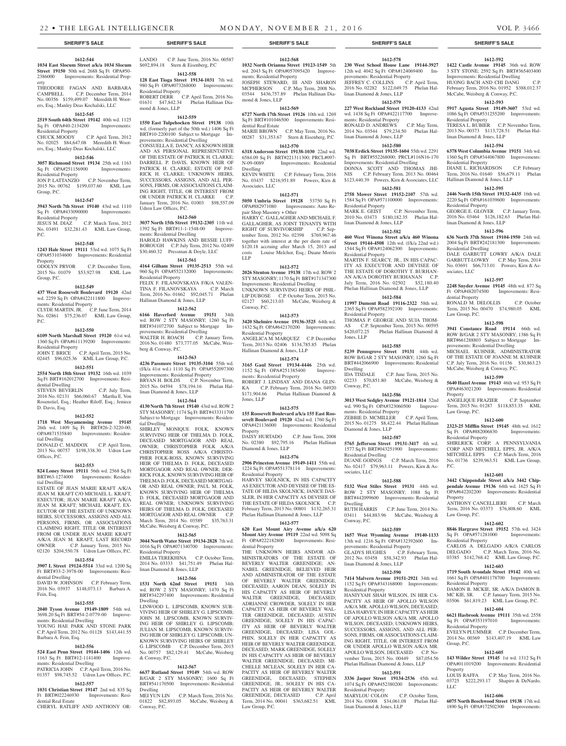## SHERIFF'S SALE

**1612-544**

**1034 East Slocum Street a/k/a 1034 Slocum Street 19150** 50th wd. 2688 Sq Ft OPA#50-2386000 Improvements: Residential Property

THEODORE FAGAN AND BARBARA CAMPBELL C.P. December Term, 2014 No. 00356 $159,499.07 Meredith H. Wooters, Esq.; Manley Deas Kochalski, LLC

**1612-545**

**2519 South 64th Street 19142** 40th wd. 1125 Sq Ft OPA#40-2134200 Improvements: Residential Property

CHUCK MOODY C.P. April Term, 2012 No. 02025 $84,647.08 Meredith H. Wooters, Esq.; Manley Deas Kochalski, LLC

**1612-546**

**3057 Richmond Street 19134** 25th wd. 1163 Sq Ft OPA#251156900 Improvements: Residential Property

JON P. LATTANZIO C.P. November Term, 2015 No. 00762 $199,037.60 KML Law Group, P.C.

**1612-547**

**3943 North 7th Street 19140** 43rd wd. 1110 Sq Ft OPA#433090000 Improvements: Residential Property

JESUS M. DIAZ C.P. March Term, 2012 No. 03491 $32,281.43 KML Law Group, P.C.

**1612-548**

**1243 Hale Street 19111** 53rd wd. 1075 Sq Ft OPA#531034600 Improvements: Residential Property

ODOLYN PRYOR C.P. December Term, 2015 No. 01079 $53,927.98 KML Law Group, P.C.

**1612-549**

**437 West Roosevelt Boulevard 19120** 42nd wd. 2259 Sq Ft OPA#422111800 Improvements: Residential Property

CLYDE MARTIN, JR. C.P. June Term, 2014 No. 02861 $75,236.07 KML Law Group, P.C.

**1612-550**

**6109 North Marshall Street 19120** 61st wd. 1360 Sq Ft OPA#611139200 Improvements: Residential Property

JOHN T. BRICE C.P. April Term, 2015 No. 02445 $96,025.36 KML Law Group, P.C.

**1612-551**

**2554 North 18th Street 19132** 16th wd. 1039 Sq Ft BRT#162012700 Improvements: Residential Dwelling

STEVEN BEVERLIN C.P. July Term, 2016 No. 02131 $66,060.67 Martha E. Von Rosenstiel, Esq.; Heather Riloff, Esq.; Jeniece D. Davis, Esq.

**1612-552**

**1718 West Moyamensing Avenue 19145** 26th wd. 1409 Sq Ft BRT#26-2-3220-00; OPA#871535840 Improvements: Residential Dwelling

DONALD C. MADDOX C.P. April Term, 2013 No. 00757 $198,338.30 Udren Law Offices, P.C.

**1612-553**

**824 Loney Street 19111** 56th wd. 2568 Sq Ft BRT#63-1274000 Improvements: Residential Dwelling

ESTATE OF JEAN MARIE KRAFT A/K/A JEAN M. KRAFT C/O MICHAEL L. KRAFT, EXECUTOR; JEAN MARIE KRAFT A/K/A JEAN M. KRAFT; MICHAEL KRAFT, EXECUTOR OF THE ESTATE OF UNKNOWN HEIRS, SUCCESSORS, ASSIGNS AND ALL PERSONS, FIRMS, OR ASSOCIATIONS CLAIMING RIGHT, TITLE OR INTEREST FROM OR UNDER JEAN MARIE KRAFT A/K/A JEAN M. KRAFT, LAST RECORD OWNER C.P. January Term, 2015 No. 02120 $204,550.78 Udren Law Offices, P.C.

**1612-554**

**3907 L Street 19124-5514** 33rd wd. 1200 Sq Ft BRT#33-2-3978-00 Improvements: Residential Dwelling

DAVID W. JOHNSON C.P. February Term, 2016 No. 03937 $148,073.13 Barbara A. Fein, Esq.

**1612-555**

**2040 Tyson Avenue 19149-1809** 54th wd. 3698.20 Sq Ft BRT#54-2-0779-00 Improvements: Residential Dwelling

YOUNG HAE PARK AND STONE PARK C.P. April Term, 2012 No. 01128 $143,441.55 Barbara A. Fein, Esq.

**1612-556**

**524 East Penn Street 19144-1406** 12th wd. 1163 Sq Ft BRT#12-1141400 Improvements: Residential Dwelling

PATRICIA JOHN C.P. April Term, 2016 No. 01357 $98,745.52 Udren Law Offices, P.C.

**1612-557**

**1031 Christian Street 19147** 2nd wd. 835 Sq Ft BRT#022246930 Improvements: Residential Real Estate

CHERYL RATLIFF AND ANTHONY ORLANDO C.P. June Term, 2016 No. 00587 $692,894.18 Stern & Eisenberg, P.C

**1612-558**

**128 East Tioga Street 19134-1031** 7th wd. 980 Sq Ft OPA#073268000 Improvements: Residential Property

ROBERT DERR C.P. April Term, 2016 No. 01631 $47,842.34 Phelan Hallinan Diamond & Jones, LLP

**1612-559**

**1550 East Tulpehocken Street 19138** 10th wd. (formerly part of the 50th wd.) 1406 Sq Ft BRT#10-2200100 Subject to Mortgage Improvements: Residential Dwelling

CONSUELLA E. DANCY, AS KNOWN HEIR AND AS PERSONAL REPRESENTATIVE OF THE ESTATE OF PATRICK H. CLARKE; DARRELL P. DAVIS, KNOWN HEIR OF PATRICK H. CLARKE; ESTATE OF PATRICK H. CLARKE; UNKNOWN HEIRS, SUCCESSORS, ASSIGNS, AND ALL PERSONS, FIRMS, OR ASSOCIATIONS CLAIMING RIGHT, TITLE, OR INTEREST FROM OR UNDER PATRICK H. CLARKE C.P. January Term, 2016 No. 01003 $98,557.09 Udren Law Offices, P.C.

**1612-560**

**3037 North 15th Street 19132-2305** 11th wd. 1392 Sq Ft BRT#11-1-1548-00 Improvements: Residential Dwelling

HAROLD HAWKINS AND BESSIE LUFFBOROUGH C.P. July Term, 2012 No. 02409 $30,460.32 Pressman & Doyle, LLC

**1612-561**

**4164 Gilham Street 19135-2513** 55th wd. 960 Sq Ft OPA#552132000 Improvements: Residential Property

FELIX F. FILANOVSKAYA F/K/A VALENTINA F. FILANOVSKAYA C.P. March Term, 2016 No. 01662 $92,045.71 Phelan Hallinan Diamond & Jones, LLP

**1612-562**

**6166 Haverford Avenue 19151** 34th wd. ROW 2 STY MASONRY; 1260 Sq Ft BRT#341072700 Subject to Mortgage Improvements: Residential Dwelling

WALTER H. ROACH C.P. January Term, 2016 No. 01480 $73,777.05 McCabe, Weisberg & Conway, P.C.

**1612-563**

**4236 Passmore Street 19135-3104** 55th wd. (f/k/a 41st wd.) 1110 Sq Ft OPA#552097300 Improvements: Residential Property

BRYAN H. BOLDS C.P. November Term, 2015 No. 04594 $78,194.16 Phelan Hallinan Diamond & Jones, LLP

**1612-564**

**4130 North 7th Street 19140** 43rd wd. ROW 2 STY MASONRY; 1174 Sq Ft BRT#433311700 Subject to Mortgage Improvements: Residential Dwelling

SHIRLEY MONIQUE FOLK, KNOWN SURVIVING HEIR OF THELMA D. FOLK, DECEASED MORTGAGOR AND REAL OWNER; CHRISTOPHER FOLK A/K/A CHRISTOPHER ROSS A/K/A CHRISTOPHER FOLK-ROSS, KNOWN SURVIVING HEIR OF THELMA D. FOLK, DECEASED MORTGAGOR AND REAL OWNER; DERRICK FOLK, KNOWN SURVIVING HEIR OF THELMA D. FOLK, DECEASED MORTGAGOR AND REAL OWNER; PAUL M. FOLK, KNOWN SURVIVING HEIR OF THELMA D. FOLK, DECEASED MORTGAGOR AND REAL OWNER; UNKNOWN SURVIVING HEIRS OF THELMA D. FOLK, DECEASED MORTGAGOR AND REAL OWNER C.P. March Term, 2014 No. 03589 $35,763.31 McCabe, Weisberg & Conway, P.C.

**1612-565**

**3044 North Water Street 19134-2828** 7th wd. 1016 Sq Ft OPA#071340700 Improvements: Residential Property

EMILIA TEREKHINA C.P. October Term, 2014 No. 03333 $41,751.49 Phelan Hallinan Diamond & Jones, LLP

**1612-566**

**1531 North 62nd Street 19151** 34th wd. ROW 2 STY MASONRY; 1470 Sq Ft BRT#342297400 Improvements: Residential Dwelling

LINWOOD L. LIPSCOMB, KNOWN SURVIVING HEIR OF SHIRLEY G. LIPSCOMB; JOHN M. LIPSCOMB, KNOWN SURVIVING HEIR OF SHIRLEY G. LIPSCOMB; JULIAN M. LIPSCOMB, KNOWN SURVIVING HEIR OF SHIRLEY G. LIPSCOMB; UNKNOWN SURVIVING HEIRS OF SHIRLEY G. LIPSCOMB C.P. December Term, 2015 No. 00757 $82,129.41 McCabe, Weisberg & Conway, P.C.

**1612-567**

**6637 Rutland Street 19149** 54th wd. ROW B/GAR 2 STY MASONRY; 1600 Sq Ft BRT#541170500 Improvements: Residential Dwelling

MEI YUN LIN C.P. March Term, 2016 No. 01822 $82,893.05 McCabe, Weisberg & Conway, P.C.

**1612-568**

**1032 North Orianna Street 19123-1549** 5th wd. 2043 Sq Ft OPA#057095420 Improvements: Residential Property

JOSEPH STEWARD, III AND SHARON MCPHERSON C.P. May Term, 2008 No. 03544 $436,757.89 Phelan Hallinan Diamond & Jones, LLP

**1612-569**

**6727 North 17th Street 19126** 10th wd. 1269 Sq Ft BRT#101046500 Improvements: Residential Real Estate

MARIE BROWN C.P. May Term, 2016 No. 00287 $31,353.67 Stern & Eisenberg, P.C

**1612-570**

**6318 Anderson Street 19138-1030** 22nd wd. 6584.09 Sq Ft BRT#221311300; PRCL#097-N-09-0089 Improvements: Residential Dwelling

KEVIN WHITE C.P. February Term, 2016 No. 03437 $216,951.89 Powers, Kirn & Associates, LLC

**1612-571**

**5050 Umbria Street 19128** 53750 Sq Ft OPA#882971080 Improvements: Auto Repair Shop Masonry + Other

HARRY C. GALLAGHER AND MICHAEL F. GALLAGHER, AS JOINT TENANTS WITH RIGHT OF SURVIVORSHIP C.P. September Term, 2012 No. 02398 $769,967.46 together with interest at the per diem rate of $120.18 accruing after March 15, 2013 and costs Louise Melchor, Esq.; Duane Morris LLP

**1612-572**

**2026 Stenton Avenue 19138** 17th wd. ROW 2 STY MASONRY; 1170 Sq Ft BRT#171347300 Improvements: Residential Dwelling

UNKNOWN SURVIVING HEIRS OF PHILLIP DUBOSE C.P. October Term, 2015 No. 02127 $60,213.03 McCabe, Weisberg & Conway, P.C.

**1612-573**

**3420 Shelmire Avenue 19136-3525** 64th wd. 1432 Sq Ft OPA#642170200 Improvements: Residential Property

ANGELICA M. MARQUEZ C.P. December Term, 2013 No. 02406 $134,785.85 Phelan Hallinan Diamond & Jones, LLP

**1612-574**

**3165 Gaul Street 19134-4446** 25th wd. 1152 Sq Ft OPA#251385400 Improvements: Residential Property

ROBERT J. LINDSAY AND DIANA GLINKA C.P. February Term, 2016 No. 04920 $171,904.66 Phelan Hallinan Diamond & Jones, LLP

**1612-575**

**155 Roosevelt Boulevard a/k/a 155 East Roosevelt Boulevard 19120** 42nd wd. 1760 Sq Ft OPA#421136000 Improvements: Residential Property

DAISY HURTADO C.P. June Term, 2008 No. 02380 $92,795.16 Phelan Hallinan Diamond & Jones, LLP

**1612-576**

**2906 Princeton Avenue 19149-1411** 55th wd. 1224 Sq Ft OPA#551378114 Improvements: Residential Property

HARVEY SKOLNICK, IN HIS CAPACITY AS EXECUTOR AND DEVISEE OF THE ESTATE OF HILDA SKOLNICK; JANICE DASSLER, IN HER CAPACITY AS DEVISEE OF THE ESTATE OF HILDA SKOLNICK C.P. February Term, 2013 No. 00801 $132,265.31 Phelan Hallinan Diamond & Jones, LLP

**1612-577**

**620 East Mount Airy Avenue a/k/a 620 Mount Airy Avenue 19119** 22nd wd. 5098 Sq Ft OPA#222182800 Improvements: Residential Property

THE UNKNOWN HEIRS AND/OR ADMINISTRATORS OF THE ESTATE OF BEVERLY WALTER GREENIDGE; ANNABEL GREENIDGE, BELIEVED HEIR AND ADMINISTRATOR OF THE ESTATE OF BEVERLY WALTER GREENIDGE, DECEASED; AARON DEAN, SOLELY IN HIS CAPACITY AS HEIR OF BEVERLY WALTER GREENIDGE, DECEASED; ADRIANNE CROWDER, SOLELY IN HER CAPACITY AS HEIR OF BEVERLY WALTER GREENIDGE, DECEASED; AUSTIN GREENIDGE, SOLELY IN HIS CAPACITY AS HEIR OF BEVERLY WALTER GREENIDGE, DECEASED; LISA GOLPHIN, SOLELY IN HER CAPACITY AS HEIR OF BEVERLY WALTER GREENIDGE, DECEASED; MARK GREENIDGE, SOLELY IN HIS CAPACITY AS HEIR OF BEVERLY WALTER GREENIDGE, DECEASED; MICHELLE MCLEAN, SOLELY IN HER CAPACITY AS HEIR OF BEVERLY WALTER GREENIDGE, DECEASED; STEPHEN GREENIDGE, JR., SOLELY IN HIS CAPACITY AS HEIR OF BEVERLY WALTER GREENIDGE, DECEASED C.P. April Term, 2014 No. 00041 $363,682.51 KML Law Group, P.C.

**1612-578**

**230 West School House Lane 19144-3927** 12th wd. 4042 Sq Ft OPA#124069400 Improvements: Residential Property

JEFFREY C. COLLINS C.P. April Term, 2016 No. 02282 $122,049.75 Phelan Hallinan Diamond & Jones, LLP

**1612-579**

**227 West Rockland Street 19120-4133** 42nd wd. 1438 Sq Ft OPA#422117700 Improvements: Residential Property

RONALD D. ANDREWS C.P. May Term, 2014 No. 03544 $79,234.50 Phelan Hallinan Diamond & Jones, LLP

**1612-580**

**7038 Erdick Street 19135-1604** 55th wd. 2291 Sq Ft BRT#552268000; PRCL#116N16-170 Improvements: Residential Dwelling

DONNA SCOTT AND THOMAS JHINIS C.P. February Term, 2013 No. 00464 $123,440.39 Powers, Kirn & Associates, LLC

**1612-581**

**2758 Mower Street 19152-2107** 57th wd. 1584 Sq Ft OPA#571100000 Improvements: Residential Property

MARK E. GEIST C.P. November Term, 2010 No. 03473 $180,182.35 Phelan Hallinan Diamond & Jones, LLP

**1612-582**

**460 West Winona Street a/k/a 460 Winona Street 19144-4508** 12th wd. (f/k/a 22nd wd.) 1544 Sq Ft OPA#124062300 Improvements: Residential Property

MARTIN F. SEARCY, JR., IN HIS CAPACITY AS EXECUTOR AND DEVISEE OF THE ESTATE OF DOROTHY T. BURHANAN A/K/A DOROTHY BURHANAN C.P. July Term, 2016 No. 02502 $52,180.40 Phelan Hallinan Diamond & Jones, LLP

**1612-584**

**11997 Dumont Road 19116-2322** 58th wd. 2365 Sq Ft OPA#582392100 Improvements: Residential Property

THOMAS P. GEORGE AND SUJA THOMAS C.P. September Term, 2015 No. 00595 $420,072.25 Phelan Hallinan Diamond & Jones, LLP

**1612-585**

**5239 Pennsgrove Street 19131** 44th wd. ROW B/GAR 2 STY MASONRY; 1260 Sq Ft BRT#442066900 Improvements: Residential Dwelling

IDA TISDALE C.P. June Term, 2015 No. 02233 $70,851.80 McCabe, Weisberg & Conway, P.C.

**1612-586**

**3013 West Sedgley Avenue 19121-1814** 32nd wd. 990 Sq Ft OPA#323060500 Improvements: Residential Property

ZEBBIE D. MCMILLER C.P. April Term, 2015 No. 01275 $8,422.44 Phelan Hallinan Diamond & Jones, LLP

**1612-587**

**5765 Jefferson Street 19131-3417** 4th wd. 1577 Sq Ft BRT#043251900 Improvements: Residential Dwelling

DUANE GOINGS C.P. March Term, 2016 No. 02417 $79,963.11 Powers, Kirn & Associates, LLC

**1612-588**

**5132 West Stiles Street 19131** 44th wd. ROW 2 STY MASONRY; 1088 Sq Ft BRT#442099600 Improvements: Residential Dwelling

RUTH HARRIS C.P. June Term, 2014 No. 03411 $44,883.96 McCabe, Weisberg & Conway, P.C.

**1612-589**

**1657 West Wyoming Avenue 19140-1133** 13th wd. 1216 Sq Ft OPA#132392600 Improvements: Residential Property

GLADYS HUGHES C.P. February Term, 2012 No. 03458 $58,342.93 Phelan Hallinan Diamond & Jones, LLP

**1612-590**

**7414 Malvern Avenue 19151-2921** 34th wd. 1152 Sq Ft OPA#343168000 Improvements: Residential Property

HANIYYAH SHAH WILSON, IN HER CAPACITY AS HEIR OF APOLLO WILSON A/K/A MR. APOLLO WILSON, DECEASED; LISA HARVEY, IN HER CAPACITY AS HEIR OF APOLLO WILSON A/K/A MR. APOLLO WILSON, DECEASED; UNKNOWN HEIRS, SUCCESSORS, ASSIGNS, AND ALL PERSONS, FIRMS, OR ASSOCIATIONS CLAIMING RIGHT, TITLE, OR INTEREST FROM OR UNDER APOLLO WILSON A/K/A MR. APOLLO WILSON, DECEASED C.P. November Term, 2015 No. 00449 $87,054.56 Phelan Hallinan Diamond & Jones, LLP

**1612-591**

**3336 Jasper Street 19134-2536** 45th wd. 1074 Sq Ft OPA#452380200 Improvements: Residential Property

MARYLOU COLON C.P. October Term, 2014 No. 03008 $34,061.08 Phelan Hallinan Diamond & Jones, LLP

**1612-592**

**1422 Castle Avenue 19145** 36th wd. ROW 3 STY STONE; 2592 Sq Ft BRT#365403400 Improvements: Residential Dwelling

HUONG BACH AND CHI DANG C.P. February Term, 2016 No. 01952 $388,012.37 McCabe, Weisberg & Conway, P.C.

**1612-593**

**5917 Agusta Street 19149-3607** 53rd wd. 1086 Sq Ft OPA#531255200 Improvements: Residential Property

TERESA L. BUBIER C.P. November Term, 2013 No. 00373 $113,728.51 Phelan Hallinan Diamond & Jones, LLP

**1612-594**

**6378 West Columbia Avenue 19151** 34th wd. 1360 Sq Ft OPA#344067800 Improvements: Residential Property

DIANE L. RICHARDSON C.P. February Term, 2016 No. 01640 $56,679.11 Phelan Hallinan Diamond & Jones, LLP

**1612-595**

**2446 North 15th Street 19132-4435** 16th wd. 2220 Sq Ft OPA#161039600 Improvements: Residential Property

GEORGE E. GLOVER C.P. January Term, 2016 No. 03464 $126,182.63 Phelan Hallinan Diamond & Jones, LLP

**1612-596**

**636 North 37th Street 19104-1950** 24th wd. 2004 Sq Ft BRT#242181300 Improvements: Residential Dwelling

DALE GARBUTT LOWRY A/K/A DALE GARBUTT-LOWRY C.P. May Term, 2014 No. 03691 $66,713.01 Powers, Kirn & Associates, LLC

**1612-597**

**2248 Snyder Avenue 19145** 48th wd. 877 Sq Ft OPA#482074500 Improvements: Residential Property

RONALD M. DELOLLIS C.P. October Term, 2015 No. 00470 $74,980.05 KML Law Group, P.C.

**1612-598**

**3941 Constance Road 19114** 66th wd. ROW B/GAR 2 STY MASONRY; 1386 Sq Ft BRT#661288803 Subject to Mortgage Improvements: Residential Dwelling

MICHAEL KUHNER, ADMINISTRATOR OF THE ESTATE OF JOANNE M. KUHNER C.P. July Term, 2016 No. 01156 $30,863.23 McCabe, Weisberg & Conway, P.C.

**1612-599**

**5640 Hazel Avenue 19143** 46th wd. 953 Sq Ft OPA#463021200 Improvements: Residential Property

ANGELIQUE FRAZIER C.P. September Term, 2015 No. 01287 $118,853.35 KML Law Group, P.C.

**1612-600**

**2323-25 Mifflin Street 19145** 48th wd. 1612 Sq Ft OPA#882006830 Improvements: Residential Property

SHIRLRICK CORP, A PENNSYLVANIA CORP AND MITCHELL EPPS, JR. A/K/A MITCHELL EPPS C.P. March Term, 2016 No. 01736 $239,963.51 KML Law Group, P.C.

**1612-601**

**3442 Chippendale Street a/k/a 3442 Chippendale Avenue 19136** 64th wd. 1625 Sq Ft OPA#642202200 Improvements: Residential Property

ANTHONY CANCELLIERE C.P. March Term, 2016 No. 03373 $76,808.60 KML Law Group, P.C.

**1612-602**

**8846 Hargrave Street 19152** 57th wd. 3424 Sq Ft OPA#571281000 Improvements: Residential Property

CARLOS A. DELGADO A/K/A CARLOS DELGADO C.P. March Term, 2016 No. 03385 $142,768.42 KML Law Group, P.C.

**1612-603**

**1719 South Avondale Street 19142** 40th wd. 1661 Sq Ft OPA#401178700 Improvements: Residential Property

DAMON B. MCKIE, SR. A/K/A DAMON B. MC KIE, SR. C.P. January Term, 2015 No. 03506 $61,819.23 KML Law Group, P.C.

**1612-604**

**6621 Hasbrook Avenue 19111** 35th wd. 2558 Sq Ft OPA#353197010 Improvements: Residential Property

EVELYN PLUMMER C.P. December Term, 2014 No. 00369 $143,407.19 KML Law Group, P.C.

**1612-605**

**143 Wilder Street 19145** 1st wd. 1312 Sq Ft OPA#011019200 Improvements: Residential Property

LOUIS RAFFA C.P. May Term, 2016 No. 03725 $222,293.17 Shapiro & DeNardo, LLC

**1612-606**

**6075 North Beechwood Street 19138** 17th wd. 1890 Sq Ft OPA#172502300 Improvements: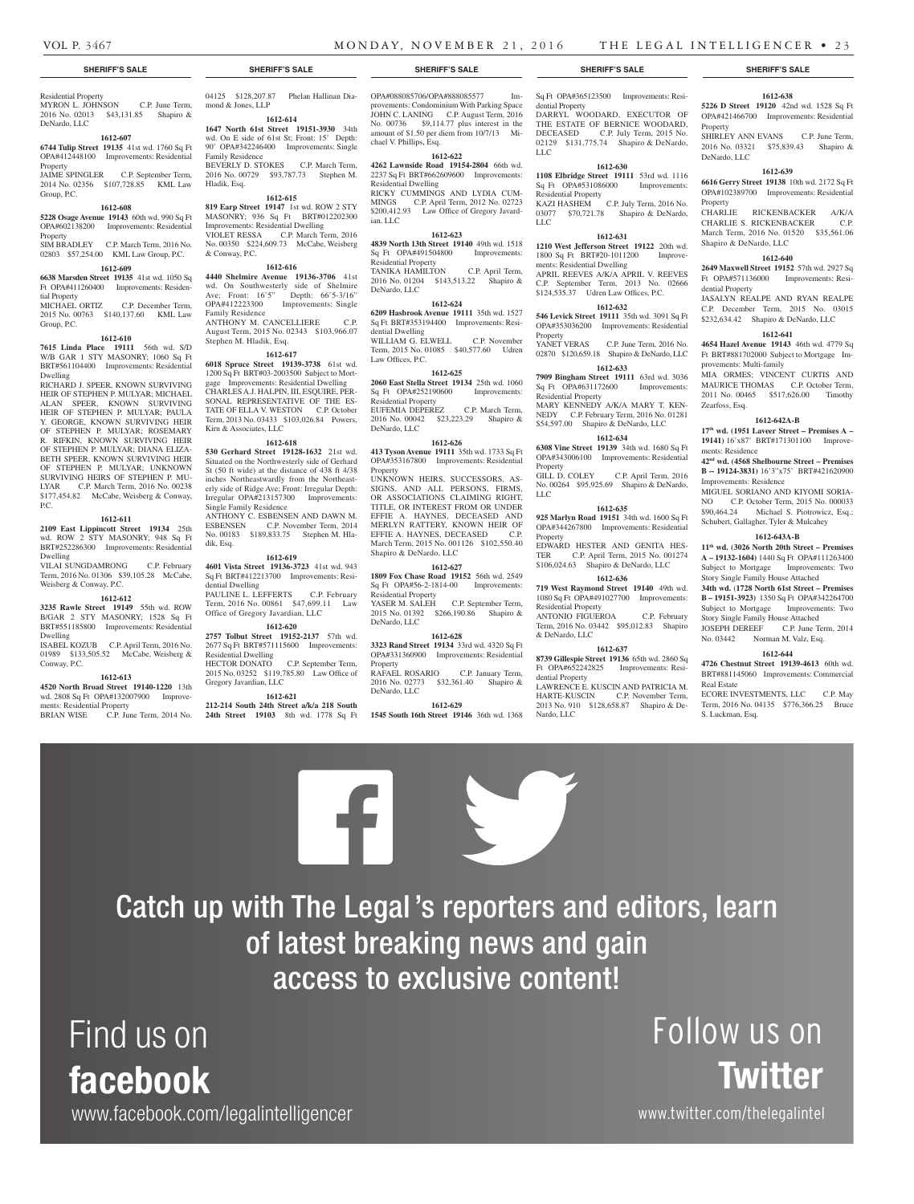## SHERIFF'S SALE

Residential Property
MYRON L. JOHNSON C.P. June Term, 2016 No. 02013 $43,131.85 Shapiro & DeNardo, LLC

**1612-607**

**6744 Tulip Street 19135** 41st wd. 1760 Sq Ft OPA#412448100 Improvements: Residential Property
JAIME SPINGLER C.P. September Term, 2014 No. 02356 $107,728.85 KML Law Group, P.C.

**1612-608**

**5228 Osage Avenue 19143** 60th wd. 990 Sq Ft OPA#602138200 Improvements: Residential Property
SIM BRADLEY C.P. March Term, 2016 No. 02803 $57,254.00 KML Law Group, P.C.

**1612-609**

**6638 Marsden Street 19135** 41st wd. 1050 Sq Ft OPA#411260400 Improvements: Residential Property
MICHAEL ORTIZ C.P. December Term, 2015 No. 00763 $140,137.60 KML Law Group, P.C.

**1612-610**

**7615 Linda Place 19111** 56th wd. S/D W/B GAR 1 STY MASONRY; 1060 Sq Ft BRT#561104400 Improvements: Residential Dwelling
RICHARD J. SPEER, KNOWN SURVIVING HEIR OF STEPHEN P. MULYAR; MICHAEL ALAN SPEER, KNOWN SURVIVING HEIR OF STEPHEN P. MULYAR; PAULA Y. GEORGE, KNOWN SURVIVING HEIR OF STEPHEN P. MULYAR; ROSEMARY R. RIFKIN, KNOWN SURVIVING HEIR OF STEPHEN P. MULYAR; DIANA ELIZABETH SPEER, KNOWN SURVIVING HEIR OF STEPHEN P. MULYAR; UNKNOWN SURVIVING HEIRS OF STEPHEN P. MULYAR C.P. March Term, 2016 No. 00238 $177,454.82 McCabe, Weisberg & Conway, P.C.

**1612-611**

**2109 East Lippincott Street 19134** 25th wd. ROW 2 STY MASONRY; 948 Sq Ft BRT#252286300 Improvements: Residential Dwelling
VILAI SUNGDAMRONG C.P. February Term, 2016 No. 01306 $39,105.28 McCabe, Weisberg & Conway, P.C.

**1612-612**

**3235 Rawle Street 19149** 55th wd. ROW B/GAR 2 STY MASONRY; 1528 Sq Ft BRT#551185800 Improvements: Residential Dwelling
ISABEL KOZUB C.P. April Term, 2016 No. 01989 $133,505.52 McCabe, Weisberg & Conway, P.C.

**1612-613**

**4520 North Broad Street 19140-1220** 13th wd. 2808 Sq Ft OPA#132007900 Improvements: Residential Property
BRIAN WISE C.P. June Term, 2014 No. 04125 $128,207.87 Phelan Hallinan Diamond & Jones, LLP

**1612-614**

**1647 North 61st Street 19151-3930** 34th wd. On E side of 61st St; Front: 15' Depth: 90' OPA#342246400 Improvements: Single Family Residence
BEVERLY D. STOKES C.P. March Term, 2016 No. 00729 $93,787.73 Stephen M. Hladik, Esq.

**1612-615**

**819 Earp Street 19147** 1st wd. ROW 2 STY MASONRY; 936 Sq Ft BRT#012202300 Improvements: Residential Dwelling
VIOLET RESSA C.P. March Term, 2016 No. 00350 $224,609.73 McCabe, Weisberg & Conway, P.C.

**1612-616**

**4440 Shelmire Avenue 19136-3706** 41st wd. On Southwesterly side of Shelmire Ave; Front: 16'5" Depth: 66'5-3/16" OPA#412223300 Improvements: Single Family Residence
ANTHONY M. CANCELLIERE C.P. August Term, 2015 No. 02343 $103,966.07 Stephen M. Hladik, Esq.

**1612-617**

**6018 Spruce Street 19139-3738** 61st wd. 1200 Sq Ft BRT#03-2003500 Subject to Mortgage Improvements: Residential Dwelling
CHARLES A.J. HALPIN, III, ESQUIRE, PERSONAL REPRESENTATIVE OF THE ESTATE OF ELLA V. WESTON C.P. October Term, 2013 No. 03433 $103,026.84 Powers, Kirn & Associates, LLC

**1612-618**

**530 Gerhard Street 19128-1632** 21st wd. Situated on the Northwesterly side of Gerhard St (50 ft wide) at the distance of 438 ft 4/38 inches Northeastwardly from the Northeasterly side of Ridge Ave; Front: Irregular Depth: Irregular OPA#213157300 Improvements: Single Family Residence
ANTHONY C. ESBENSEN AND DAWN M. ESBENSEN C.P. November Term, 2014 No. 00183 $189,833.75 Stephen M. Hladik, Esq.

**1612-619**

**4601 Vista Street 19136-3723** 41st wd. 943 Sq Ft BRT#412213700 Improvements: Residential Dwelling
PAULINE L. LEFFERTS C.P. February Term, 2016 No. 00861 $47,699.11 Law Office of Gregory Javardian, LLC

**1612-620**

**2757 Tolbut Street 19152-2137** 57th wd. 2677 Sq Ft BRT#571115600 Improvements: Residential Dwelling
HECTOR DONATO C.P. September Term, 2015 No. 03252 $119,785.80 Law Office of Gregory Javardian, LLC

**1612-621**

**212-214 South 24th Street a/k/a 218 South 24th Street 19103** 8th wd. 1778 Sq Ft OPA#088085706/OPA#888085577 Improvements: Condominium With Parking Space
JOHN C. LANING C.P. August Term, 2016 No. 00736 $9,114.77 plus interest in the amount of $1.50 per diem from 10/7/13 Michael V. Phillips, Esq.

**1612-622**

**4262 Lawnside Road 19154-2804** 66th wd. 2237 Sq Ft BRT#662609600 Improvements: Residential Dwelling
RICKY CUMMINGS AND LYDIA CUMMINGS C.P. April Term, 2012 No. 02723 $200,412.93 Law Office of Gregory Javardian, LLC

**1612-623**

**4839 North 13th Street 19140** 49th wd. 1518 Sq Ft OPA#491504800 Improvements: Residential Property
TANIKA HAMILTON C.P. April Term, 2016 No. 01204 $143,513.22 Shapiro & DeNardo, LLC

**1612-624**

**6209 Hasbrook Avenue 19111** 35th wd. 1527 Sq Ft BRT#353194400 Improvements: Residential Dwelling
WILLIAM G. ELWELL C.P. November Term, 2015 No. 01085 $40,577.60 Udren Law Offices, P.C.

**1612-625**

**2060 East Stella Street 19134** 25th wd. 1060 Sq Ft OPA#252190600 Improvements: Residential Property
EUFEMIA DEPEREZ C.P. March Term, 2016 No. 00042 $23,223.29 Shapiro & DeNardo, LLC

**1612-626**

**413 Tyson Avenue 19111** 35th wd. 1733 Sq Ft OPA#353167800 Improvements: Residential Property
UNKNOWN HEIRS, SUCCESSORS, ASSIGNS, AND ALL PERSONS, FIRMS, OR ASSOCIATIONS CLAIMING RIGHT, TITLE, OR INTEREST FROM OR UNDER EFFIE A. HAYNES, DECEASED AND MERLYN RATTERY, KNOWN HEIR OF EFFIE A. HAYNES, DECEASED C.P. March Term, 2015 No. 001126 $102,550.40 Shapiro & DeNardo, LLC

**1612-627**

**1809 Fox Chase Road 19152** 56th wd. 2549 Sq Ft OPA#56-2-1814-00 Improvements: Residential Property
YASER M. SALEH C.P. September Term, 2015 No. 01392 $266,190.86 Shapiro & DeNardo, LLC

**1612-628**

**3323 Rand Street 19134** 33rd wd. 4320 Sq Ft OPA#331360900 Improvements: Residential Property
RAFAEL ROSARIO C.P. January Term, 2016 No. 02773 $32,361.40 Shapiro & DeNardo, LLC

**1612-629**

**1545 South 16th Street 19146** 36th wd. 1368 Sq Ft OPA#365123500 Improvements: Residential Property
DARRYL WOODARD, EXECUTOR OF THE ESTATE OF BERNICE WOODARD, DECEASED C.P. July Term, 2015 No. 02129 $131,775.74 Shapiro & DeNardo, LLC

**1612-630**

**1108 Elbridge Street 19111** 53rd wd. 1116 Sq Ft OPA#531086000 Improvements: Residential Property
KAZI HASHEM C.P. July Term, 2016 No. 03077 $70,721.78 Shapiro & DeNardo, LLC

**1612-631**

**1210 West Jefferson Street 19122** 20th wd. 1800 Sq Ft BRT#20-1011200 Improvements: Residential Dwelling
APRIL REEVES A/K/A APRIL V. REEVES C.P. September Term, 2013 No. 02666 $124,535.37 Udren Law Offices, P.C.

**1612-632**

**546 Levick Street 19111** 35th wd. 3091 Sq Ft OPA#353036200 Improvements: Residential Property
YANET VERAS C.P. June Term, 2016 No. 02870 $120,659.18 Shapiro & DeNardo, LLC

**1612-633**

**7909 Bingham Street 19111** 63rd wd. 3036 Sq Ft OPA#631172600 Improvements: Residential Property
MARY KENNEDY A/K/A MARY T. KENNEDY C.P. February Term, 2016 No. 01281 $54,597.00 Shapiro & DeNardo, LLC

**1612-634**

**6308 Vine Street 19139** 34th wd. 1680 Sq Ft OPA#343006100 Improvements: Residential Property
GILL D. COLEY C.P. April Term, 2016 No. 00264 $95,925.69 Shapiro & DeNardo, LLC

**1612-635**

**925 Marlyn Road 19151** 34th wd. 1600 Sq Ft OPA#344267800 Improvements: Residential Property
EDWARD HESTER AND GENITA HESTER C.P. April Term, 2015 No. 001274 $106,024.63 Shapiro & DeNardo, LLC

**1612-636**

**719 West Raymond Street 19140** 49th wd. 1080 Sq Ft OPA#491027700 Improvements: Residential Property
ANTONIO FIGUEROA C.P. February Term, 2016 No. 03442 $95,012.83 Shapiro & DeNardo, LLC

**1612-637**

**8739 Gillespie Street 19136** 65th wd. 2860 Sq Ft OPA#652242825 Improvements: Residential Property
LAWRENCE E. KUSCIN AND PATRICIA M. HARTE-KUSCIN C.P. November Term, 2013 No. 910 $128,658.87 Shapiro & DeNardo, LLC

**1612-638**

**5226 D Street 19120** 42nd wd. 1528 Sq Ft OPA#421466700 Improvements: Residential Property
SHIRLEY ANN EVANS C.P. June Term, 2016 No. 03321 $75,839.43 Shapiro & DeNardo, LLC

**1612-639**

**6616 Gerry Street 19138** 10th wd. 2172 Sq Ft OPA#102389700 Improvements: Residential Property
CHARLIE RICKENBACKER A/K/A CHARLIE S. RICKENBACKER C.P. March Term, 2016 No. 01520 $35,561.06 Shapiro & DeNardo, LLC

**1612-640**

**2649 Maxwell Street 19152** 57th wd. 2927 Sq Ft OPA#571136000 Improvements: Residential Property
JASALYN REALPE AND RYAN REALPE C.P. December Term, 2015 No. 03015 $232,634.42 Shapiro & DeNardo, LLC

**1612-641**

**4654 Hazel Avenue 19143** 46th wd. 4779 Sq Ft BRT#881702000 Subject to Mortgage Improvements: Multi-family
MIA ORMES; VINCENT CURTIS AND MAURICE THOMAS C.P. October Term, 2011 No. 00465 $517,626.00 Timothy Zearfoss, Esq.

**1612-642A-B**

**17th wd. (1951 Laveer Street – Premises A – 19141)** 16'x87' BRT#171301100 Improvements: Residence
**42nd wd. (4568 Shelbourne Street – Premises B – 19124-3831)** 16'3"x75' BRT#421620900 Improvements: Residence
MIGUEL SORIANO AND KIYOMI SORIANO C.P. October Term, 2015 No. 000033 $90,464.24 Michael S. Piotrowicz, Esq.; Schubert, Gallagher, Tyler & Mulcahey

**1612-643A-B**

**11th wd. (3026 North 20th Street – Premises A – 19132-1604)** 1440 Sq Ft OPA#111263400 Subject to Mortgage Improvements: Two Story Single Family House Attached
**34th wd. (1728 North 61st Street – Premises B – 19151-3923)** 1350 Sq Ft OPA#342264700 Subject to Mortgage Improvements: Two Story Single Family House Attached
JOSEPH DEREEF C.P. June Term, 2014 No. 03442 Norman M. Valz, Esq.

**1612-644**

**4726 Chestnut Street 19139-4613** 60th wd. BRT#881145060 Improvements: Commercial Real Estate
ECORE INVESTMENTS, LLC C.P. May Term, 2016 No. 04135 $776,366.25 Bruce S. Luckman, Esq.

Catch up with The Legal's reporters and editors, learn of latest breaking news and gain access to exclusive content!

Find us on **facebook**
www.facebook.com/legalintelligencer

Follow us on **Twitter**
www.twitter.com/thelegalintel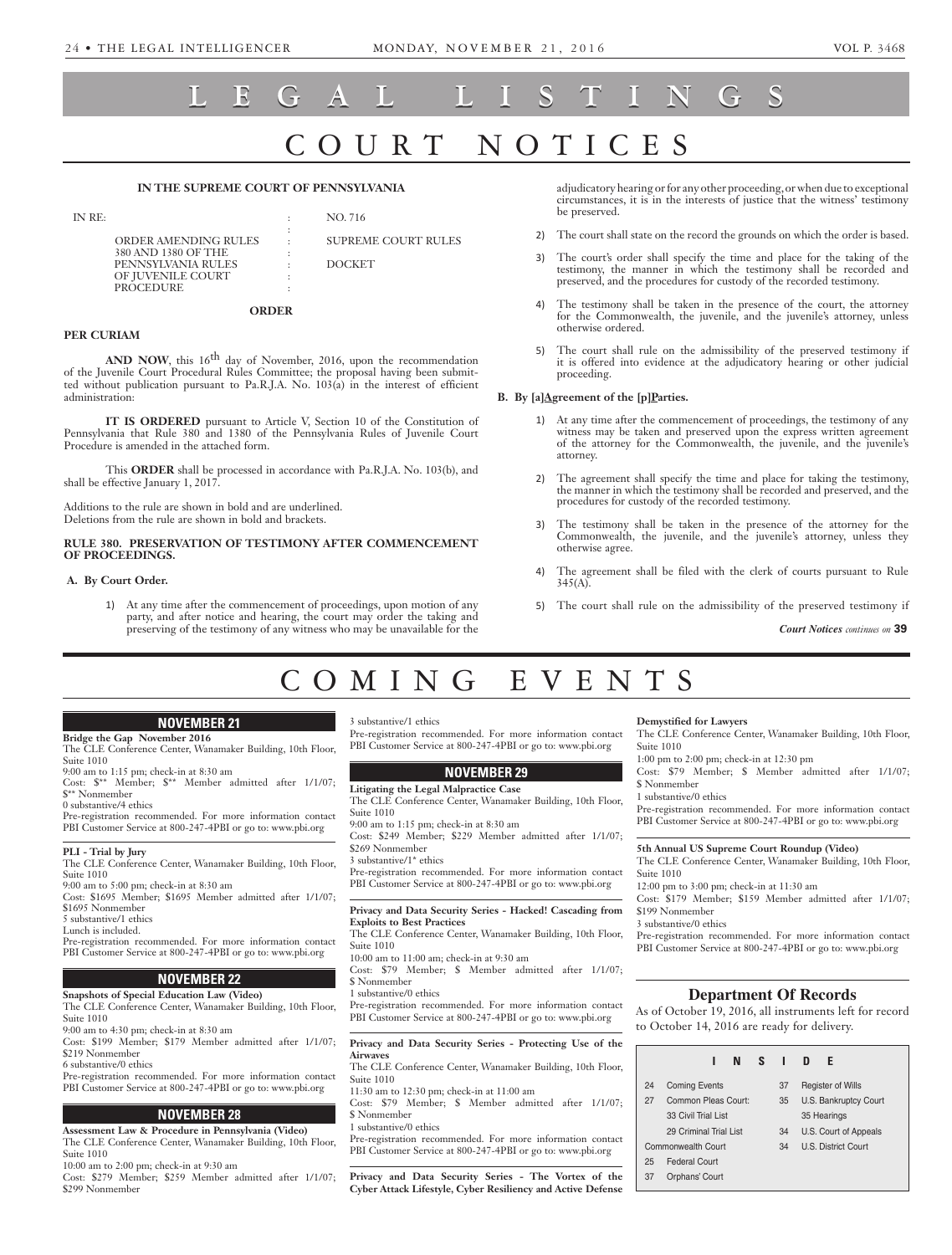# LEGAL LISTINGS

## COURT NOTICES

**IN THE SUPREME COURT OF PENNSYLVANIA**

| IN RE: | : | NO. 716 |
|---|---|---|
| | : | |
| ORDER AMENDING RULES 380 AND 1380 OF THE PENNSYLVANIA RULES OF JUVENILE COURT PROCEDURE | : | SUPREME COURT RULES DOCKET |

**ORDER**

**PER CURIAM**

**AND NOW**, this 16th day of November, 2016, upon the recommendation of the Juvenile Court Procedural Rules Committee; the proposal having been submitted without publication pursuant to Pa.R.J.A. No. 103(a) in the interest of efficient administration:

**IT IS ORDERED** pursuant to Article V, Section 10 of the Constitution of Pennsylvania that Rule 380 and 1380 of the Pennsylvania Rules of Juvenile Court Procedure is amended in the attached form.

This **ORDER** shall be processed in accordance with Pa.R.J.A. No. 103(b), and shall be effective January 1, 2017.

Additions to the rule are shown in bold and are underlined.
Deletions from the rule are shown in bold and brackets.

**RULE 380. PRESERVATION OF TESTIMONY AFTER COMMENCEMENT OF PROCEEDINGS.**

**A. By Court Order.**

1) At any time after the commencement of proceedings, upon motion of any party, and after notice and hearing, the court may order the taking and preserving of the testimony of any witness who may be unavailable for the adjudicatory hearing or for any other proceeding, or when due to exceptional circumstances, it is in the interests of justice that the witness' testimony be preserved.

2) The court shall state on the record the grounds on which the order is based.

3) The court's order shall specify the time and place for the taking of the testimony, the manner in which the testimony shall be recorded and preserved, and the procedures for custody of the recorded testimony.

4) The testimony shall be taken in the presence of the court, the attorney for the Commonwealth, the juvenile, and the juvenile's attorney, unless otherwise ordered.

5) The court shall rule on the admissibility of the preserved testimony if it is offered into evidence at the adjudicatory hearing or other judicial proceeding.

**B. By [a]<u>A</u>greement of the [p]<u>P</u>arties.**

1) At any time after the commencement of proceedings, the testimony of any witness may be taken and preserved upon the express written agreement of the attorney for the Commonwealth, the juvenile, and the juvenile's attorney.

2) The agreement shall specify the time and place for taking the testimony, the manner in which the testimony shall be recorded and preserved, and the procedures for custody of the recorded testimony.

3) The testimony shall be taken in the presence of the attorney for the Commonwealth, the juvenile, and the juvenile's attorney, unless they otherwise agree.

4) The agreement shall be filed with the clerk of courts pursuant to Rule 345(A).

5) The court shall rule on the admissibility of the preserved testimony if

*Court Notices continues on* **39**

## COMING EVENTS

### NOVEMBER 21

**Bridge the Gap November 2016**
The CLE Conference Center, Wanamaker Building, 10th Floor, Suite 1010
9:00 am to 1:15 pm; check-in at 8:30 am
Cost: $** Member; $** Member admitted after 1/1/07; $** Nonmember
0 substantive/4 ethics
Pre-registration recommended. For more information contact PBI Customer Service at 800-247-4PBI or go to: www.pbi.org

**PLI - Trial by Jury**
The CLE Conference Center, Wanamaker Building, 10th Floor, Suite 1010
9:00 am to 5:00 pm; check-in at 8:30 am
Cost: $1695 Member; $1695 Member admitted after 1/1/07; $1695 Nonmember
5 substantive/1 ethics
Lunch is included.
Pre-registration recommended. For more information contact PBI Customer Service at 800-247-4PBI or go to: www.pbi.org

### NOVEMBER 22

**Snapshots of Special Education Law (Video)**
The CLE Conference Center, Wanamaker Building, 10th Floor, Suite 1010
9:00 am to 4:30 pm; check-in at 8:30 am
Cost: $199 Member; $179 Member admitted after 1/1/07; $219 Nonmember
6 substantive/0 ethics
Pre-registration recommended. For more information contact PBI Customer Service at 800-247-4PBI or go to: www.pbi.org

### NOVEMBER 28

**Assessment Law & Procedure in Pennsylvania (Video)**
The CLE Conference Center, Wanamaker Building, 10th Floor, Suite 1010
10:00 am to 2:00 pm; check-in at 9:30 am
Cost: $279 Member; $259 Member admitted after 1/1/07; $299 Nonmember
3 substantive/1 ethics
Pre-registration recommended. For more information contact PBI Customer Service at 800-247-4PBI or go to: www.pbi.org

### NOVEMBER 29

**Litigating the Legal Malpractice Case**
The CLE Conference Center, Wanamaker Building, 10th Floor, Suite 1010
9:00 am to 1:15 pm; check-in at 8:30 am
Cost: $249 Member; $229 Member admitted after 1/1/07; $269 Nonmember
3 substantive/1* ethics
Pre-registration recommended. For more information contact PBI Customer Service at 800-247-4PBI or go to: www.pbi.org

**Privacy and Data Security Series - Hacked! Cascading from Exploits to Best Practices**
The CLE Conference Center, Wanamaker Building, 10th Floor, Suite 1010
10:00 am to 11:00 am; check-in at 9:30 am
Cost: $79 Member; $ Member admitted after 1/1/07; $ Nonmember
1 substantive/0 ethics
Pre-registration recommended. For more information contact PBI Customer Service at 800-247-4PBI or go to: www.pbi.org

**Privacy and Data Security Series - Protecting Use of the Airwaves**
The CLE Conference Center, Wanamaker Building, 10th Floor, Suite 1010
11:30 am to 12:30 pm; check-in at 11:00 am
Cost: $79 Member; $ Member admitted after 1/1/07; $ Nonmember
1 substantive/0 ethics
Pre-registration recommended. For more information contact PBI Customer Service at 800-247-4PBI or go to: www.pbi.org

**Privacy and Data Security Series - The Vortex of the Cyber Attack Lifestyle, Cyber Resiliency and Active Defense Demystified for Lawyers**
The CLE Conference Center, Wanamaker Building, 10th Floor, Suite 1010
1:00 pm to 2:00 pm; check-in at 12:30 pm
Cost: $79 Member; $ Member admitted after 1/1/07; $ Nonmember
1 substantive/0 ethics
Pre-registration recommended. For more information contact PBI Customer Service at 800-247-4PBI or go to: www.pbi.org

**5th Annual US Supreme Court Roundup (Video)**
The CLE Conference Center, Wanamaker Building, 10th Floor, Suite 1010
12:00 pm to 3:00 pm; check-in at 11:30 am
Cost: $179 Member; $159 Member admitted after 1/1/07; $199 Nonmember
3 substantive/0 ethics
Pre-registration recommended. For more information contact PBI Customer Service at 800-247-4PBI or go to: www.pbi.org

### Department Of Records

As of October 19, 2016, all instruments left for record to October 14, 2016 are ready for delivery.

### INSIDE

| | | | |
|---|---|---|---|
| 24 | Coming Events | 37 | Register of Wills |
| 27 | Common Pleas Court: | 35 | U.S. Bankruptcy Court |
| | 33 Civil Trial List | | 35 Hearings |
| | 29 Criminal Trial List | 34 | U.S. Court of Appeals |
| | Commonwealth Court | 34 | U.S. District Court |
| 25 | Federal Court | | |
| 37 | Orphans' Court | | |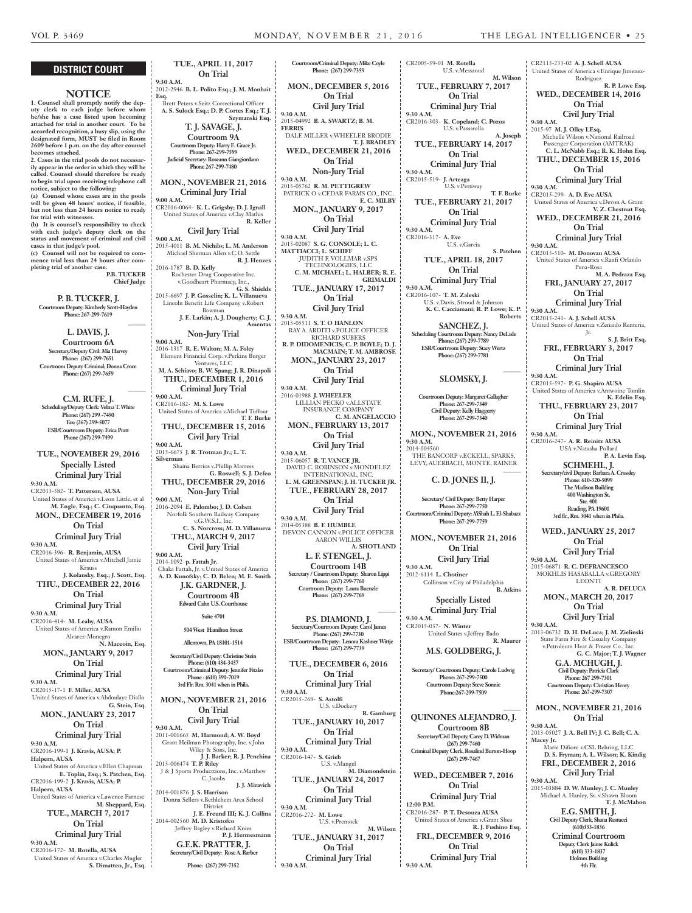## DISTRICT COURT

### NOTICE

**1. Counsel shall promptly notify the deputy clerk to each judge before whom he/she has a case listed upon becoming attached for trial in another court. To be accorded recognition, a busy slip, using the designated form, MUST be filed in Room 2609 before 1 p.m. on the day after counsel becomes attached.**

**2. Cases in the trial pools do not necessarily appear in the order in which they will be called. Counsel should therefore be ready to begin trial upon receiving telephone call notice, subject to the following:**

**(a) Counsel whose cases are in the pools will be given 48 hours' notice, if feasible, but not less than 24 hours notice to ready for trial with witnesses.**

**(b) It is counsel's responsibility to check with each judge's deputy clerk on the status and movement of criminal and civil cases in that judge's pool.**

**(c) Counsel will not be required to commence trial less than 24 hours after completing trial of another case.**

**P.B. TUCKER**
**Chief Judge**

### P. B. TUCKER, J.

**Courtroom Deputy: Kimberly Scott-Hayden**
**Phone: 267-299-7619**

### L. DAVIS, J.

**Courtroom 6A**
**Secretary/Deputy Civil: Mia Harvey**
**Phone: (267) 299-7651**
**Courtroom Deputy Criminal; Donna Croce**
**Phone: (267) 299-7659**

### C.M. RUFE, J.

**Scheduling/Deputy Clerk: Velma T. White**
**Phone: (267) 299 -7490**
**Fax: (267) 299-5077**
**ESR/Courtroom Deputy: Erica Pratt**
**Phone (267) 299-7499**

**TUE., NOVEMBER 29, 2016**
**Specially Listed**
**Criminal Jury Trial**

**9:30 A.M.**
CR2013-582- **T. Patterson, AUSA**
United States of America v.Leon Little, et al
**M. Engle, Esq.; C. Cinquanto, Esq.**

**MON., DECEMBER 19, 2016**
**On Trial**
**Criminal Jury Trial**

**9:30 A.M.**
CR2016-396- **R. Benjamin, AUSA**
United States of America v.Mitchell Jamie Krauss
**J. Kolansky, Esq.; J. Scott, Esq.**

**THU., DECEMBER 22, 2016**
**On Trial**
**Criminal Jury Trial**

**9:30 A.M.**
CR2016-414- **M. Leahy, AUSA**
United States of America v.Ramon Emilio Alvarez-Monegro
**N. Maceoin, Esq.**

**MON., JANUARY 9, 2017**
**On Trial**
**Criminal Jury Trial**

**9:30 A.M.**
CR2015-17-1 **F. Miller, AUSA**
United States of America v.Abdoulaye Diallo
**G. Stein, Esq.**

**MON., JANUARY 23, 2017**
**On Trial**
**Criminal Jury Trial**

**9:30 A.M.**
CR2016-199-1 **J. Kravis, AUSA; P. Halpern, AUSA**
United States of America v.Ellen Chapman
**E. Toplin, Esq.; S. Patchen, Esq.**
CR2016-199-2 **J. Kravis, AUSA; P. Halpern, AUSA**
United States of America v.Lawrence Farnese
**M. Sheppard, Esq.**

**TUE., MARCH 7, 2017**
**On Trial**
**Criminal Jury Trial**

**9:30 A.M.**
CR2016-172- **M. Rotella, AUSA**
United States of America v.Charles Mugler
**S. Dimatteo, Jr., Esq.**

**TUE., APRIL 11, 2017**
**On Trial**

**9:30 A.M.**
2012-2946 **B. L. Polito Esq.; J. M. Monhait Esq.**
Brett Peters v.Seitz Correctional Officer
**A. S. Sulock Esq.; D. P. Cortes Esq.; T. J. Szymanski Esq.**

### T. J. SAVAGE, J.

**Courtroom 9A**
**Courtroom Deputy: Harry E. Grace Jr.**
**Phone: 267-299-7599**
**Judicial Secretary: Roseann Giangiordano**
**Phone 267-299-7480**

**MON., NOVEMBER 21, 2016**
**Criminal Jury Trial**

**9:00 A.M.**
CR2016-0064- **K. L. Grigsby; D. J. Ignall**
United States of America v.Clay Mathis
**R. Keller**

**Civil Jury Trial**

**9:00 A.M.**
2015-4011 **B. M. Nichilo; L. M. Anderson**
Michael Sherman Allen v.C.O. Settle
**R. J. Henzes**
2016-1787 **B. D. Kelly**
Rochester Drug Cooperative Inc. v.Goodheart Pharmacy, Inc.,
**G. S. Shields**
2015-6697 **J. P. Gosselin; K. L. Villanueva**
Lincoln Benefit Life Company v.Robert Bowman
**J. E. Larkin; A. J. Dougherty; C. J. Amentas**

**Non-Jury Trial**

**9:00 A.M.**
2016-1317 **R. E. Walton; M. A. Foley**
Element Financial Corp. v.Perkins Burger Ventures, LLC
**M. A. Schiavo; B. W. Spang; J. R. Dinapoli**

**THU., DECEMBER 1, 2016**
**Criminal Jury Trial**

**9:00 A.M.**
CR2016-182- **M. S. Lowe**
United States of America v.Michael Tuffour
**T. F. Burke**

**THU., DECEMBER 15, 2016**
**Civil Jury Trial**

**9:00 A.M.**
2015-6675 **J. R. Trotman Jr.; L. T. Silverman**
Shaina Berrios v.Phillip Marress
**G. Roswell; S. J. Defeo**

**THU., DECEMBER 29, 2016**
**Non-Jury Trial**

**9:00 A.M.**
2016-2094 **E. Palombo; J. D. Cohen**
Norfolk Southern Railway Company v.G.W.S.I., Inc.
**C. S. Norcross; M. D. Villanueva**

**THU., MARCH 9, 2017**
**Civil Jury Trial**

**9:00 A.M.**
2014-1092 **p. Fattah Jr.**
Chaka Fattah, Jr. v.United States of America
**A. D. Kunofsky; C. D. Belen; M. E. Smith**

### J.K. GARDNER, J.

**Courtroom 4B**
**Edward Cahn U.S. Courthouse**
**Suite 4701**
**504 West Hamilton Street**
**Allentown, PA 18101-1514**
**Secretary/Civil Deputy: Christine Stein**
**Phone: (610) 434-3457**
**Courtroom/Criminal Deputy: Jennifer Fitzko**
**Phone : (610) 391-7019**
**3rd Flr. Rm. 3041 when in Phila.**

**MON., NOVEMBER 21, 2016**
**On Trial**
**Civil Jury Trial**

**9:30 A.M.**
2011-001665 **M. Harmond; A. W. Boyd**
Grant Heilman Photography, Inc. v.John Wiley & Sons, Inc.
**J. J. Barker; R. J. Penchina**
2013-006474 **T. P. Riley**
J & J Sports Producttions, Inc. v.Matthew C. Jacobs
**J. J. Miravich**
2014-001876 **J. S. Harrison**
Donna Sellers v.Bethlehem Area School District
**J. E. Freund III; K. J. Collins**
2014-002560 **M. D. Kristofco**
Jeffrey Bagley v.Richard Knies
**P. J. Hermesmann**

### G.E.K. PRATTER, J.

**Secretary/Civil Deputy: Rose A. Barber**
**Phone: (267) 299-7352**
**Courtroom/Criminal Deputy: Mike Coyle**
**Phone: (267) 299-7359**

**MON., DECEMBER 5, 2016**
**On Trial**
**Civil Jury Trial**

**9:30 A.M.**
2015-04992 **B. A. SWARTZ; B. M. FERRIS**
DALE MILLER v.WHEELER BRODIE
**T. J. BRADLEY**

**WED., DECEMBER 21, 2016**
**On Trial**
**Non-Jury Trial**

**9:30 A.M.**
2015-05762 **R. M. PETTIGREW**
PATRICK O v.CEDAR FARMS CO., INC.
**E. C. MILBY**

**MON., JANUARY 9, 2017**
**On Trial**
**Civil Jury Trial**

**9:30 A.M.**
2015-02087 **S. G. CONSOLE; L. C. MATTIACCI; L. SCHIFF**
JUDITH F. VOLLMAR v.SPS TECHNOLOGIES, LLC
**C. M. MICHAEL; L. HALBER; R. E. GRIMALDI**

**TUE., JANUARY 17, 2017**
**On Trial**
**Civil Jury Trial**

**9:30 A.M.**
2015-05511 **S. T. O HANLON**
RAY A. ARDITI v.POLICE OFFICER RICHARD SUBERS
**R. P. DIDOMENICIS; C. P. BOYLE; D. J. MACMAIN; T. M. AMBROSE**

**MON., JANUARY 23, 2017**
**On Trial**
**Civil Jury Trial**

**9:30 A.M.**
2016-01988 **J. WHEELER**
LILLIAN PECKO v.ALLSTATE INSURANCE COMPANY
**C. M. ANGELACCIO**

**MON., FEBRUARY 13, 2017**
**On Trial**
**Civil Jury Trial**

**9:30 A.M.**
2015-06057 **R. T. VANCE JR.**
DAVID C. ROBINSON v.MONDELEZ INTERNATIONAL, INC.
**L. M. GREENSPAN; J. H. TUCKER JR.**

**TUE., FEBRUARY 28, 2017**
**On Trial**
**Civil Jury Trial**

**9:30 A.M.**
2014-05388 **B. F. HUMBLE**
DEVON CANNON v.POLICE OFFICER AARON WILLIS
**A. SHOTLAND**

### L. F. STENGEL, J.

**Courtroom 14B**
**Secretary / Courtroom Deputy: Sharon Lippi**
**Phone: (267) 299-7760**
**Courtroom Deputy: Laura Buenzle**
**Phone: (267) 299-7769**

### P.S. DIAMOND, J.

**Secretary/Courtroom Deputy: Carol James**
**Phone: (267) 299-7730**
**ESR/Courtroom Deputy: Lenora Kashner Wittje**
**Phone: (267) 299-7739**

**TUE., DECEMBER 6, 2016**
**On Trial**
**Criminal Jury Trial**

**9:30 A.M.**
CR2015-269- **S. Astolfi**
U.S. v.Dockery
**R. Gamburg**

**TUE., JANUARY 10, 2017**
**On Trial**
**Criminal Jury Trial**

**9:30 A.M.**
CR2016-147- **S. Grieb**
U.S. v.Mangel
**M. Diamondstein**

**TUE., JANUARY 24, 2017**
**On Trial**
**Criminal Jury Trial**

**9:30 A.M.**
CR2016-272- **M. Lowe**
U.S. v.Premock
**M. Wilson**

**TUE., JANUARY 31, 2017**
**On Trial**
**Criminal Jury Trial**

**9:30 A.M.**
CR2005-59-01 **M. Rotella**
U.S. v.Messaoud
**M. Wilson**

**TUE., FEBRUARY 7, 2017**
**On Trial**
**Criminal Jury Trial**

**9:30 A.M.**
CR2016-303- **K. Copeland; C. Pozos**
U.S. v.Passarella
**A. Joseph**

**TUE., FEBRUARY 14, 2017**
**On Trial**
**Criminal Jury Trial**

**9:30 A.M.**
CR2015-519- **J. Arteaga**
U.S. v.Pettiway
**T. F. Burke**

**TUE., FEBRUARY 21, 2017**
**On Trial**
**Criminal Jury Trial**

**9:30 A.M.**
CR2016-317- **A. Eve**
U.S. v.Garcia
**S. Patchen**

**TUE., APRIL 18, 2017**
**On Trial**
**Criminal Jury Trial**

**9:30 A.M.**
CR2016-107- **T. M. Zaleski**
U.S. v.Davis, Stroud & Johnson
**K. C. Cacciamani; R. P. Lowe; K. P. Roberts**

### SANCHEZ, J.

**Scheduling Courtroom Deputy: Nancy DeLisle**
**Phone: (267) 299-7789**
**ESR/Courtroom Deputy: Stacy Wertz**
**Phone: (267) 299-7781**

### SLOMSKY, J.

**Courtroom Deputy: Margaret Gallagher**
**Phone: 267-299-7349**
**Civil Deputy: Kelly Haggerty**
**Phone: 267-299-7340**

**MON., NOVEMBER 21, 2016**

**9:30 A.M.**
2014-004560
THE BANCORP v.ECKELL, SPARKS, LEVY, AUERBACH, MONTE, RAINER

### C. D. JONES II, J.

**Secretary/ Civil Deputy: Betty Harper**
**Phone: 267-299-7750**
**Courtroom/Criminal Deputy: AiShah L. El-Shabazz**
**Phone: 267-299-7759**

**MON., NOVEMBER 21, 2016**
**On Trial**
**Civil Jury Trial**

**9:30 A.M.**
2012-6114 **L. Chotiner**
Collinson v.City of Philadelphia
**B. Atkins**

**Specially Listed**
**Criminal Jury Trial**

**9:30 A.M.**
CR2015-037- **N. Winter**
United States v.Jeffrey Bado
**R. Maurer**

### M.S. GOLDBERG, J.

**Secretary/ Courtroom Deputy; Carole Ludwig**
**Phone: 267-299-7500**
**Courtroom Deputy: Steve Sonnie**
**Phone:267-299-7509**

### QUINONES ALEJANDRO, J.

**Courtroom 8B**
**Secretary/Civil Deputy, Carey D. Widman**
**(267) 299-7460**
**Criminal Deputy Clerk, Rosalind Burton-Hoop**
**(267) 299-7467**

**WED., DECEMBER 7, 2016**
**On Trial**
**Criminal Jury Trial**

**12:00 P.M.**
CR2016-287- **P. T. Desouza AUSA**
United States of America v.Grant Shea
**R. J. Fushino Esq.**

**FRI., DECEMBER 9, 2016**
**On Trial**
**Criminal Jury Trial**

**9:30 A.M.**
CR2115-233-02 **A. J. Schell AUSA**
United States of America v.Enrique Jimenez-Rodriguez
**R. P. Lowe Esq.**

**WED., DECEMBER 14, 2016**
**On Trial**
**Civil Jury Trial**

**9:30 A.M.**
2015-97 **M. J. Olley I.Esq.**
Michelle Wilson v.National Railroad Passenger Corporation (AMTRAK)
**C. L. McNabb Esq.; R. K. Hohn Esq.**

**THU., DECEMBER 15, 2016**
**On Trial**
**Criminal Jury Trial**

**9:30 A.M.**
CR2015-299- **A. D. Eve AUSA**
United States of America v.Devon A. Grant
**V. Z. Chestnut Esq.**

**WED., DECEMBER 21, 2016**
**On Trial**
**Criminal Jury Trial**

**9:30 A.M.**
CR2015-510- **M. Donovan AUSA**
United States of America v.Ranfi Orlando Pena-Rosa
**M. A. Pedraza Esq.**

**FRI., JANUARY 27, 2017**
**On Trial**
**Criminal Jury Trial**

**9:30 A.M.**
CR2015-241- **A. J. Schell AUSA**
United States of America v.Zenaido Renteria, Jr.
**S. J. Britt Esq.**

**FRI., FEBRUARY 3, 2017**
**On Trial**
**Criminal Jury Trial**

**9:30 A.M.**
CR2015-597- **P. G. Shapiro AUSA**
United States of America v.Antwoine Tomlin
**K. Edelin Esq.**

**THU., FEBRUARY 23, 2017**
**On Trial**
**Criminal Jury Trial**

**9:30 A.M.**
CR2016-247- **A. R. Reinitz AUSA**
USA v.Natasha Pollard
**P. A. Levin Esq.**

### SCHMEHL, J.

**Secretary/civil Deputy: Barbara A. Crossley**
**Phone: 610-320-5099**
**The Madison Building**
**400 Washington St.**
**Ste. 401**
**Reading, PA 19601**
**3rd flr., Rm. 3041 when in Phila.**

**WED., JANUARY 25, 2017**
**On Trial**
**Civil Jury Trial**

**9:30 A.M.**
2015-06871 **R. C. DEFRANCESCO**
MOKHLIS HASABALLA v.GREGORY LEONTI
**A. R. DELUCA**

**MON., MARCH 20, 2017**
**On Trial**
**Civil Jury Trial**

**9:30 A.M.**
2013-06732 **D. H. DeLuca; J. M. Zielinski**
State Farm Fire & Casualty Company v.Petroleum Heat & Power Co., Inc.
**G. C. Major; T. J. Wagner**

### G.A. MCHUGH, J.

**Civil Deputy: Patricia Clark**
**Phone: 267 299-7301**
**Courtroom Deputy: Christian Henry**
**Phone: 267-299-7307**

**MON., NOVEMBER 21, 2016**
**On Trial**

**9:30 A.M.**
2013-05027 **J. A. Bell IV; J. C. Bell; C. A. Macey Jr.**
Marie Difiore v.CSL Behring, LLC
**D. S. Fryman; A. L. Wilson; K. Kindig**

**FRI., DECEMBER 2, 2016**
**Civil Jury Trial**

**9:30 A.M.**
2015-03884 **D. W. Munley; J. C. Munley**
Michael A. Hanley, Sr. v.Shawn Bloom
**T. J. McMahon**

### E.G. SMITH, J.

**Civil Deputy Clerk, Shana Restucci**
**(610)333-1836**
**Criminal Courtroom**
**Deputy Clerk Jaime Kulick**
**(610) 333-1837**
**Holmes Building**
**4th Flr.**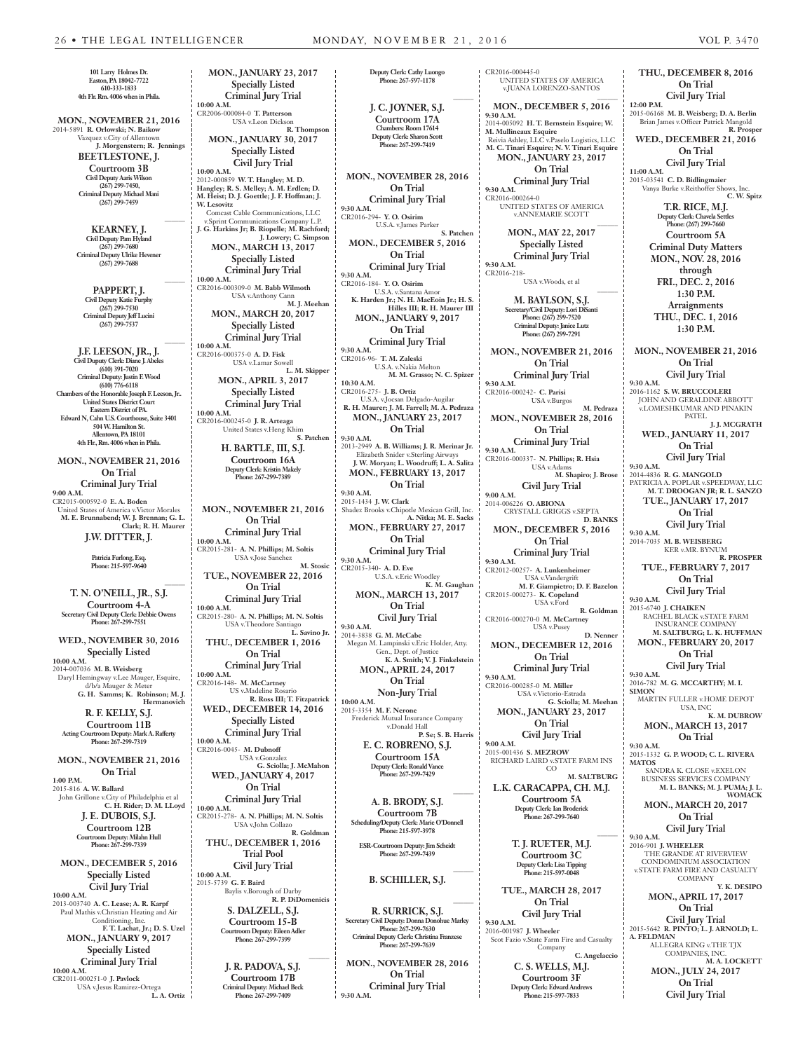101 Larry Holmes Dr.
Easton, PA 18042-7722
610-333-1833
4th Flr. Rm. 4006 when in Phila.

**MON., NOVEMBER 21, 2016**
2014-5891 **R. Orlowski; N. Baikow**
Vazquez v.City of Allentown
**J. Morgenstern; R. Jennings**

**BEETLESTONE, J.**
**Courtroom 3B**
Civil Deputy Aaris Wilson
(267) 299-7450,
Criminal Deputy Michael Mani
(267) 299-7459

**KEARNEY, J.**
Civil Deputy Pam Hyland
(267) 299-7680
Criminal Deputy Ulrike Hevener
(267) 299-7688

**PAPPERT, J.**
Civil Deputy Katie Furphy
(267) 299-7530
Criminal Deputy Jeff Lucini
(267) 299-7537

**J.F. LEESON, JR., J.**
Civil Duputy Clerk: Diane J. Abeles
(610) 391-7020
Criminal Deputy: Justin F. Wood
(610) 776-6118
Chambers of the Honorable Joseph F. Leeson, Jr..
United States District Court
Eastern District of PA.
Edward N, Cahn U.S. Courthouse, Suite 3401
504 W. Hamilton St.
Allentown, PA 18101
4th Flr., Rm. 4006 when in Phila.

**MON., NOVEMBER 21, 2016**
**On Trial**
**Criminal Jury Trial**
**9:00 A.M.**
CR2015-000592-0 **E. A. Boden**
United States of America v.Victor Morales
**M. E. Brunnabend; W. J. Brennan; G. L. Clark; R. H. Maurer**

**J.W. DITTER, J.**
Patricia Furlong, Esq.
Phone: 215-597-9640

**T. N. O'NEILL, JR., S.J.**
**Courtroom 4-A**
Secretary Civil Deputy Clerk: Debbie Owens
Phone: 267-299-7551

**WED., NOVEMBER 30, 2016**
**Specially Listed**
**10:00 A.M.**
2014-007036 **M. B. Weisberg**
Daryl Hemingway v.Lee Mauger, Esquire, d/b/a Mauger & Meter
**G. H. Samms; K. Robinson; M. J. Hermanovich**

**R. F. KELLY, S.J.**
**Courtroom 11B**
Acting Courtroom Deputy: Mark A. Rafferty
Phone: 267-299-7319

**MON., NOVEMBER 21, 2016**
**On Trial**
**1:00 P.M.**
2015-816 **A. W. Ballard**
John Grillone v.City of Philadelphia et al
**C. H. Rider; D. M. LLoyd**

**J. E. DUBOIS, S.J.**
**Courtroom 12B**
Courtroom Deputy: Milahn Hull
Phone: 267-299-7339

**MON., DECEMBER 5, 2016**
**Specially Listed**
**Civil Jury Trial**
**10:00 A.M.**
2013-003740 **A. C. Lease; A. R. Karpf**
Paul Mathis v.Christian Heating and Air Conditioning, Inc.
**F. T. Lachat, Jr.; D. S. Uzel**

**MON., JANUARY 9, 2017**
**Specially Listed**
**Criminal Jury Trial**
**10:00 A.M.**
CR2011-000251-0 **J. Pavlock**
USA v.Jesus Ramirez-Ortega
**L. A. Ortiz**

**MON., JANUARY 23, 2017**
**Specially Listed**
**Criminal Jury Trial**
**10:00 A.M.**
CR2006-000084-0 **T. Patterson**
USA v.Leon Dickson
**R. Thompson**

**MON., JANUARY 30, 2017**
**Specially Listed**
**Civil Jury Trial**
**10:00 A.M.**
2012-000859 **W. T. Hangley; M. D. Hangley; R. S. Melley; A. M. Erdlen; D. M. Heist; D. J. Goettle; J. F. Hoffman; J. W. Lesovitz**
Comcast Cable Communications, LLC v.Sprint Communications Company L.P.
**J. G. Harkins Jr; B. Riopelle; M. Rachford; J. Lowery; C. Simpson**

**MON., MARCH 13, 2017**
**Specially Listed**
**Criminal Jury Trial**
**10:00 A.M.**
CR2016-000309-0 **M. Babb Wilmoth**
USA v.Anthony Cann
**M. J. Meehan**

**MON., MARCH 20, 2017**
**Specially Listed**
**Criminal Jury Trial**
**10:00 A.M.**
CR2016-000375-0 **A. D. Fisk**
USA v.Lamar Sowell
**L. M. Skipper**

**MON., APRIL 3, 2017**
**Specially Listed**
**Criminal Jury Trial**
**10:00 A.M.**
CR2016-000245-0 **J. R. Arteaga**
United States v.Heng Khim
**S. Patchen**

**H. BARTLE, III, S.J.**
**Courtroom 16A**
Deputy Clerk: Kristin Makely
Phone: 267-299-7389

**MON., NOVEMBER 21, 2016**
**On Trial**
**Criminal Jury Trial**
**10:00 A.M.**
CR2015-281- **A. N. Phillips; M. Soltis**
USA v.Jose Sanchez
**M. Stosic**

**TUE., NOVEMBER 22, 2016**
**On Trial**
**Criminal Jury Trial**
**10:00 A.M.**
CR2015-280- **A. N. Phillips; M. N. Soltis**
USA v.Theodore Santiago
**L. Savino Jr.**

**THU., DECEMBER 1, 2016**
**On Trial**
**Criminal Jury Trial**
**10:00 A.M.**
CR2016-148- **M. McCartney**
US v.Madeline Rosario
**R. Ross III; T. Fitzpatrick**

**WED., DECEMBER 14, 2016**
**Specially Listed**
**Criminal Jury Trial**
**10:00 A.M.**
CR2016-0045- **M. Dubnoff**
USA v.Gonzalez
**G. Sciolla; J. McMahon**

**WED., JANUARY 4, 2017**
**On Trial**
**Criminal Jury Trial**
**10:00 A.M.**
CR2015-278- **A. N. Phillips; M. N. Soltis**
USA v.John Collazo
**R. Goldman**

**THU., DECEMBER 1, 2016**
**Trial Pool**
**Civil Jury Trial**
**10:00 A.M.**
2015-5739 **G. F. Baird**
Baylis v.Borough of Darby
**R. P. DiDomenicis**

**S. DALZELL, S.J.**
**Courtroom 15-B**
Courtroom Deputy: Eileen Adler
Phone: 267-299-7399

**J. R. PADOVA, S.J.**
**Courtroom 17B**
Criminal Deputy: Michael Beck
Phone: 267-299-7409
Deputy Clerk: Cathy Luongo
Phone: 267-597-1178

**J. C. JOYNER, S.J.**
**Courtroom 17A**
Chambers: Room 17614
Deputy Clerk: Sharon Scott
Phone: 267-299-7419

**MON., NOVEMBER 28, 2016**
**On Trial**
**Criminal Jury Trial**
**9:30 A.M.**
CR2016-294- **Y. O. Osirim**
U.S.A. v.James Parker
**S. Patchen**

**MON., DECEMBER 5, 2016**
**On Trial**
**Criminal Jury Trial**
**9:30 A.M.**
CR2016-184- **Y. O. Osirim**
U.S.A. v.Santana Amor
**K. Harden Jr.; N. H. MacEoin Jr.; H. S. Hilles III; R. H. Maurer III**

**MON., JANUARY 9, 2017**
**On Trial**
**Criminal Jury Trial**
**9:30 A.M.**
CR2016-96- **T. M. Zaleski**
U.S.A. v.Nakia Melton
**M. M. Grasso; N. C. Spizer**
**10:30 A.M.**
CR2016-275- **J. B. Ortiz**
U.S.A. v.Jocsan Delgado-Augilar
**R. H. Maurer; J. M. Farrell; M. A. Pedraza**

**MON., JANUARY 23, 2017**
**On Trial**
**9:30 A.M.**
2013-2949 **A. B. Williams; J. R. Merinar Jr.**
Elizabeth Snider v.Sterling Airways
**J. W. Moryan; L. Woodruff; L. A. Salita**

**MON., FEBRUARY 13, 2017**
**On Trial**
**9:30 A.M.**
2015-1434 **J. W. Clark**
Shadez Brooks v.Chipotle Mexican Grill, Inc.
**A. Nitka; M. E. Sacks**

**MON., FEBRUARY 27, 2017**
**On Trial**
**Criminal Jury Trial**
**9:30 A.M.**
CR2015-340- **A. D. Eve**
U.S.A. v.Eric Woodley
**K. M. Gaughan**

**MON., MARCH 13, 2017**
**On Trial**
**Civil Jury Trial**
**9:30 A.M.**
2014-3838 **G. M. McCabe**
Megan M. Lampinski v.Eric Holder, Atty. Gen., Dept. of Justice
**K. A. Smith; V. J. Finkelstein**

**MON., APRIL 24, 2017**
**On Trial**
**Non-Jury Trial**
**10:00 A.M.**
2015-3354 **M. F. Nerone**
Frederick Mutual Insurance Company v.Donald Hall
**P. Se; S. B. Harris**

**E. C. ROBRENO, S.J.**
**Courtroom 15A**
Deputy Clerk: Ronald Vance
Phone: 267-299-7429

**A. B. BRODY, S.J.**
**Courtroom 7B**
Scheduling/Deputy Clerk: Marie O'Donnell
Phone: 215-597-3978
ESR-Courtroom Deputy: Jim Scheidt
Phone: 267-299-7439

**B. SCHILLER, S.J.**

**R. SURRICK, S.J.**
Secretary Civil Deputy: Donna Donohue Marley
Phone: 267-299-7630
Criminal Deputy Clerk: Christina Franzese
Phone: 267-299-7639

**MON., NOVEMBER 28, 2016**
**On Trial**
**Criminal Jury Trial**
**9:30 A.M.**
CR2016-000445-0
UNITED STATES OF AMERICA v.JUANA LORENZO-SANTOS

**MON., DECEMBER 5, 2016**
**9:30 A.M.**
2014-005092 **H. T. Bernstein Esquire; W. M. Mullineaux Esquire**
Reivia Ashley, LLC v.Paselo Logistics, LLC
**M. C. Tinari Esquire; N. V. Tinari Esquire**

**MON., JANUARY 23, 2017**
**On Trial**
**Criminal Jury Trial**
**9:30 A.M.**
CR2016-000264-0
UNITED STATES OF AMERICA v.ANNEMARIE SCOTT

**MON., MAY 22, 2017**
**Specially Listed**
**Criminal Jury Trial**
**9:30 A.M.**
CR2016-218-
USA v.Woods, et al

**M. BAYLSON, S.J.**
Secretary/Civil Deputy: Lori DiSanti
Phone: (267) 299-7520
Criminal Deputy: Janice Lutz
Phone: (267) 299-7291

**MON., NOVEMBER 21, 2016**
**On Trial**
**Criminal Jury Trial**
**9:30 A.M.**
CR2016-000242- **C. Parisi**
USA v.Burgos
**M. Pedraza**

**MON., NOVEMBER 28, 2016**
**On Trial**
**Criminal Jury Trial**
**9:30 A.M.**
CR2016-000337- **N. Phillips; R. Hsia**
USA v.Adams
**M. Shapiro; J. Brose**

**Civil Jury Trial**
**9:00 A.M.**
2014-006226 **O. ABIONA**
CRYSTALL GRIGGS v.SEPTA
**D. BANKS**

**MON., DECEMBER 5, 2016**
**On Trial**
**Criminal Jury Trial**
**9:30 A.M.**
CR2012-00257- **A. Lunkenheimer**
USA v.Vandergrift
**M. F. Giampietro; D. F. Bazelon**
CR2015-000273- **K. Copeland**
USA v.Ford
**R. Goldman**
CR2016-000270-0 **M. McCartney**
USA v.Pusey
**D. Nenner**

**MON., DECEMBER 12, 2016**
**On Trial**
**Criminal Jury Trial**
**9:30 A.M.**
CR2016-000285-0 **M. Miller**
USA v.Victorio-Estrada
**G. Sciolla; M. Meehan**

**MON., JANUARY 23, 2017**
**On Trial**
**Civil Jury Trial**
**9:00 A.M.**
2015-001436 **S. MEZROW**
RICHARD LAIRD v.STATE FARM INS CO
**M. SALTBURG**

**L.K. CARACAPPA, CH. M.J.**
**Courtroom 5A**
Deputy Clerk: Ian Broderick
Phone: 267-299-7640

**T. J. RUETER, M.J.**
**Courtroom 3C**
Deputy Clerk: Lisa Tipping
Phone: 215-597-0048

**TUE., MARCH 28, 2017**
**On Trial**
**Civil Jury Trial**
**9:30 A.M.**
2016-001987 **J. Wheeler**
Scot Fazio v.State Farm Fire and Casualty Company
**C. Angelaccio**

**C. S. WELLS, M.J.**
**Courtroom 3F**
Deputy Clerk: Edward Andrews
Phone: 215-597-7833

**THU., DECEMBER 8, 2016**
**On Trial**
**Civil Jury Trial**
**12:00 P.M.**
2015-06168 **M. B. Weisberg; D. A. Berlin**
Brian James v.Officer Patrick Mangold
**R. Prosper**

**WED., DECEMBER 21, 2016**
**On Trial**
**Civil Jury Trial**
**11:00 A.M.**
2015-03541 **C. D. Bidlingmaier**
Vanya Burke v.Reithoffer Shows, Inc.
**C. W. Spitz**

**T.R. RICE, M.J.**
Deputy Clerk: Chavela Settles
Phone: (267) 299-7660
**Courtroom 5A**
**Criminal Duty Matters**
**MON., NOV. 28, 2016**
**through**
**FRI., DEC. 2, 2016**
**1:30 P.M.**
**Arraignments**
**THU., DEC. 1, 2016**
**1:30 P.M.**

**MON., NOVEMBER 21, 2016**
**On Trial**
**Civil Jury Trial**
**9:30 A.M.**
2016-1162 **S. W. BRUCCOLERI**
JOHN AND GERALDINE ABBOTT v.LOMESHKUMAR AND PINAKIN PATEL
**J. J. MCGRATH**

**WED., JANUARY 11, 2017**
**On Trial**
**Civil Jury Trial**
**9:30 A.M.**
2014-4836 **R. G. MANGOLD**
PATRICIA A. POPLAR v.SPEEDWAY, LLC
**M. T. DROOGAN JR; R. L. SANZO**

**TUE., JANUARY 17, 2017**
**On Trial**
**Civil Jury Trial**
**9:30 A.M.**
2014-7035 **M. B. WEISBERG**
KER v.MR. BYNUM
**R. PROSPER**

**TUE., FEBRUARY 7, 2017**
**On Trial**
**Civil Jury Trial**
**9:30 A.M.**
2015-6740 **J. CHAIKEN**
RACHEL BLACK v.STATE FARM INSURANCE COMPANY
**M. SALTBURG; L. K. HUFFMAN**

**MON., FEBRUARY 20, 2017**
**On Trial**
**Civil Jury Trial**
**9:30 A.M.**
2016-782 **M. G. MCCARTHY; M. I. SIMON**
MARTIN FULLER v.HOME DEPOT USA, INC
**K. M. DUBROW**

**MON., MARCH 13, 2017**
**On Trial**
**9:30 A.M.**
2015-1332 **G. P. WOOD; C. L. RIVERA MATOS**
SANDRA K. CLOSE v.EXELON BUSINESS SERVICES COMPANY
**M. L. BANKS; M. J. PUMA; J. L. WOMACK**

**MON., MARCH 20, 2017**
**On Trial**
**Civil Jury Trial**
**9:30 A.M.**
2016-901 **J. WHEELER**
THE GRANDE AT RIVERVIEW CONDOMINIUM ASSOCIATION v.STATE FARM FIRE AND CASUALTY COMPANY
**Y. K. DESIPO**

**MON., APRIL 17, 2017**
**On Trial**
**Civil Jury Trial**
2015-5642 **R. PINTO; L. J. ARNOLD; L. A. FELDMAN**
ALLEGRA KING v.THE TJX COMPANIES, INC.
**M. A. LOCKETT**

**MON., JULY 24, 2017**
**On Trial**
**Civil Jury Trial**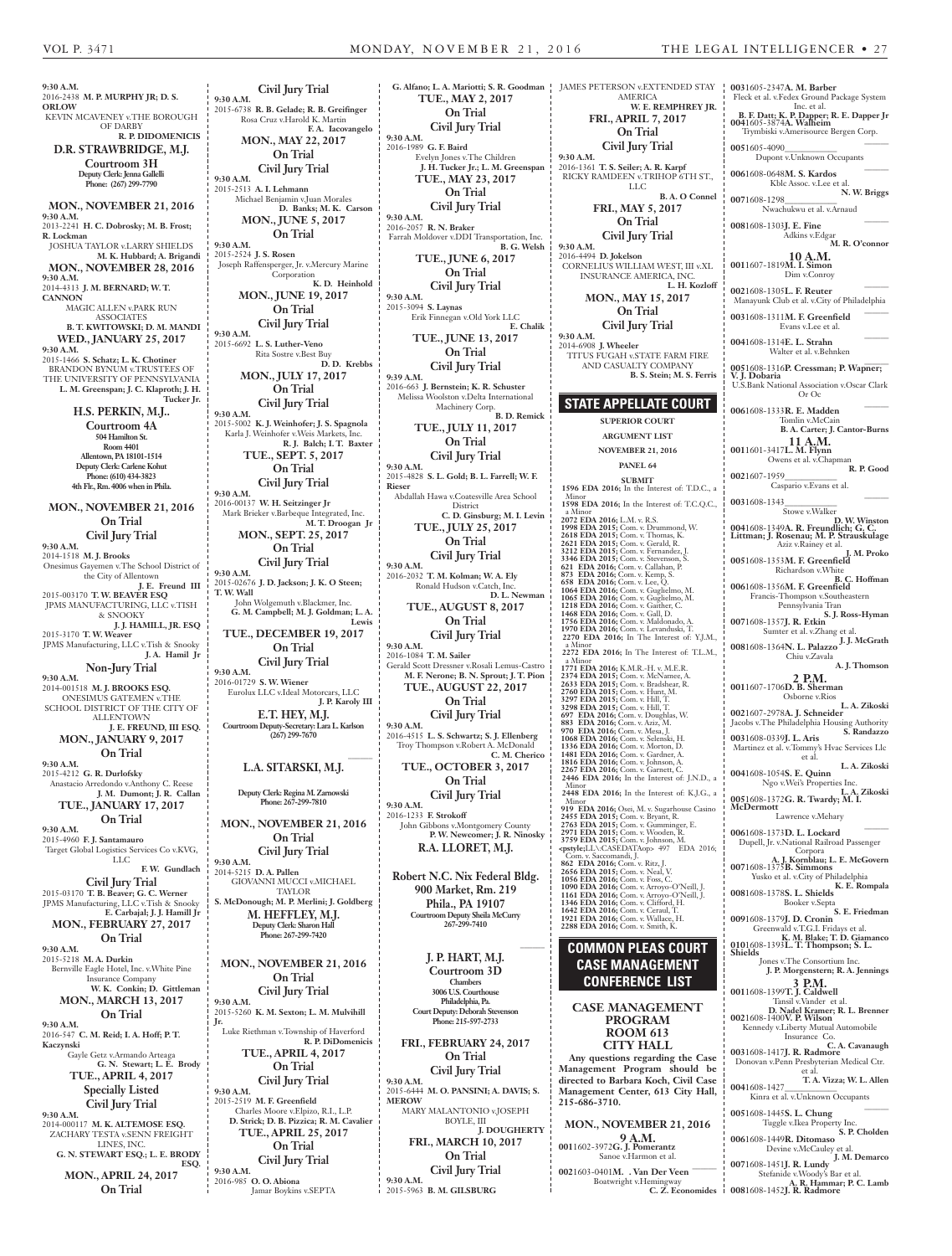9:30 A.M.
2016-2438 **M. P. MURPHY JR; D. S. ORLOW**
KEVIN MCAVENEY v.THE BOROUGH OF DARBY
**R. P. DIDOMENICIS**

**D.R. STRAWBRIDGE, M.J.**

**Courtroom 3H**
**Deputy Clerk: Jenna Gallelli**
**Phone: (267) 299-7790**

**MON., NOVEMBER 21, 2016**
**9:30 A.M.**
2013-2241 **H. C. Dobrosky; M. B. Frost; R. Lockman**
JOSHUA TAYLOR v.LARRY SHIELDS
**M. K. Hubbard; A. Brigandi**

**MON., NOVEMBER 28, 2016**
**9:30 A.M.**
2014-4313 **J. M. BERNARD; W. T. CANNON**
MAGIC ALLEN v.PARK RUN ASSOCIATES
**B. T. KWITOWSKI; D. M. MANDI**

**WED., JANUARY 25, 2017**
**9:30 A.M.**
2015-1466 **S. Schatz; L. K. Chotiner**
BRANDON BYNUM v.TRUSTEES OF THE UNIVERSITY OF PENNSYLVANIA
**L. M. Greenspan; J. C. Klaproth; J. H. Tucker Jr.**

**H.S. PERKIN, M.J..**

**Courtroom 4A**
**504 Hamilton St.**
**Room 4401**
**Allentown, PA 18101-1514**
**Deputy Clerk: Carlene Kohut**
**Phone: (610) 434-3823**
**4th Flr., Rm. 4006 when in Phila.**

**MON., NOVEMBER 21, 2016**
**On Trial**
**Civil Jury Trial**
**9:30 A.M.**
2014-1518 **M. J. Brooks**
Onesimus Gayemen v.The School District of the City of Allentown
**J. E. Freund III**
2015-003170 **T. W. BEAVER ESQ**
JPMS MANUFACTURING, LLC v.TISH & SNOOKY
**J. J. HAMILL, JR. ESQ**
2015-3170 **T. W. Weaver**
JPMS Manufacturing, LLC v.Tish & Snooky
**J. A. Hamil Jr**

**Non-Jury Trial**
**9:30 A.M.**
2014-001518 **M. J. BROOKS ESQ.**
ONESIMUS GATEMEN v.THE SCHOOL DISTRICT OF THE CITY OF ALLENTOWN
**J. E. FREUND, III ESQ.**

**MON., JANUARY 9, 2017**
**On Trial**
**9:30 A.M.**
2015-4212 **G. R. Durlofsky**
Anastacio Arredondo v.Anthony C. Reese
**J. M. Dumont; J. R. Callan**

**TUE., JANUARY 17, 2017**
**On Trial**
**9:30 A.M.**
2015-4960 **F. J. Santamauro**
Target Global Logistics Services Co v.KVG, LLC
**F. W. Gundlach**

**Civil Jury Trial**
2015-03170 **T. B. Beaver; G. C. Werner**
JPMS Manufacturing, LLC v.Tish & Snooky
**E. Carbajal; J. J. Hamill Jr**

**MON., FEBRUARY 27, 2017**
**On Trial**
**9:30 A.M.**
2015-5218 **M. A. Durkin**
Bernville Eagle Hotel, Inc. v.White Pine Insurance Company
**W. K. Conkin; D. Gittleman**

**MON., MARCH 13, 2017**
**On Trial**
**9:30 A.M.**
2016-547 **C. M. Reid; I. A. Hoff; P. T. Kaczynski**
Gayle Getz v.Armando Arteaga
**G. N. Stewart; L. E. Brody**

**TUE., APRIL 4, 2017**
**Specially Listed**
**Civil Jury Trial**
**9:30 A.M.**
2014-000117 **M. K. ALTEMOSE ESQ.**
ZACHARY TESTA v.SENN FREIGHT LINES, INC.
**G. N. STEWART ESQ.; L. E. BRODY ESQ.**

**MON., APRIL 24, 2017**
**On Trial**

**Civil Jury Trial**
**9:30 A.M.**
2015-6738 **R. B. Gelade; R. B. Greifinger**
Rosa Cruz v.Harold K. Martin
**F. A. Iacovangelo**

**MON., MAY 22, 2017**
**On Trial**
**Civil Jury Trial**
**9:30 A.M.**
2015-2513 **A. I. Lehmann**
Michael Benjamin v.Juan Morales
**D. Banks; M. K. Carson**

**MON., JUNE 5, 2017**
**On Trial**
**9:30 A.M.**
2015-2524 **J. S. Rosen**
Joseph Raffensperger, Jr. v.Mercury Marine Corporation
**K. D. Heinhold**

**MON., JUNE 19, 2017**
**On Trial**
**Civil Jury Trial**
**9:30 A.M.**
2015-6692 **L. S. Luther-Veno**
Rita Sostre v.Best Buy
**D. D. Krebbs**

**MON., JULY 17, 2017**
**On Trial**
**Civil Jury Trial**
**9:30 A.M.**
2015-5002 **K. J. Weinhofer; J. S. Spagnola**
Karla J. Weinhofer v.Weis Markets, Inc.
**R. J. Balch; I. T. Baxter**

**TUE., SEPT. 5, 2017**
**On Trial**
**Civil Jury Trial**
**9:30 A.M.**
2016-00137 **W. H. Seitzinger Jr**
Mark Brieker v.Barbeque Integrated, Inc.
**M. T. Droogan Jr**

**MON., SEPT. 25, 2017**
**On Trial**
**Civil Jury Trial**
**9:30 A.M.**
2015-02676 **J. D. Jackson; J. K. O Steen; T. W. Wall**
John Wolgemuth v.Blackmer, Inc.
**G. M. Campbell; M. J. Goldman; L. A. Lewis**

**TUE., DECEMBER 19, 2017**
**On Trial**
**Civil Jury Trial**
**9:30 A.M.**
2016-01729 **S. W. Wiener**
Eurolux LLC v.Ideal Motorcars, LLC
**J. P. Karoly III**

**E.T. HEY, M.J.**
**Courtroom Deputy-Secretary: Lara L. Karlson**
**(267) 299-7670**

**L.A. SITARSKI, M.J.**

**Deputy Clerk: Regina M. Zamowski**
**Phone: 267-299-7810**

**MON., NOVEMBER 21, 2016**
**On Trial**
**Civil Jury Trial**
**9:30 A.M.**
2014-5215 **D. A. Pallen**
GIOVANNI MUCCI v.MICHAEL TAYLOR
**S. McDonough; M. P. Merlini; J. Goldberg**

**M. HEFFLEY, M.J.**
**Deputy Clerk: Sharon Hall**
**Phone: 267-299-7420**

**MON., NOVEMBER 21, 2016**
**On Trial**
**Civil Jury Trial**
**9:30 A.M.**
2015-5260 **K. M. Sexton; L. M. Mulvihill Jr.**
Luke Riethman v.Township of Haverford
**R. P. DiDomenicis**

**TUE., APRIL 4, 2017**
**On Trial**
**Civil Jury Trial**
**9:30 A.M.**
2015-2519 **M. F. Greenfield**
Charles Moore v.Elpizo, R.I., L.P.
**D. Strick; D. B. Pizzica; R. M. Cavalier**

**TUE., APRIL 25, 2017**
**On Trial**
**Civil Jury Trial**
**9:30 A.M.**
2016-985 **O. O. Abiona**
Jamar Boykins v.SEPTA
**G. Alfano; L. A. Mariotti; S. R. Goodman**

**TUE., MAY 2, 2017**
**On Trial**
**Civil Jury Trial**
**9:30 A.M.**
2016-1989 **G. F. Baird**
Evelyn Jones v.The Children
**J. H. Tucker Jr.; L. M. Greenspan**

**TUE., MAY 23, 2017**
**On Trial**
**Civil Jury Trial**
**9:30 A.M.**
2016-2057 **R. N. Braker**
Farrah Moldover v.DDI Transportation, Inc.
**B. G. Welsh**

**TUE., JUNE 6, 2017**
**On Trial**
**Civil Jury Trial**
**9:30 A.M.**
2015-3094 **S. Laynas**
Erik Finnegan v.Old York LLC
**E. Chalik**

**TUE., JUNE 13, 2017**
**On Trial**
**Civil Jury Trial**
**9:39 A.M.**
2016-663 **J. Bernstein; K. R. Schuster**
Melissa Woolston v.Delta International Machinery Corp.
**B. D. Remick**

**TUE., JULY 11, 2017**
**On Trial**
**Civil Jury Trial**
**9:30 A.M.**
2015-4828 **S. L. Gold; B. L. Farrell; W. F. Rieser**
Abdallah Hawa v.Coatesville Area School District
**C. D. Ginsburg; M. I. Levin**

**TUE., JULY 25, 2017**
**On Trial**
**Civil Jury Trial**
**9:30 A.M.**
2016-2032 **T. M. Kolman; W. A. Ely**
Ronald Hudson v.Catch, Inc.
**D. L. Newman**

**TUE., AUGUST 8, 2017**
**On Trial**
**Civil Jury Trial**
**9:30 A.M.**
2016-1084 **T. M. Sailer**
Gerald Scott Dressner v.Rosali Lemus-Castro
**M. F. Nerone; B. N. Sprout; J. T. Pion**

**TUE., AUGUST 22, 2017**
**On Trial**
**Civil Jury Trial**
**9:30 A.M.**
2016-4515 **L. S. Schwartz; S. J. Ellenberg**
Troy Thompson v.Robert A. McDonald
**C. M. Cherico**

**TUE., OCTOBER 3, 2017**
**On Trial**
**Civil Jury Trial**
**9:30 A.M.**
2016-1233 **F. Strokoff**
John Gibbons v.Montgomery County
**P. W. Newcomer; J. R. Ninosky**

**R.A. LLORET, M.J.**

**Robert N.C. Nix Federal Bldg.**
**900 Market, Rm. 219**
**Phila., PA 19107**
**Courtroom Deputy Sheila McCurry**
**267-299-7410**

**J. P. HART, M.J.**
**Courtroom 3D**
**Chambers**
**3006 U.S. Courthouse**
**Philadelphia, Pa.**
**Court Deputy: Deborah Stevenson**
**Phone: 215-597-2733**

**FRI., FEBRUARY 24, 2017**
**On Trial**
**Civil Jury Trial**
**9:30 A.M.**
2015-6444 **M. O. PANSINI; A. DAVIS; S. MEROW**
MARY MALANTONIO v.JOSEPH BOYLE, III
**J. DOUGHERTY**

**FRI., MARCH 10, 2017**
**On Trial**
**Civil Jury Trial**
**9:30 A.M.**
2015-5963 **B. M. GILSBURG**
JAMES PETERSON v.EXTENDED STAY AMERICA
**W. E. REMPHREY JR.**

**FRI., APRIL 7, 2017**
**On Trial**
**Civil Jury Trial**
**9:30 A.M.**
2016-1361 **T. S. Seiler; A. R. Karpf**
RICKY RAMDEEN v.TRIHOP 6TH ST., LLC
**B. A. O Connel**

**FRI., MAY 5, 2017**
**On Trial**
**Civil Jury Trial**
**9:30 A.M.**
2016-4494 **D. Jokelson**
CORNELIUS WILLIAM WEST, III v.XL INSURANCE AMERICA, INC.
**L. H. Kozloff**

**MON., MAY 15, 2017**
**On Trial**
**Civil Jury Trial**
**9:30 A.M.**
2014-6908 **J. Wheeler**
TITUS FUGAH v.STATE FARM FIRE AND CASUALTY COMPANY
**B. S. Stein; M. S. Ferris**

## STATE APPELLATE COURT

**SUPERIOR COURT**

**ARGUMENT LIST**

**NOVEMBER 21, 2016**

**PANEL 64**

**SUBMIT**

**1596 EDA 2016;** In the Interest of: T.D.C., a Minor
**1598 EDA 2016;** In the Interest of: T.C.Q.C., a Minor
**2072 EDA 2016;** L.M. v. R.S.
**1998 EDA 2015;** Com. v. Drummond, W.
**2618 EDA 2015;** Com. v. Thomas, K.
**2621 EDA 2015;** Com. v. Gerald, R.
**3212 EDA 2015;** Com. v. Fernandez, J.
**3346 EDA 2015;** Com. v. Stevenson, S.
**621 EDA 2016;** Com. v. Callahan, P.
**873 EDA 2016;** Com. v. Kemp, S.
**658 EDA 2016;** Com. v. Lee, Q.
**1064 EDA 2016;** Com. v. Guglielmo, M.
**1065 EDA 2016;** Com. v. Guglielmo, M.
**1218 EDA 2016;** Com. v. Gaither, C.
**1468 EDA 2016;** Com. v. Gall, D.
**1756 EDA 2016;** Com. v. Maldonado, A.
**1970 EDA 2016;** Com. v. Levanduski, T.
**2270 EDA 2016;** In the Interest of: Y.J.M., a Minor
**2272 EDA 2016;** In The Interest of: T.L.M., a Minor
**1771 EDA 2016;** K.M.R.-H. v. M.E.R.
**2374 EDA 2015;** Com. v. McNamee, A.
**2633 EDA 2015;** Com. v. Bradshear, R.
**2760 EDA 2015;** Com. v. Hunt, M.
**3297 EDA 2015;** Com. v. Hill, T.
**3298 EDA 2015;** Com. v. Hill, T.
**697 EDA 2016;** Com. v. Douglas, W.
**883 EDA 2016;** Com. v. Aziz, M.
**970 EDA 2016;** Com. v. Mesa, J.
**1068 EDA 2016;** Com. v. Selenski, H.
**1336 EDA 2016;** Com. v. Morton, D.
**1481 EDA 2016;** Com. v. Gardner, A.
**1816 EDA 2016;** Com. v. Johnson, A.
**2267 EDA 2016;** Com. v. Garnett, C.
**2446 EDA 2016;** In the Interest of: J.N.D., a Minor
**2448 EDA 2016;** In the Interest of: K.J.G., a Minor
**919 EDA 2016;** Osei, M. v. Sugarhouse Casino
**2455 EDA 2015;** Com. v. Bryant, R.
**2763 EDA 2015;** Com. v. Gumminger, E.
**2971 EDA 2015;** Com. v. Wooden, R.
**3759 EDA 2015;** Com. v. Johnson, M.
**<pstyle:LL\:CASEDATAop>** 497 EDA 2016; Com. v. Saccomandi, J.
**862 EDA 2016;** Com. v. Ritz, J.
**2656 EDA 2015;** Com. v. Neal, V.
**1056 EDA 2016;** Com. v. Foss, C.
**1090 EDA 2016;** Com. v. Arroyo-O'Neill, J.
**1161 EDA 2016;** Com. v. Arroyo-O'Neill, J.
**1346 EDA 2016;** Com. v. Clifford, H.
**1642 EDA 2016;** Com. v. Geraul, T.
**1921 EDA 2016;** Com. v. Wallace, H.
**2288 EDA 2016;** Com. v. Smith, K.

## COMMON PLEAS COURT CASE MANAGEMENT CONFERENCE LIST

**CASE MANAGEMENT PROGRAM ROOM 613 CITY HALL**

**Any questions regarding the Case Management Program should be directed to Barbara Koch, Civil Case Management Center, 613 City Hall, 215-686-3710.**

**MON., NOVEMBER 21, 2016**

**9 A.M.**

**001**1602-3972**G. J. Pomerantz**
Sanoe v.Harmon et al.
**002**1603-0401**M. . Van Der Veen**
Boatwright v.Hemingway
**C. Z. Economides**
**003**1605-2347**A. M. Barber**
Fleck et al. v.Fedex Ground Package System Inc. et al.
**B. F. Datt; K. P. Dapper; R. E. Dapper Jr**
**004**1605-3874**A. Walheim**
Trymbiski v.Amerisource Bergen Corp.
**005**1605-4090__________
Dupont v.Unknown Occupants
**006**1608-0648**M. S. Kardos**
Kblc Assoc. v.Lee et al.
**N. W. Briggs**
**007**1608-1298__________
Nwachukwu et al. v.Arnaud
**008**1608-1303**J. E. Fine**
Adkins v.Edgar
**M. R. O'connor**

**10 A.M.**

**001**1607-1819**M. I. Simon**
Dim v.Conroy
**002**1608-1305**L. F. Reuter**
Manayunk Club et al. v.City of Philadelphia
**003**1608-1311**M. F. Greenfield**
Evans v.Lee et al.
**004**1608-1314**E. L. Strahn**
Walter et al. v.Behnken
**005**1608-1316**P. Cressman; P. Wapner; V. J. Dobaria**
U.S.Bank National Association v.Oscar Clark Or Oc
**006**1608-1333**R. E. Madden**
Tomlin v.McCain
**B. A. Carter; J. Cantor-Burns**

**11 A.M.**

**001**1601-3417**L. M. Flynn**
Owens et al. v.Chapman
**R. P. Good**
**002**1607-1959__________
Caspario v.Evans et al.
**003**1608-1343__________
Stowe v.Walker
**D. W. Winston**
**004**1608-1349**A. R. Freundlich; G. C. Littman; J. Rosenau; M. P. Strauskulage**
Aziz v.Rainey et al.
**J. M. Proko**
**005**1608-1353**M. F. Greenfield**
Richardson v.White
**B. C. Hoffman**
**006**1608-1356**M. F. Greenfield**
Francis-Thompson v.Southeastern Pennsylvania Tran
**S. J. Ross-Hyman**
**007**1608-1357**J. R. Etkin**
Sumter et al. v.Zhang et al.
**J. J. McGrath**
**008**1608-1364**N. L. Palazzo**
Chiu v.Zavala
**A. J. Thomson**

**2 P.M.**

**001**1607-1706**D. B. Sherman**
Osborne v.Rios
**L. A. Zikoski**
**002**1607-2978**A. J. Schneider**
Jacobs v.The Philadelphia Housing Authority
**S. Randazzo**
**003**1608-0339**J. L. Aris**
Martinez et al. v.Tommy's Hvac Services Llc et al.
**L. A. Zikoski**
**004**1608-1054**S. E. Quinn**
Ngo v.Wei's Properties Inc.
**L. A. Zikoski**
**005**1608-1372**G. R. Twardy; M. I. McDermott**
Lawrence v.Mehary
**006**1608-1373**D. L. Lockard**
Dupell, Jr. v.National Railroad Passenger Corpora
**A. J. Kornblau; L. E. McGovern**
**007**1608-1375**B. Simmons**
Yusko et al. v.City of Philadelphia
**K. E. Rompala**
**008**1608-1378**S. L. Shields**
Booker v.Septa
**S. E. Friedman**
**009**1608-1379**J. D. Cronin**
Greenwald v.T.G.I. Fridays et al.
**K. M. Blake; T. D. Giamanco**
**010**1608-1393**L. T. Thompson; S. L. Shields**
Jones v.The Consortium Inc.
**J. P. Morgenstern; R. A. Jennings**

**3 P.M.**

**001**1608-1399**T. J. Caldwell**
Tansil v.Vander et al.
**D. Nadel Kramer; R. L. Brenner**
**002**1608-1400**V. P. Wilson**
Kennedy v.Liberty Mutual Automobile Insurance Co.
**C. A. Cavanaugh**
**003**1608-1417**J. R. Radmore**
Donovan v.Penn Presbyterian Medical Ctr. et al.
**T. A. Vizza; W. L. Allen**
**004**1608-1427__________
Kinra et al. v.Unknown Occupants
**005**1608-1445**S. L. Chung**
Tuggle v.Ikea Property Inc.
**S. P. Cholden**
**006**1608-1449**R. Ditomaso**
Devine v.McCauley et al.
**J. M. Demarco**
**007**1608-1451**J. R. Lundy**
Stefanide v.Woody's Bar et al.
**A. R. Hamar; P. C. Lamb**
**008**1608-1452**J. R. Radmore**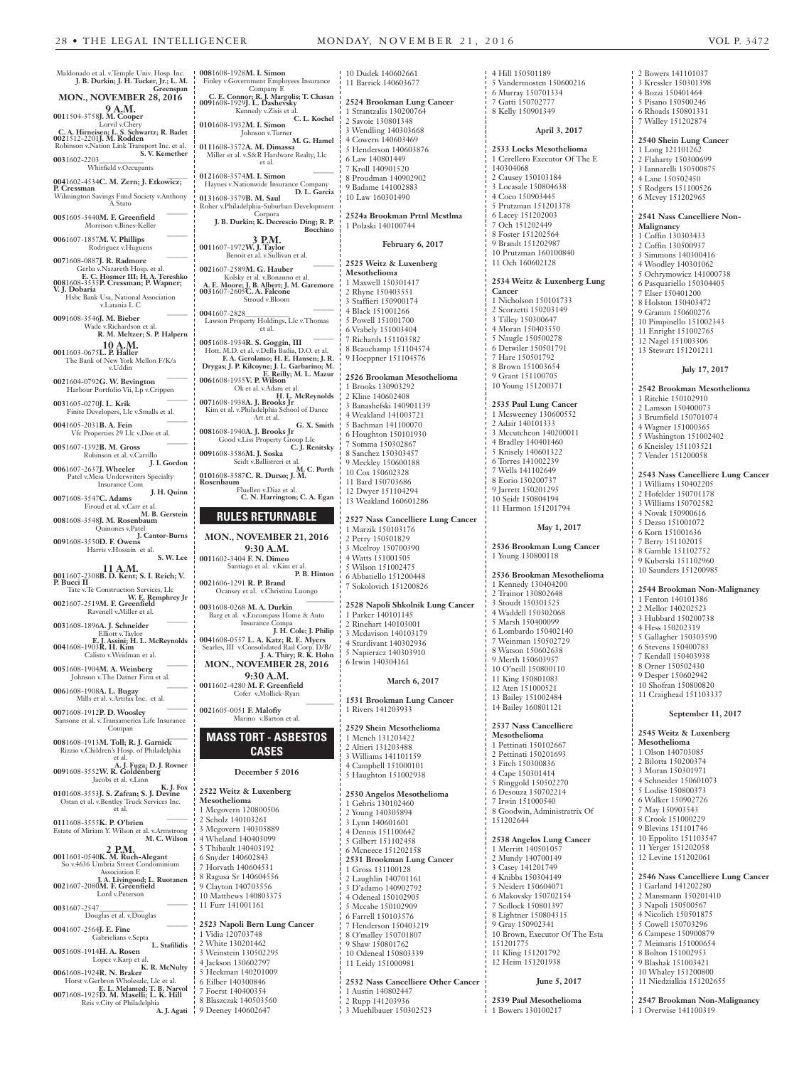Maldonado et al. v.Temple Univ. Hosp. Inc.
**J. B. Durkin; J. H. Tucker, Jr.; L. M. Greenspan**

## MON., NOVEMBER 28, 2016

### 9 A.M.

**001**1504-3758**J. M. Cooper**
Lorvil v.Chery
**C. A. Hirneisen; L. S. Schwartz; R. Badet**

**002**1512-2201**J. M. Rodden**
Robinson v.Nation Link Transport Inc. et al.
**S. V. Kemether**

**003**1602-2203_______
Whitfield v.Occupants

**004**1602-4534**C. M. Zern; J. Etkowicz; P. Cressman**
Wilmington Savings Fund Society v.Anthony A Stato

**005**1605-3440**M. F. Greenfield**
Morrison v.Bines-Keller

**006**1607-1857**M. V. Phillips**
Rodriguez v.Huguens

**007**1608-0887**J. R. Radmore**
Gerba v.Nazareth Hosp. et al.
**E. C. Hosmer III; H. A. Tereshko**

**008**1608-3535**P. Cressman; P. Wapner; V. J. Dobaria**
Hsbc Bank Usa, National Association v.Latania L C

**009**1608-3546**J. M. Bieber**
Wade v.Richardson et al.
**R. M. Meltzer; S. P. Halpern**

### 10 A.M.

**001**1603-0675**L. P. Haller**
The Bank of New York Mellon F/K/a v.Uddin

**002**1604-0792**G. W. Bevington**
Harbour Portfolio Vii, Lp v.Crippen

**003**1605-0270**J. L. Krik**
Finite Developers, Llc v.Smalls et al.

**004**1605-2031**B. A. Fein**
Vfc Properties 29 Llc v.Doe et al.

**005**1607-1392**B. M. Gross**
Robinson et al. v.Carrillo
**J. I. Gordon**

**006**1607-2637**J. Wheeler**
Patel v.Mesa Underwriters Specialty Insurance Com
**J. H. Quinn**

**007**1608-3547**C. Adams**
Firoud et al. v.Carr et al.
**M. B. Gerstein**

**008**1608-3548**J. M. Rosenbaum**
Quinones v.Patel
**J. Cantor-Burns**

**009**1608-3550**D. F. Owens**
Harris v.Hossain et al.
**S. W. Lee**

### 11 A.M.

**001**1607-2308**B. D. Kent; S. I. Reich; V. P. Bucci II**
Tate v.Te Construction Services, Llc
**W. E. Remphrey Jr**

**002**1607-2519**M. F. Greenfield**
Ravenell v.Miller et al.

**003**1608-1896**A. J. Schneider**
Elliott v.Taylor
**E. J. Assini; H. L. McReynolds**

**004**1608-1903**R. H. Kim**
Calisto v.Weidman et al.

**005**1608-1904**M. A. Weinberg**
Johnson v.The Datner Firm et al.

**006**1608-1908**A. L. Bugay**
Mills et al. v.Artifax Inc. et al.

**007**1608-1912**P. D. Woosley**
Sansone et al. v.Transamerica Life Insurance Compan

**008**1608-1913**M. Toll; R. J. Garnick**
Rizzio v.Children's Hosp. of Philadelphia et al.
**A. J. Fuga; D. J. Rovner**

**009**1608-3552**W. R. Goldenberg**
Jacobs et al. v.Linn
**K. J. Fox**

**010**1608-3553**J. S. Zafran; S. J. Devine**
Ostan et al. v.Bentley Truck Services Inc. et al.

**011**1608-3555**K. P. O'brien**
Estate of Miriam Y. Wilson et al. v.Armstrong
**M. C. Wilson**

### 2 P.M.

**001**1601-0540**K. M. Ruch-Alegant**
So v.4636 Umbria Street Condominium Association E
**J. A. Livingood; L. Ruotanen**

**002**1607-2080**M. F. Greenfield**
Lord v.Peterson

**003**1607-2547_______
Douglas et al. v.Douglas

**004**1607-2564**J. E. Fine**
Gabrielians v.Septa
**L. Stafilidis**

**005**1608-1914**H. A. Rosen**
Lopez v.Karp et al.
**K. R. McNulty**

**006**1608-1924**R. N. Braker**
Horst v.Gerbron Wholesale, Llc et al.
**E. L. Melamed; T. B. Narvol**

**007**1608-1925**D. M. Maselli; L. K. Hill**
Reis v.City of Philadelphia
**A. J. Agati**

**008**1608-1928**M. I. Simon**
Finley v.Government Employees Insurance Company E
**C. E. Connor; R. J. Margolis; T. Chasan**

**009**1608-1929**J. L. Dashevsky**
Kennedy v.Zisis et al.
**C. L. Kochel**

**010**1608-1932**M. I. Simon**
Johnson v.Turner
**M. G. Hamel**

**011**1608-3572**A. M. Dimassa**
Miller et al. v.S&R Hardware Realty, Llc et al.

**012**1608-3574**M. I. Simon**
Haynes v.Nationwide Insurance Company
**D. L. Garcia**

**013**1608-3579**B. M. Saul**
Roher v.Philadelphia-Suburban Development Corpora
**J. B. Durkin; K. Decrescio Ding; R. P. Bocchino**

### 3 P.M.

**001**1607-1972**W. J. Taylor**
Benoit et al. v.Sullivan et al.

**002**1607-2589**M. G. Hauber**
Kolsky et al. v.Bonanno et al.
**A. E. Moore; J. B. Albert; J. M. Garemore**

**003**1607-2605**C. A. Falcone**
Stroud v.Bloom

**004**1607-2828_______
Lawson Property Holdings, Llc v.Thomas et al.

**005**1608-1934**R. S. Goggin, III**
Hott, M.D. et al. v.Della Badia, D.O. et al.
**F. A. Gerolamo; H. E. Hansen; J. R. Drygas; J. P. Kilcoyne; J. L. Garbarino; M. E. Reilly; M. L. Mazur**

**006**1608-1935**V. P. Wilson**
Ok et al. v.Adam et al.
**H. L. McReynolds**

**007**1608-1938**A. J. Brooks Jr**
Kim et al. v.Philadelphia School of Dance Art et al.
**G. X. Smith**

**008**1608-1940**A. J. Brooks Jr**
Good v.Liss Property Group Llc
**C. J. Renitsky**

**009**1608-3586**M. J. Soska**
Seidt v.Ballistreri et al.
**M. C. Porth**

**010**1608-3587**C. R. Durso; J. M. Rosenbaum**
Fluellen v.Diaz et al.
**C. N. Harrington; C. A. Egan**

## RULES RETURNABLE

### MON., NOVEMBER 21, 2016

### 9:30 A.M.

**001**1602-3404 **F. N. Dimeo**
Santiago et al. v.Kim et al.
**P. B. Hinton**

**002**1606-1291 **R. P. Brand**
Ocansey et al. v.Christina Luongo

**003**1608-0268 **M. A. Durkin**
Barg et al. v.Encompass Home & Auto Insurance Compa
**J. H. Cole; J. Philip**

**004**1608-0557 **L. A. Katz; R. E. Myers**
Searles, III v.Consolidated Rail Corp. D/B/
**J. A. Thiry; R. K. Hohn**

### MON., NOVEMBER 28, 2016

### 9:30 A.M.

**001**1602-4280 **M. F. Greenfield**
Cofer v.Mollick-Ryan

**002**1605-0051 **F. Malofiy**
Marino v.Barton et al.

## MASS TORT - ASBESTOS CASES

### December 5 2016

**2522 Weitz & Luxenberg Mesothelioma**
1 Mcgovern 120800506
2 Scholz 140103261
3 Mcgovern 140305889
4 Wheland 140403099
5 Thibault 140403192
6 Snyder 140602843
7 Horvath 140604531
8 Ragusa Sr 140604556
9 Clayton 140703556
10 Matthews 140803375
11 Furr 141001161

**2523 Napoli Bern Lung Cancer**
1 Vidia 120703748
2 White 130201462
3 Weinstein 130502295
4 Jackson 130602797
5 Heckman 140201009
6 Eilber 140300846
7 Foerst 140400354
8 Blaszczak 140503560
9 Deeney 140602647
10 Dudek 140602661
11 Barrick 140603677

**2524 Brookman Lung Cancer**
1 Strantzalis 130200764
2 Savoie 130801348
3 Wendling 140303668
4 Cowern 140603469
5 Henderson 140603876
6 Law 140801449
7 Kroll 140901520
8 Proudman 140902902
9 Badame 141002883
10 Law 160301490

**2524a Brookman Prtnl Mestlma**
1 Polaski 140100744

### February 6, 2017

**2525 Weitz & Luxenberg Mesothelioma**
1 Maxwell 150301417
2 Rhyne 150403551
3 Staffieri 150900174
4 Black 151001266
5 Powell 151001700
6 Vrabely 151003404
7 Richards 151103582
8 Beauchamp 151104574
9 Hoeppner 151104576

**2526 Brookman Mesothelioma**
1 Brooks 130903292
2 Kline 140602408
3 Banashefski 140901139
4 Weakland 141003721
5 Bachman 141100070
6 Houghton 150101930
7 Somma 150302867
8 Sanchez 150303457
9 Meckley 150600188
10 Cox 150602328
11 Bard 150703686
12 Dwyer 151104294
13 Weakland 160601286

**2527 Nass Cancelliere Lung Cancer**
1 Marzik 150103176
2 Perry 150501829
3 Mcelroy 150700390
4 Watts 151001505
5 Wilson 151002475
6 Abbatiello 151200448
7 Sokolovich 151200826

**2528 Napoli Shkolnik Lung Cancer**
1 Parker 140101145
2 Rinehart 140103001
3 Mcdavison 140103179
4 Sturdivant 140302936
5 Napieracz 140303910
6 Irwin 140304161

### March 6, 2017

**1531 Brookman Lung Cancer**
1 Rivers 141203933

**2529 Shein Mesothelioma**
1 Mench 131203422
2 Altieri 131203488
3 Williams 141101159
4 Campbell 151000101
5 Haughton 151002938

**2530 Angelos Mesothelioma**
1 Gehris 130102460
2 Young 140305894
3 Lynn 140601601
4 Dennis 151100642
5 Gilbert 151102458
6 Mcneece 151202158

**2531 Brookman Lung Cancer**
1 Gross 131100128
2 Laughlin 140701161
3 D'adamo 140902792
4 Odeneal 150102905
5 Mccabe 150102909
6 Farrell 150103576
7 Henderson 150403219
8 O'malley 150701807
9 Shaw 150801762
10 Odeneal 150803339
11 Leidy 151000981

**2532 Nass Cancelliere Other Cancer**
1 Austin 140802447
2 Rupp 141203936
3 Muehlbauer 150302523
4 Hill 150501189
5 Vandermosten 150600216
6 Murray 150701334
7 Gatti 150702777
8 Kelly 150901349

### April 3, 2017

**2533 Locks Mesothelioma**
1 Cerellero Executor Of The E 140304068
2 Causey 150103184
3 Locasale 150804638
4 Coco 150903445
5 Prutzman 151201378
6 Lacey 151202003
7 Och 151202449
8 Foster 151202564
9 Brandt 151202987
10 Prutzman 160100840
11 Och 160602128

**2534 Weitz & Luxenberg Lung Cancer**
1 Nicholson 150101733
2 Scorzetti 150203149
3 Tilley 150300647
4 Moran 150403550
5 Naugle 150500278
6 Detwiler 150501791
7 Hare 150501792
8 Brown 151003654
9 Grant 151100705
10 Young 151200371

**2535 Paul Lung Cancer**
1 Mcsweeney 130600552
2 Adair 140101333
3 Mccutcheon 140200011
4 Bradley 140401460
5 Knisely 140601322
6 Torres 141002239
7 Wells 141102649
8 Eorio 150200737
9 Jarrett 150201295
10 Seidt 150804194
11 Harmon 151201794

### May 1, 2017

**2536 Brookman Lung Cancer**
1 Young 130800118

**2536 Brookman Mesothelioma**
1 Kennedy 130404200
2 Trainor 130802648
3 Stoudt 150301525
4 Waddell 150302068
5 Marsh 150400099
6 Lombardo 150402140
7 Weinman 150502729
8 Watson 150602638
9 Merth 150603957
10 O'neill 150800110
11 King 150801083
12 Aten 151000521
13 Bailey 151002484
14 Bailey 160801121

**2537 Nass Cancelliere Mesothelioma**
1 Pettinati 150102667
2 Pettinati 150201693
3 Fitch 150300836
4 Cape 150301414
5 Ringgold 150502270
6 Desouza 150702214
7 Irwin 151000540
8 Goodwin, Administratrix Of 151202644

**2538 Angelos Lung Cancer**
1 Merritt 140501057
2 Mundy 140700149
3 Casey 141201749
4 Knibbs 150304149
5 Neidert 150604071
6 Makovsky 150702154
7 Sedlock 150801397
8 Lightner 150804315
9 Gray 150902341
10 Brown, Executor Of The Esta 151201775
11 Kling 151201792
12 Heim 151201938

### June 5, 2017

**2539 Paul Mesothelioma**
1 Bowers 130100217
2 Bowers 141101037
3 Kressler 150301398
4 Bozzi 150401464
5 Pisano 150500246
6 Rhoads 150801331
7 Walley 151202874

**2540 Shein Lung Cancer**
1 Long 121101262
2 Flaharty 150300699
3 Iannarelli 150500875
4 Lane 150502450
5 Rodgers 151100526
6 Mcvey 151202965

**2541 Nass Cancelliere Non-Malignancy**
1 Coffin 130303433
2 Coffin 130500937
3 Simmons 140300416
4 Woodley 140301062
5 Ochrymowicz 141000738
6 Pasquariello 150304405
7 Elser 150401200
8 Holston 150403472
9 Gramm 150600276
10 Pimpinello 151002343
11 Enright 151002765
12 Nagel 151003306
13 Stewart 151201211

### July 17, 2017

**2542 Brookman Mesothelioma**
1 Ritchie 150102910
2 Lamson 150400073
3 Brumfield 150701074
4 Wagner 151000365
5 Washington 151002402
6 Kneisley 151103521
7 Vender 151200058

**2543 Nass Cancelliere Lung Cancer**
1 Williams 150402205
2 Hofelder 150701178
3 Williams 150702582
4 Novak 150900616
5 Dezso 151001072
6 Korn 151001636
7 Berry 151102015
8 Gamble 151102752
9 Kuberski 151102960
10 Saunders 151200985

**2544 Brookman Non-Malignancy**
1 Fenton 140101386
2 Mellor 140202523
3 Hubbard 150200738
4 Hess 150202319
5 Gallagher 150303590
6 Stevens 150400783
7 Kendall 150403938
8 Orner 150502430
9 Desper 150602942
10 Shofran 150800820
11 Craighead 151103337

### September 11, 2017

**2545 Weitz & Luxenberg Mesothelioma**
1 Olson 140703085
2 Bilotta 150200374
3 Moran 150301971
4 Schneider 150601073
5 Lodise 150800373
6 Walker 150902726
7 May 150903543
8 Crook 151000229
9 Blevins 151101746
10 Eppolito 151103547
11 Yerger 151202058
12 Levine 151202061

**2546 Nass Cancelliere Lung Cancer**
1 Garland 141202280
2 Mansmann 150201410
3 Napoli 150500567
4 Nicolich 150501875
5 Cowell 150703296
6 Campese 150900879
7 Meimaris 151000654
8 Bolton 151002953
9 Blashak 151003421
10 Whaley 151200800
11 Niedzialkia 151202655

**2547 Brookman Non-Malignancy**
1 Overwise 141100319